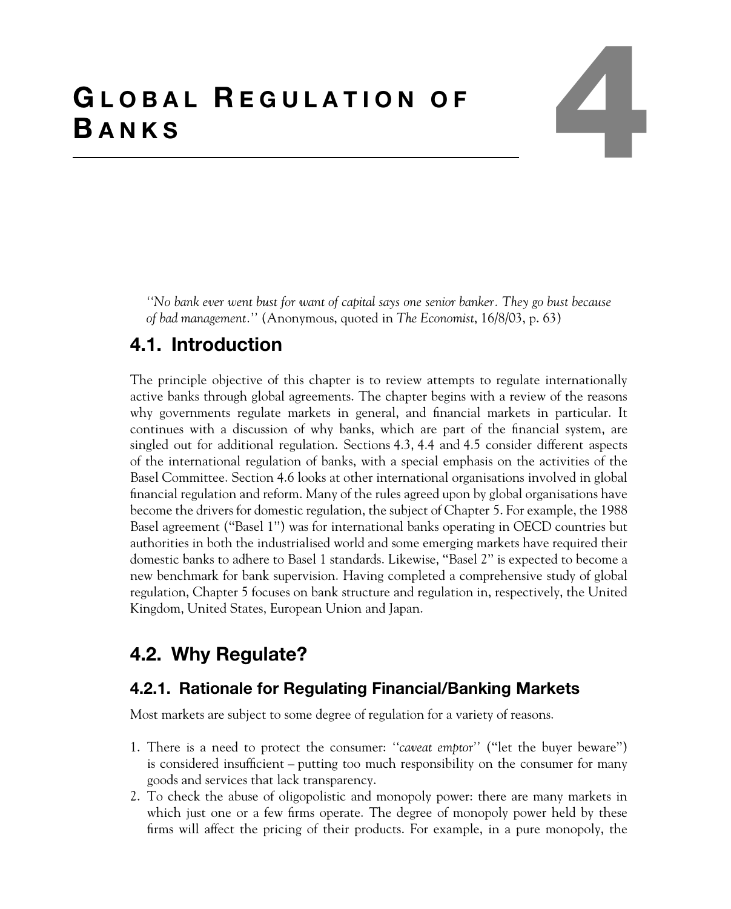# 4 GLOBAL REGULATION OF BANKS

*"No bank ever went bust for want of capital says one senior banker. They go bust because of bad management."* (Anonymous, quoted in *The Economist*, 16/8/03, p. 63)

## 4.1. Introduction

The principle objective of this chapter is to review attempts to regulate internationally active banks through global agreements. The chapter begins with a review of the reasons why governments regulate markets in general, and financial markets in particular. It continues with a discussion of why banks, which are part of the financial system, are singled out for additional regulation. Sections 4.3, 4.4 and 4.5 consider different aspects of the international regulation of banks, with a special emphasis on the activities of the Basel Committee. Section 4.6 looks at other international organisations involved in global financial regulation and reform. Many of the rules agreed upon by global organisations have become the drivers for domestic regulation, the subject of Chapter 5. For example, the 1988 Basel agreement ("Basel 1") was for international banks operating in OECD countries but authorities in both the industrialised world and some emerging markets have required their domestic banks to adhere to Basel 1 standards. Likewise, "Basel 2" is expected to become a new benchmark for bank supervision. Having completed a comprehensive study of global regulation, Chapter 5 focuses on bank structure and regulation in, respectively, the United Kingdom, United States, European Union and Japan.

## 4.2. Why Regulate?

### 4.2.1. Rationale for Regulating Financial/Banking Markets

Most markets are subject to some degree of regulation for a variety of reasons.

1. There is a need to protect the consumer: *"caveat emptor"* ("let the buyer beware") is considered insufficient – putting too much responsibility on the consumer for many goods and services that lack transparency.
2. To check the abuse of oligopolistic and monopoly power: there are many markets in which just one or a few firms operate. The degree of monopoly power held by these firms will affect the pricing of their products. For example, in a pure monopoly, the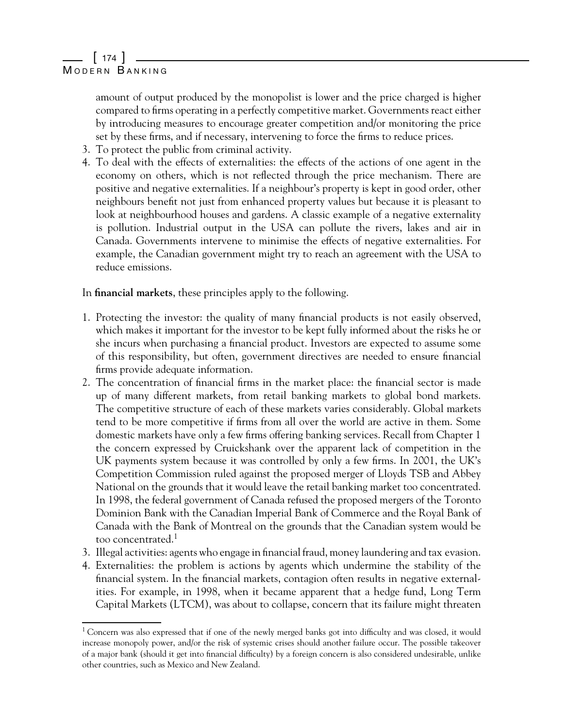amount of output produced by the monopolist is lower and the price charged is higher compared to firms operating in a perfectly competitive market. Governments react either by introducing measures to encourage greater competition and/or monitoring the price set by these firms, and if necessary, intervening to force the firms to reduce prices.

3. To protect the public from criminal activity.
4. To deal with the effects of externalities: the effects of the actions of one agent in the economy on others, which is not reflected through the price mechanism. There are positive and negative externalities. If a neighbour's property is kept in good order, other neighbours benefit not just from enhanced property values but because it is pleasant to look at neighbourhood houses and gardens. A classic example of a negative externality is pollution. Industrial output in the USA can pollute the rivers, lakes and air in Canada. Governments intervene to minimise the effects of negative externalities. For example, the Canadian government might try to reach an agreement with the USA to reduce emissions.

In **financial markets**, these principles apply to the following.

1. Protecting the investor: the quality of many financial products is not easily observed, which makes it important for the investor to be kept fully informed about the risks he or she incurs when purchasing a financial product. Investors are expected to assume some of this responsibility, but often, government directives are needed to ensure financial firms provide adequate information.
2. The concentration of financial firms in the market place: the financial sector is made up of many different markets, from retail banking markets to global bond markets. The competitive structure of each of these markets varies considerably. Global markets tend to be more competitive if firms from all over the world are active in them. Some domestic markets have only a few firms offering banking services. Recall from Chapter 1 the concern expressed by Cruickshank over the apparent lack of competition in the UK payments system because it was controlled by only a few firms. In 2001, the UK's Competition Commission ruled against the proposed merger of Lloyds TSB and Abbey National on the grounds that it would leave the retail banking market too concentrated. In 1998, the federal government of Canada refused the proposed mergers of the Toronto Dominion Bank with the Canadian Imperial Bank of Commerce and the Royal Bank of Canada with the Bank of Montreal on the grounds that the Canadian system would be too concentrated.[1]
3. Illegal activities: agents who engage in financial fraud, money laundering and tax evasion.
4. Externalities: the problem is actions by agents which undermine the stability of the financial system. In the financial markets, contagion often results in negative externalities. For example, in 1998, when it became apparent that a hedge fund, Long Term Capital Markets (LTCM), was about to collapse, concern that its failure might threaten

[1] Concern was also expressed that if one of the newly merged banks got into difficulty and was closed, it would increase monopoly power, and/or the risk of systemic crises should another failure occur. The possible takeover of a major bank (should it get into financial difficulty) by a foreign concern is also considered undesirable, unlike other countries, such as Mexico and New Zealand.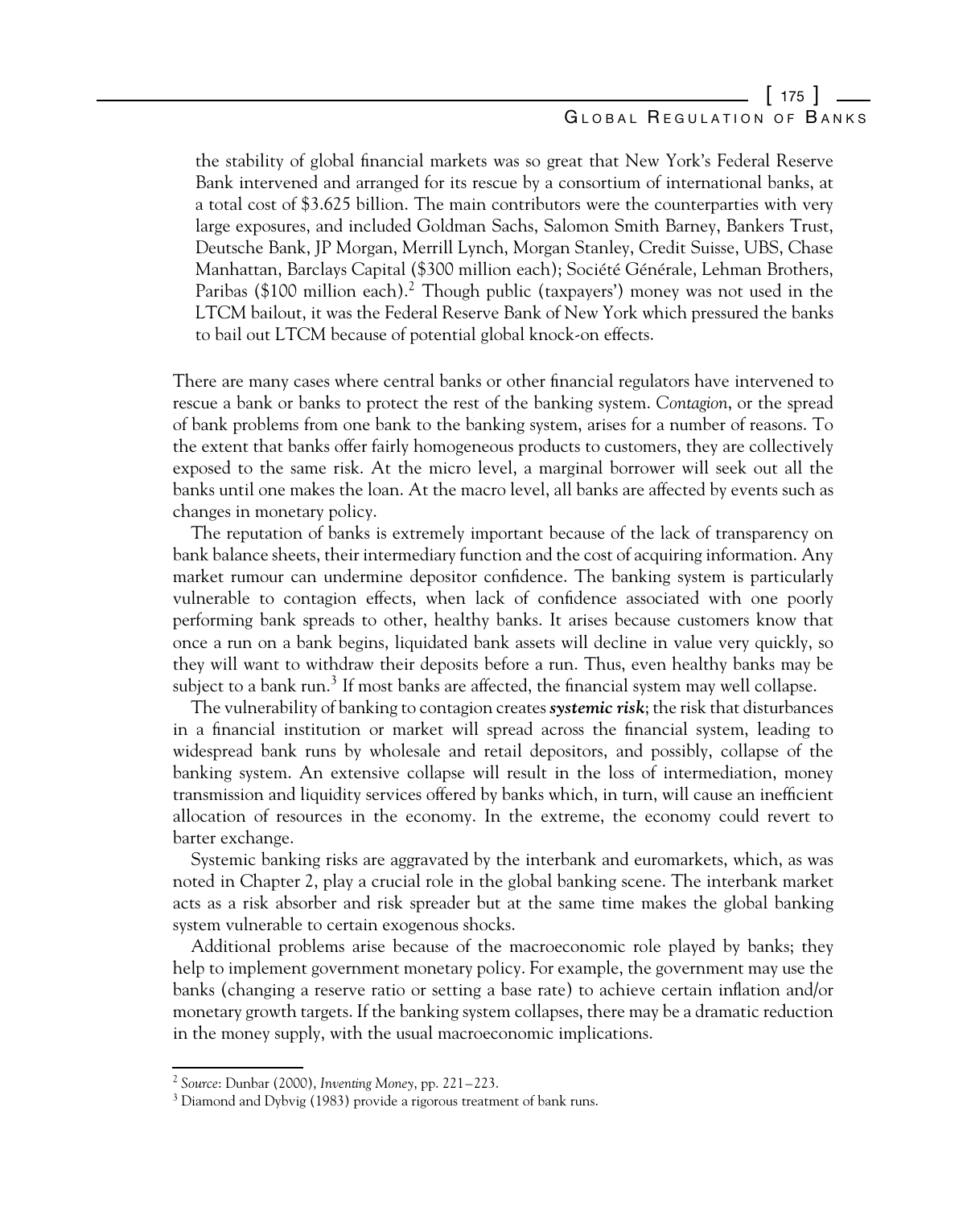the stability of global financial markets was so great that New York's Federal Reserve Bank intervened and arranged for its rescue by a consortium of international banks, at a total cost of $3.625 billion. The main contributors were the counterparties with very large exposures, and included Goldman Sachs, Salomon Smith Barney, Bankers Trust, Deutsche Bank, JP Morgan, Merrill Lynch, Morgan Stanley, Credit Suisse, UBS, Chase Manhattan, Barclays Capital ($300 million each); Société Générale, Lehman Brothers, Paribas ($100 million each).[2] Though public (taxpayers') money was not used in the LTCM bailout, it was the Federal Reserve Bank of New York which pressured the banks to bail out LTCM because of potential global knock-on effects.

There are many cases where central banks or other financial regulators have intervened to rescue a bank or banks to protect the rest of the banking system. *Contagion*, or the spread of bank problems from one bank to the banking system, arises for a number of reasons. To the extent that banks offer fairly homogeneous products to customers, they are collectively exposed to the same risk. At the micro level, a marginal borrower will seek out all the banks until one makes the loan. At the macro level, all banks are affected by events such as changes in monetary policy.

The reputation of banks is extremely important because of the lack of transparency on bank balance sheets, their intermediary function and the cost of acquiring information. Any market rumour can undermine depositor confidence. The banking system is particularly vulnerable to contagion effects, when lack of confidence associated with one poorly performing bank spreads to other, healthy banks. It arises because customers know that once a run on a bank begins, liquidated bank assets will decline in value very quickly, so they will want to withdraw their deposits before a run. Thus, even healthy banks may be subject to a bank run.[3] If most banks are affected, the financial system may well collapse.

The vulnerability of banking to contagion creates ***systemic risk***; the risk that disturbances in a financial institution or market will spread across the financial system, leading to widespread bank runs by wholesale and retail depositors, and possibly, collapse of the banking system. An extensive collapse will result in the loss of intermediation, money transmission and liquidity services offered by banks which, in turn, will cause an inefficient allocation of resources in the economy. In the extreme, the economy could revert to barter exchange.

Systemic banking risks are aggravated by the interbank and euromarkets, which, as was noted in Chapter 2, play a crucial role in the global banking scene. The interbank market acts as a risk absorber and risk spreader but at the same time makes the global banking system vulnerable to certain exogenous shocks.

Additional problems arise because of the macroeconomic role played by banks; they help to implement government monetary policy. For example, the government may use the banks (changing a reserve ratio or setting a base rate) to achieve certain inflation and/or monetary growth targets. If the banking system collapses, there may be a dramatic reduction in the money supply, with the usual macroeconomic implications.

---

[2] *Source*: Dunbar (2000), *Inventing Money*, pp. 221–223.

[3] Diamond and Dybvig (1983) provide a rigorous treatment of bank runs.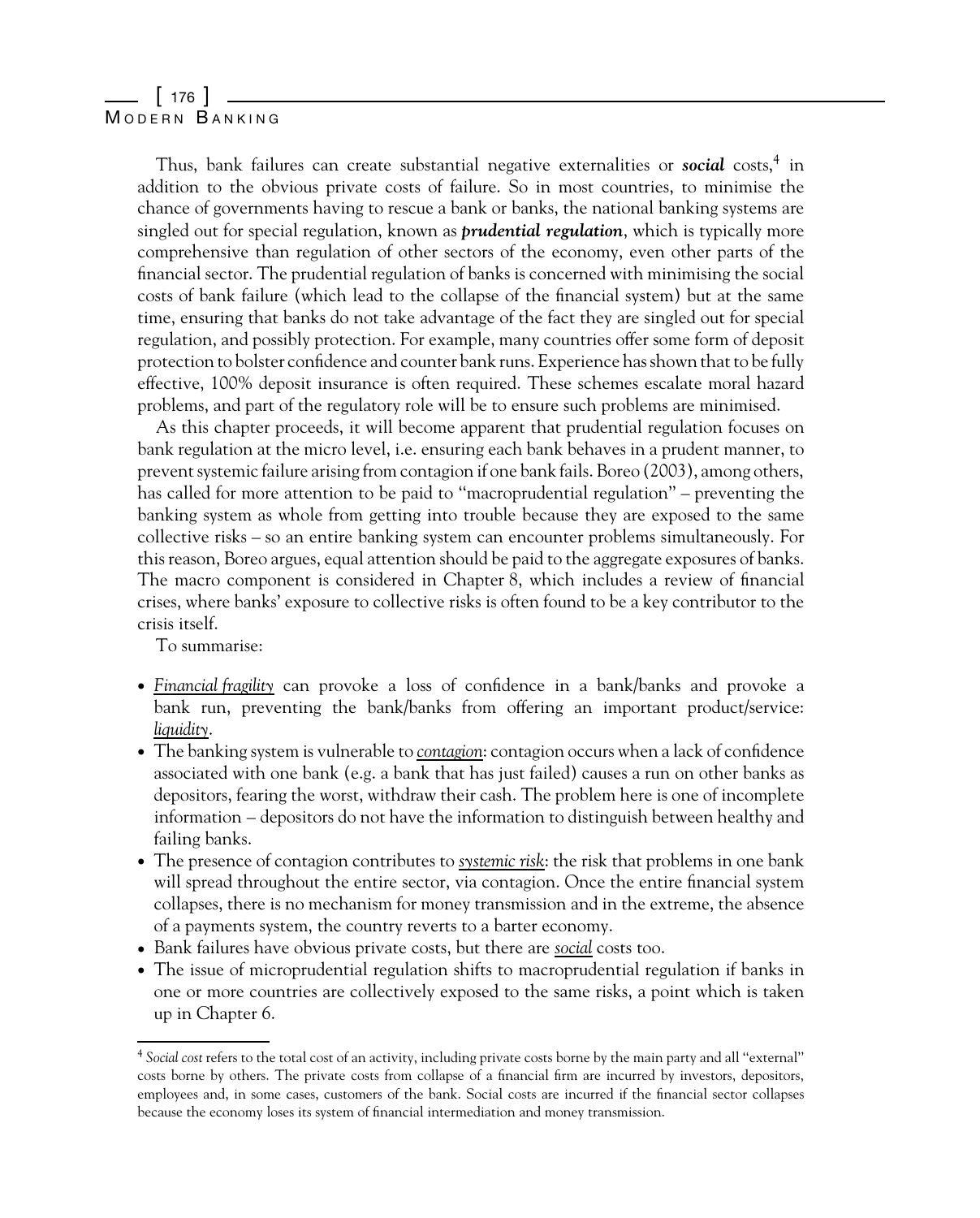Thus, bank failures can create substantial negative externalities or ***social*** costs,[4] in addition to the obvious private costs of failure. So in most countries, to minimise the chance of governments having to rescue a bank or banks, the national banking systems are singled out for special regulation, known as ***prudential regulation***, which is typically more comprehensive than regulation of other sectors of the economy, even other parts of the financial sector. The prudential regulation of banks is concerned with minimising the social costs of bank failure (which lead to the collapse of the financial system) but at the same time, ensuring that banks do not take advantage of the fact they are singled out for special regulation, and possibly protection. For example, many countries offer some form of deposit protection to bolster confidence and counter bank runs. Experience has shown that to be fully effective, 100% deposit insurance is often required. These schemes escalate moral hazard problems, and part of the regulatory role will be to ensure such problems are minimised.

As this chapter proceeds, it will become apparent that prudential regulation focuses on bank regulation at the micro level, i.e. ensuring each bank behaves in a prudent manner, to prevent systemic failure arising from contagion if one bank fails. Boreo (2003), among others, has called for more attention to be paid to "macroprudential regulation" – preventing the banking system as whole from getting into trouble because they are exposed to the same collective risks – so an entire banking system can encounter problems simultaneously. For this reason, Boreo argues, equal attention should be paid to the aggregate exposures of banks. The macro component is considered in Chapter 8, which includes a review of financial crises, where banks' exposure to collective risks is often found to be a key contributor to the crisis itself.

To summarise:

- *Financial fragility* can provoke a loss of confidence in a bank/banks and provoke a bank run, preventing the bank/banks from offering an important product/service: *liquidity*.
- The banking system is vulnerable to *contagion*: contagion occurs when a lack of confidence associated with one bank (e.g. a bank that has just failed) causes a run on other banks as depositors, fearing the worst, withdraw their cash. The problem here is one of incomplete information – depositors do not have the information to distinguish between healthy and failing banks.
- The presence of contagion contributes to *systemic risk*: the risk that problems in one bank will spread throughout the entire sector, via contagion. Once the entire financial system collapses, there is no mechanism for money transmission and in the extreme, the absence of a payments system, the country reverts to a barter economy.
- Bank failures have obvious private costs, but there are *social* costs too.
- The issue of microprudential regulation shifts to macroprudential regulation if banks in one or more countries are collectively exposed to the same risks, a point which is taken up in Chapter 6.

---

[4] *Social cost* refers to the total cost of an activity, including private costs borne by the main party and all "external" costs borne by others. The private costs from collapse of a financial firm are incurred by investors, depositors, employees and, in some cases, customers of the bank. Social costs are incurred if the financial sector collapses because the economy loses its system of financial intermediation and money transmission.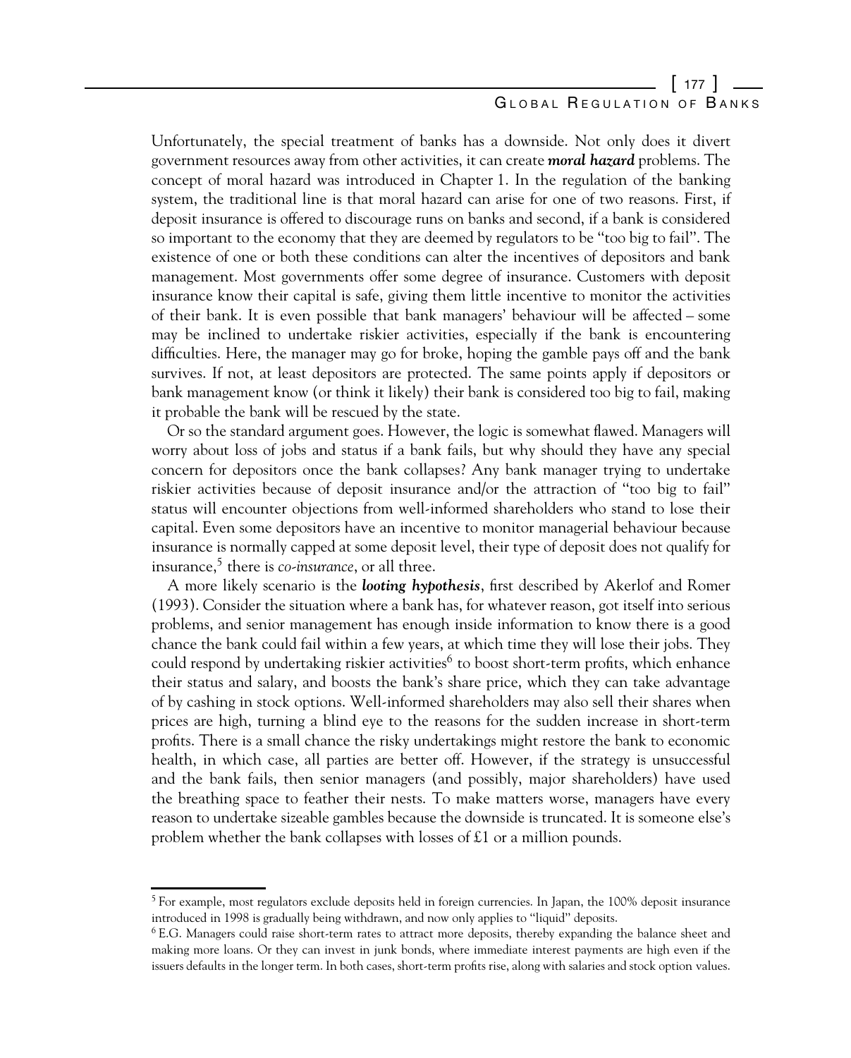Unfortunately, the special treatment of banks has a downside. Not only does it divert government resources away from other activities, it can create ***moral hazard*** problems. The concept of moral hazard was introduced in Chapter 1. In the regulation of the banking system, the traditional line is that moral hazard can arise for one of two reasons. First, if deposit insurance is offered to discourage runs on banks and second, if a bank is considered so important to the economy that they are deemed by regulators to be "too big to fail". The existence of one or both these conditions can alter the incentives of depositors and bank management. Most governments offer some degree of insurance. Customers with deposit insurance know their capital is safe, giving them little incentive to monitor the activities of their bank. It is even possible that bank managers' behaviour will be affected – some may be inclined to undertake riskier activities, especially if the bank is encountering difficulties. Here, the manager may go for broke, hoping the gamble pays off and the bank survives. If not, at least depositors are protected. The same points apply if depositors or bank management know (or think it likely) their bank is considered too big to fail, making it probable the bank will be rescued by the state.

Or so the standard argument goes. However, the logic is somewhat flawed. Managers will worry about loss of jobs and status if a bank fails, but why should they have any special concern for depositors once the bank collapses? Any bank manager trying to undertake riskier activities because of deposit insurance and/or the attraction of "too big to fail" status will encounter objections from well-informed shareholders who stand to lose their capital. Even some depositors have an incentive to monitor managerial behaviour because insurance is normally capped at some deposit level, their type of deposit does not qualify for insurance,[5] there is *co-insurance*, or all three.

A more likely scenario is the ***looting hypothesis***, first described by Akerlof and Romer (1993). Consider the situation where a bank has, for whatever reason, got itself into serious problems, and senior management has enough inside information to know there is a good chance the bank could fail within a few years, at which time they will lose their jobs. They could respond by undertaking riskier activities[6] to boost short-term profits, which enhance their status and salary, and boosts the bank's share price, which they can take advantage of by cashing in stock options. Well-informed shareholders may also sell their shares when prices are high, turning a blind eye to the reasons for the sudden increase in short-term profits. There is a small chance the risky undertakings might restore the bank to economic health, in which case, all parties are better off. However, if the strategy is unsuccessful and the bank fails, then senior managers (and possibly, major shareholders) have used the breathing space to feather their nests. To make matters worse, managers have every reason to undertake sizeable gambles because the downside is truncated. It is someone else's problem whether the bank collapses with losses of £1 or a million pounds.

---

[5] For example, most regulators exclude deposits held in foreign currencies. In Japan, the 100% deposit insurance introduced in 1998 is gradually being withdrawn, and now only applies to "liquid" deposits.

[6] E.G. Managers could raise short-term rates to attract more deposits, thereby expanding the balance sheet and making more loans. Or they can invest in junk bonds, where immediate interest payments are high even if the issuers defaults in the longer term. In both cases, short-term profits rise, along with salaries and stock option values.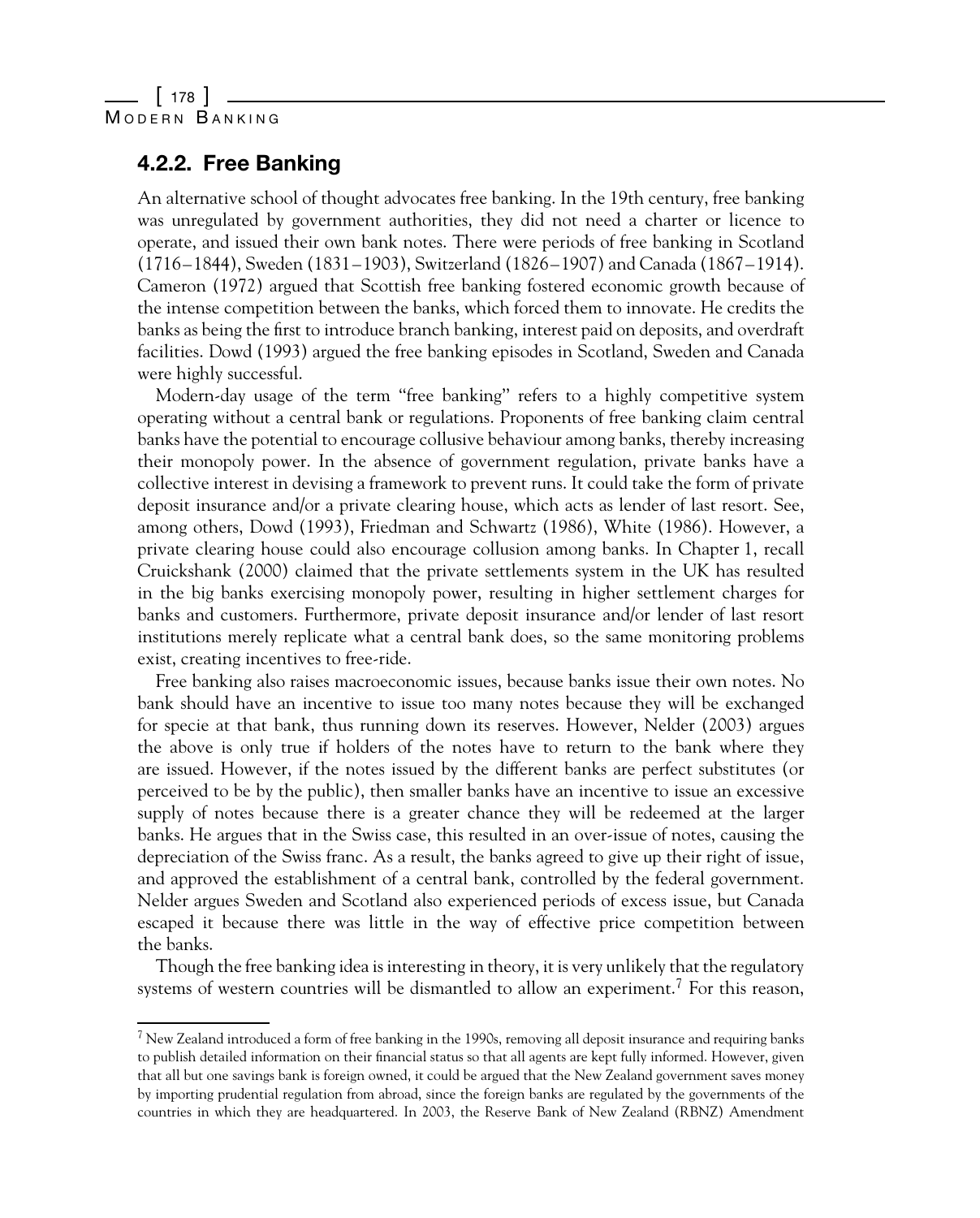### 4.2.2. Free Banking

An alternative school of thought advocates free banking. In the 19th century, free banking was unregulated by government authorities, they did not need a charter or licence to operate, and issued their own bank notes. There were periods of free banking in Scotland (1716–1844), Sweden (1831–1903), Switzerland (1826–1907) and Canada (1867–1914). Cameron (1972) argued that Scottish free banking fostered economic growth because of the intense competition between the banks, which forced them to innovate. He credits the banks as being the first to introduce branch banking, interest paid on deposits, and overdraft facilities. Dowd (1993) argued the free banking episodes in Scotland, Sweden and Canada were highly successful.

Modern-day usage of the term "free banking" refers to a highly competitive system operating without a central bank or regulations. Proponents of free banking claim central banks have the potential to encourage collusive behaviour among banks, thereby increasing their monopoly power. In the absence of government regulation, private banks have a collective interest in devising a framework to prevent runs. It could take the form of private deposit insurance and/or a private clearing house, which acts as lender of last resort. See, among others, Dowd (1993), Friedman and Schwartz (1986), White (1986). However, a private clearing house could also encourage collusion among banks. In Chapter 1, recall Cruickshank (2000) claimed that the private settlements system in the UK has resulted in the big banks exercising monopoly power, resulting in higher settlement charges for banks and customers. Furthermore, private deposit insurance and/or lender of last resort institutions merely replicate what a central bank does, so the same monitoring problems exist, creating incentives to free-ride.

Free banking also raises macroeconomic issues, because banks issue their own notes. No bank should have an incentive to issue too many notes because they will be exchanged for specie at that bank, thus running down its reserves. However, Nelder (2003) argues the above is only true if holders of the notes have to return to the bank where they are issued. However, if the notes issued by the different banks are perfect substitutes (or perceived to be by the public), then smaller banks have an incentive to issue an excessive supply of notes because there is a greater chance they will be redeemed at the larger banks. He argues that in the Swiss case, this resulted in an over-issue of notes, causing the depreciation of the Swiss franc. As a result, the banks agreed to give up their right of issue, and approved the establishment of a central bank, controlled by the federal government. Nelder argues Sweden and Scotland also experienced periods of excess issue, but Canada escaped it because there was little in the way of effective price competition between the banks.

Though the free banking idea is interesting in theory, it is very unlikely that the regulatory systems of western countries will be dismantled to allow an experiment.[7] For this reason,

[7] New Zealand introduced a form of free banking in the 1990s, removing all deposit insurance and requiring banks to publish detailed information on their financial status so that all agents are kept fully informed. However, given that all but one savings bank is foreign owned, it could be argued that the New Zealand government saves money by importing prudential regulation from abroad, since the foreign banks are regulated by the governments of the countries in which they are headquartered. In 2003, the Reserve Bank of New Zealand (RBNZ) Amendment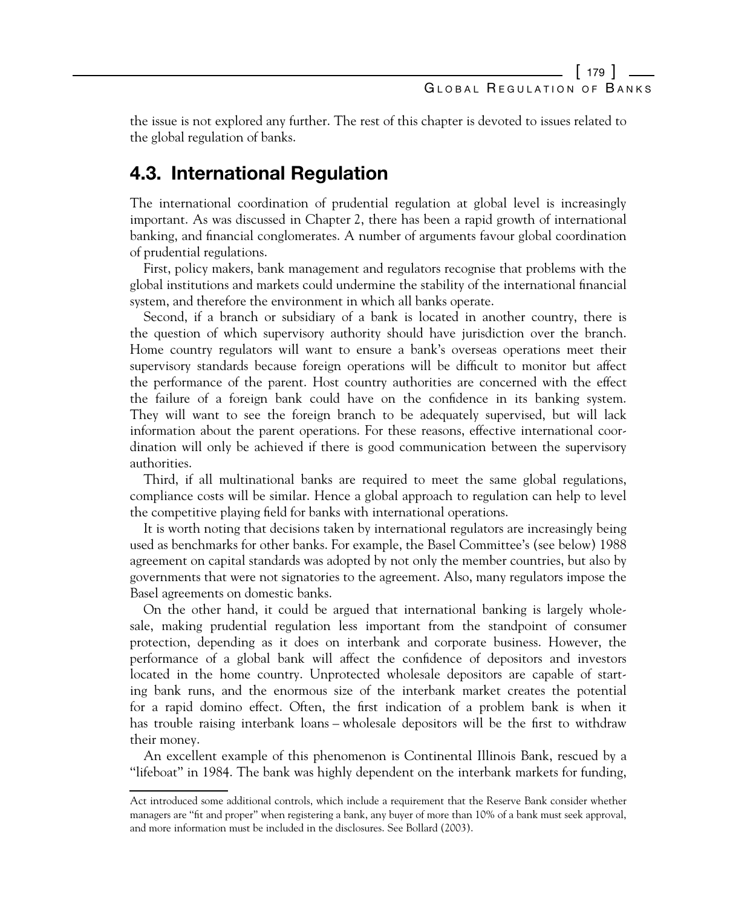the issue is not explored any further. The rest of this chapter is devoted to issues related to the global regulation of banks.

## 4.3. International Regulation

The international coordination of prudential regulation at global level is increasingly important. As was discussed in Chapter 2, there has been a rapid growth of international banking, and financial conglomerates. A number of arguments favour global coordination of prudential regulations.

First, policy makers, bank management and regulators recognise that problems with the global institutions and markets could undermine the stability of the international financial system, and therefore the environment in which all banks operate.

Second, if a branch or subsidiary of a bank is located in another country, there is the question of which supervisory authority should have jurisdiction over the branch. Home country regulators will want to ensure a bank's overseas operations meet their supervisory standards because foreign operations will be difficult to monitor but affect the performance of the parent. Host country authorities are concerned with the effect the failure of a foreign bank could have on the confidence in its banking system. They will want to see the foreign branch to be adequately supervised, but will lack information about the parent operations. For these reasons, effective international coordination will only be achieved if there is good communication between the supervisory authorities.

Third, if all multinational banks are required to meet the same global regulations, compliance costs will be similar. Hence a global approach to regulation can help to level the competitive playing field for banks with international operations.

It is worth noting that decisions taken by international regulators are increasingly being used as benchmarks for other banks. For example, the Basel Committee's (see below) 1988 agreement on capital standards was adopted by not only the member countries, but also by governments that were not signatories to the agreement. Also, many regulators impose the Basel agreements on domestic banks.

On the other hand, it could be argued that international banking is largely wholesale, making prudential regulation less important from the standpoint of consumer protection, depending as it does on interbank and corporate business. However, the performance of a global bank will affect the confidence of depositors and investors located in the home country. Unprotected wholesale depositors are capable of starting bank runs, and the enormous size of the interbank market creates the potential for a rapid domino effect. Often, the first indication of a problem bank is when it has trouble raising interbank loans – wholesale depositors will be the first to withdraw their money.

An excellent example of this phenomenon is Continental Illinois Bank, rescued by a "lifeboat" in 1984. The bank was highly dependent on the interbank markets for funding,

---

Act introduced some additional controls, which include a requirement that the Reserve Bank consider whether managers are "fit and proper" when registering a bank, any buyer of more than 10% of a bank must seek approval, and more information must be included in the disclosures. See Bollard (2003).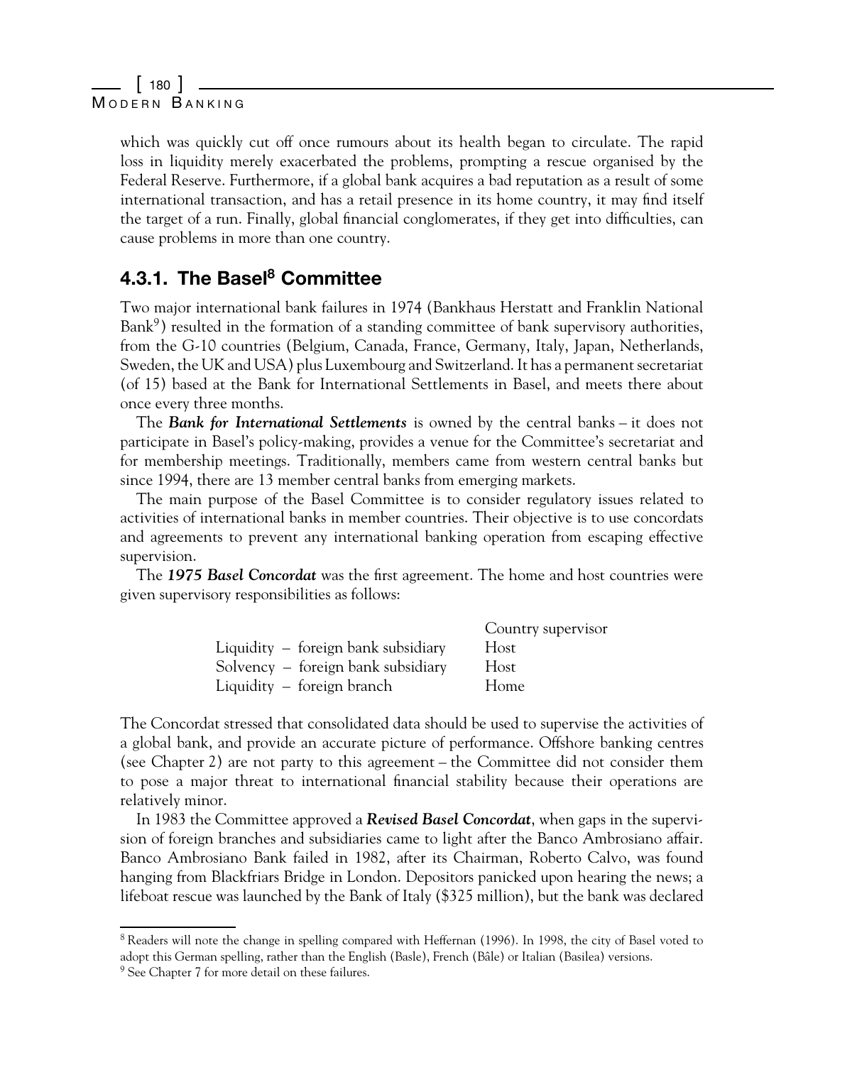which was quickly cut off once rumours about its health began to circulate. The rapid loss in liquidity merely exacerbated the problems, prompting a rescue organised by the Federal Reserve. Furthermore, if a global bank acquires a bad reputation as a result of some international transaction, and has a retail presence in its home country, it may find itself the target of a run. Finally, global financial conglomerates, if they get into difficulties, can cause problems in more than one country.

### 4.3.1. The Basel[8] Committee

Two major international bank failures in 1974 (Bankhaus Herstatt and Franklin National Bank[9]) resulted in the formation of a standing committee of bank supervisory authorities, from the G-10 countries (Belgium, Canada, France, Germany, Italy, Japan, Netherlands, Sweden, the UK and USA) plus Luxembourg and Switzerland. It has a permanent secretariat (of 15) based at the Bank for International Settlements in Basel, and meets there about once every three months.

The ***Bank for International Settlements*** is owned by the central banks – it does not participate in Basel's policy-making, provides a venue for the Committee's secretariat and for membership meetings. Traditionally, members came from western central banks but since 1994, there are 13 member central banks from emerging markets.

The main purpose of the Basel Committee is to consider regulatory issues related to activities of international banks in member countries. Their objective is to use concordats and agreements to prevent any international banking operation from escaping effective supervision.

The ***1975 Basel Concordat*** was the first agreement. The home and host countries were given supervisory responsibilities as follows:

| | Country supervisor |
|---|---|
| Liquidity – foreign bank subsidiary | Host |
| Solvency – foreign bank subsidiary | Host |
| Liquidity – foreign branch | Home |

The Concordat stressed that consolidated data should be used to supervise the activities of a global bank, and provide an accurate picture of performance. Offshore banking centres (see Chapter 2) are not party to this agreement – the Committee did not consider them to pose a major threat to international financial stability because their operations are relatively minor.

In 1983 the Committee approved a ***Revised Basel Concordat***, when gaps in the supervision of foreign branches and subsidiaries came to light after the Banco Ambrosiano affair. Banco Ambrosiano Bank failed in 1982, after its Chairman, Roberto Calvo, was found hanging from Blackfriars Bridge in London. Depositors panicked upon hearing the news; a lifeboat rescue was launched by the Bank of Italy ($325 million), but the bank was declared

---

[8] Readers will note the change in spelling compared with Heffernan (1996). In 1998, the city of Basel voted to adopt this German spelling, rather than the English (Basle), French (Bâle) or Italian (Basilea) versions.

[9] See Chapter 7 for more detail on these failures.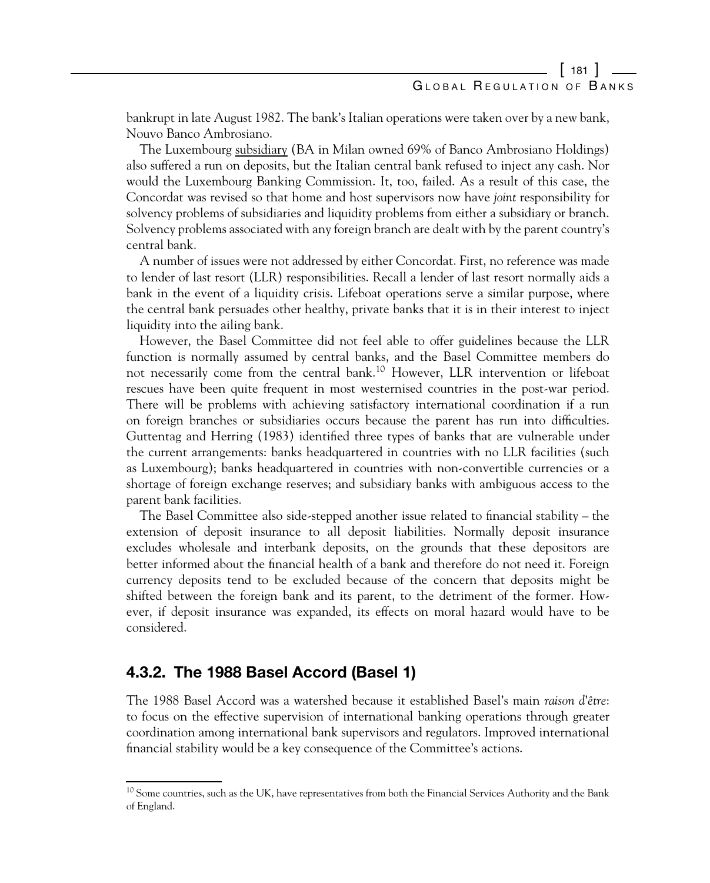bankrupt in late August 1982. The bank's Italian operations were taken over by a new bank, Nouvo Banco Ambrosiano.

The Luxembourg subsidiary (BA in Milan owned 69% of Banco Ambrosiano Holdings) also suffered a run on deposits, but the Italian central bank refused to inject any cash. Nor would the Luxembourg Banking Commission. It, too, failed. As a result of this case, the Concordat was revised so that home and host supervisors now have *joint* responsibility for solvency problems of subsidiaries and liquidity problems from either a subsidiary or branch. Solvency problems associated with any foreign branch are dealt with by the parent country's central bank.

A number of issues were not addressed by either Concordat. First, no reference was made to lender of last resort (LLR) responsibilities. Recall a lender of last resort normally aids a bank in the event of a liquidity crisis. Lifeboat operations serve a similar purpose, where the central bank persuades other healthy, private banks that it is in their interest to inject liquidity into the ailing bank.

However, the Basel Committee did not feel able to offer guidelines because the LLR function is normally assumed by central banks, and the Basel Committee members do not necessarily come from the central bank.[10] However, LLR intervention or lifeboat rescues have been quite frequent in most westernised countries in the post-war period. There will be problems with achieving satisfactory international coordination if a run on foreign branches or subsidiaries occurs because the parent has run into difficulties. Guttentag and Herring (1983) identified three types of banks that are vulnerable under the current arrangements: banks headquartered in countries with no LLR facilities (such as Luxembourg); banks headquartered in countries with non-convertible currencies or a shortage of foreign exchange reserves; and subsidiary banks with ambiguous access to the parent bank facilities.

The Basel Committee also side-stepped another issue related to financial stability – the extension of deposit insurance to all deposit liabilities. Normally deposit insurance excludes wholesale and interbank deposits, on the grounds that these depositors are better informed about the financial health of a bank and therefore do not need it. Foreign currency deposits tend to be excluded because of the concern that deposits might be shifted between the foreign bank and its parent, to the detriment of the former. However, if deposit insurance was expanded, its effects on moral hazard would have to be considered.

### 4.3.2. The 1988 Basel Accord (Basel 1)

The 1988 Basel Accord was a watershed because it established Basel's main *raison d'être*: to focus on the effective supervision of international banking operations through greater coordination among international bank supervisors and regulators. Improved international financial stability would be a key consequence of the Committee's actions.

[10] Some countries, such as the UK, have representatives from both the Financial Services Authority and the Bank of England.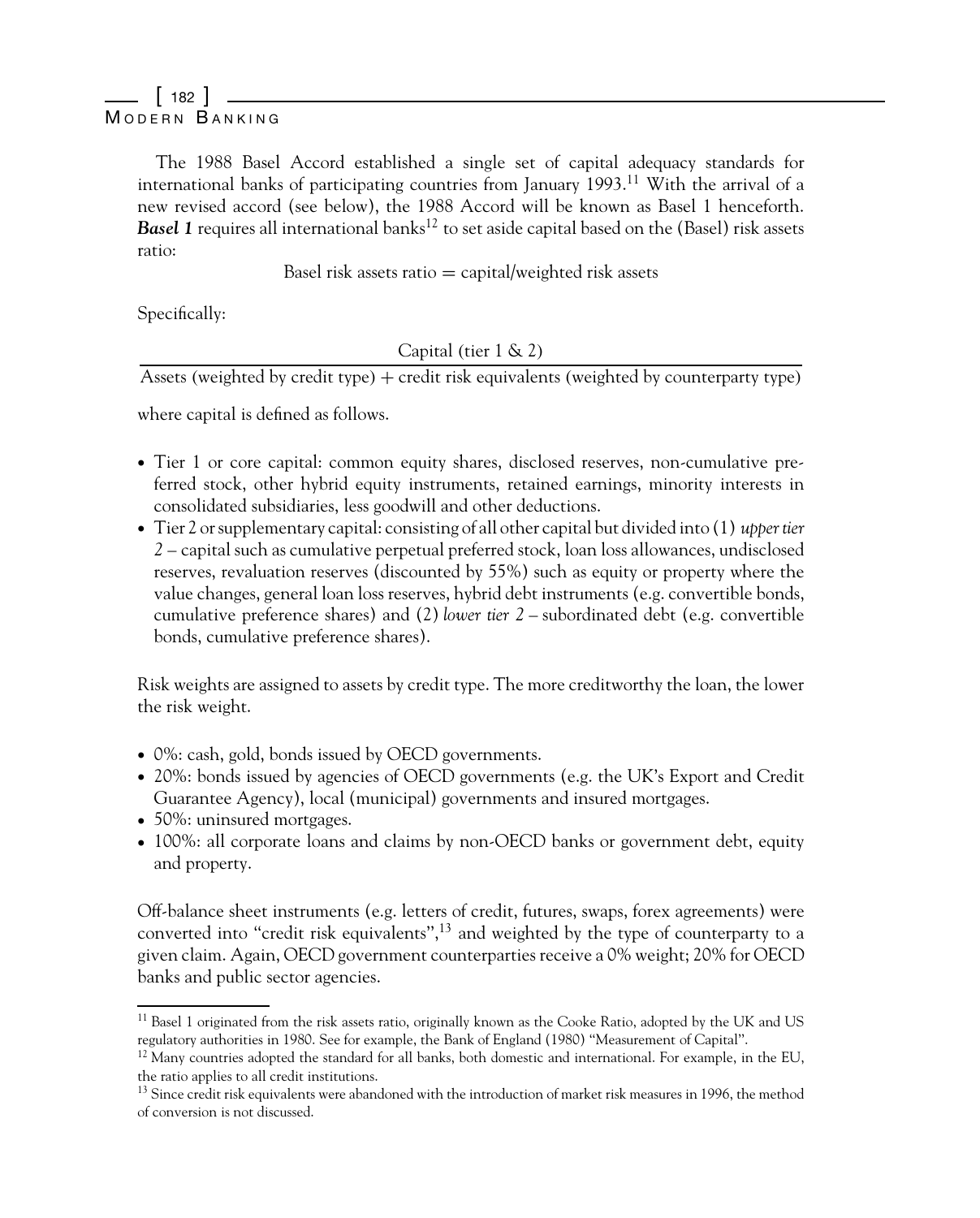The 1988 Basel Accord established a single set of capital adequacy standards for international banks of participating countries from January 1993.[11] With the arrival of a new revised accord (see below), the 1988 Accord will be known as Basel 1 henceforth. ***Basel 1*** requires all international banks[12] to set aside capital based on the (Basel) risk assets ratio:

$$\text{Basel risk assets ratio} = \text{capital/weighted risk assets}$$

Specifically:

$$\frac{\text{Capital (tier 1 \& 2)}}{\text{Assets (weighted by credit type)} + \text{credit risk equivalents (weighted by counterparty type)}}$$

where capital is defined as follows.

- Tier 1 or core capital: common equity shares, disclosed reserves, non-cumulative preferred stock, other hybrid equity instruments, retained earnings, minority interests in consolidated subsidiaries, less goodwill and other deductions.
- Tier 2 or supplementary capital: consisting of all other capital but divided into (1) *upper tier 2* – capital such as cumulative perpetual preferred stock, loan loss allowances, undisclosed reserves, revaluation reserves (discounted by 55%) such as equity or property where the value changes, general loan loss reserves, hybrid debt instruments (e.g. convertible bonds, cumulative preference shares) and (2) *lower tier 2* – subordinated debt (e.g. convertible bonds, cumulative preference shares).

Risk weights are assigned to assets by credit type. The more creditworthy the loan, the lower the risk weight.

- 0%: cash, gold, bonds issued by OECD governments.
- 20%: bonds issued by agencies of OECD governments (e.g. the UK's Export and Credit Guarantee Agency), local (municipal) governments and insured mortgages.
- 50%: uninsured mortgages.
- 100%: all corporate loans and claims by non-OECD banks or government debt, equity and property.

Off-balance sheet instruments (e.g. letters of credit, futures, swaps, forex agreements) were converted into "credit risk equivalents",[13] and weighted by the type of counterparty to a given claim. Again, OECD government counterparties receive a 0% weight; 20% for OECD banks and public sector agencies.

---

[11] Basel 1 originated from the risk assets ratio, originally known as the Cooke Ratio, adopted by the UK and US regulatory authorities in 1980. See for example, the Bank of England (1980) "Measurement of Capital".

[12] Many countries adopted the standard for all banks, both domestic and international. For example, in the EU, the ratio applies to all credit institutions.

[13] Since credit risk equivalents were abandoned with the introduction of market risk measures in 1996, the method of conversion is not discussed.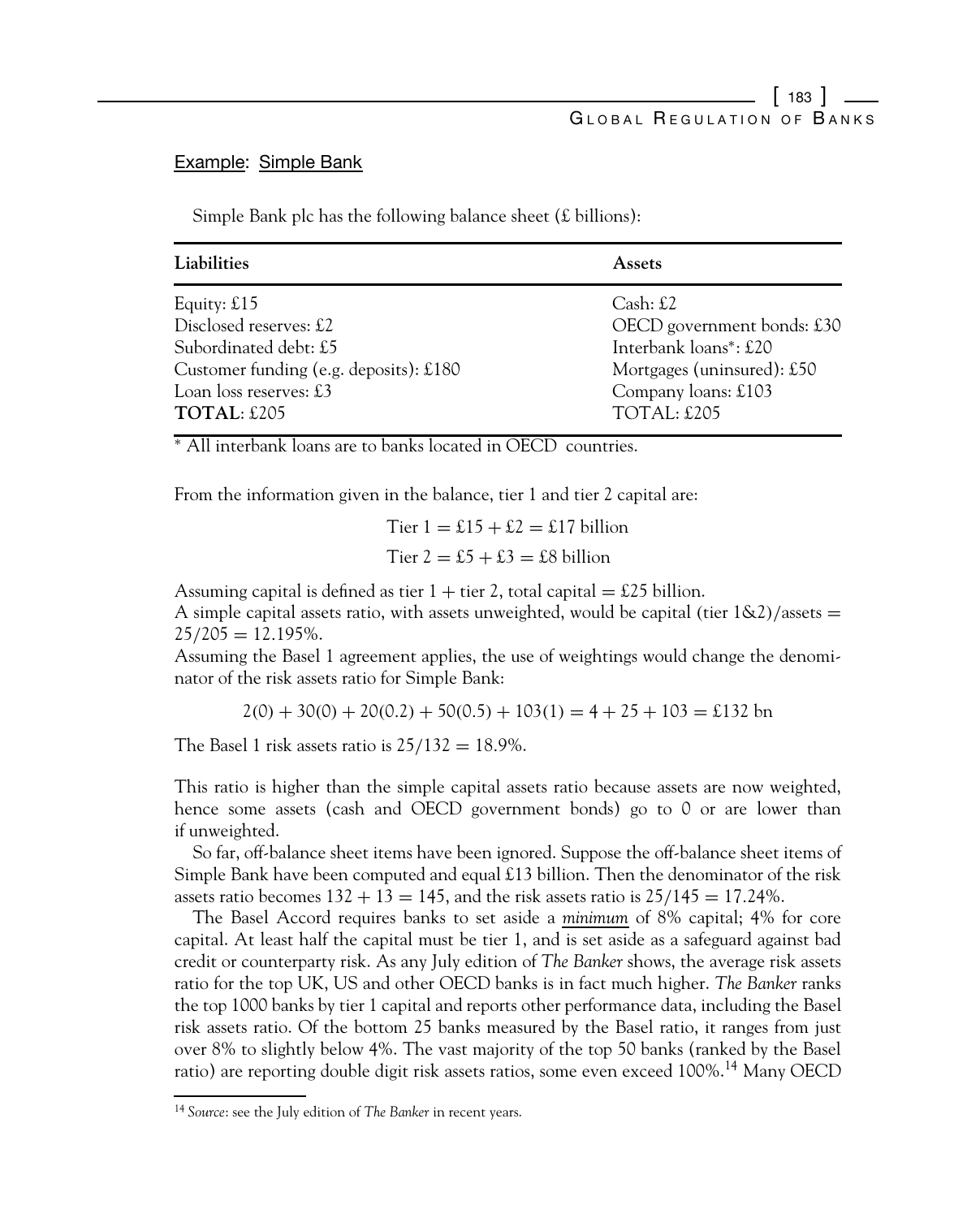### Example: Simple Bank

Simple Bank plc has the following balance sheet (£ billions):

| Liabilities | Assets |
|---|---|
| Equity: £15 | Cash: £2 |
| Disclosed reserves: £2 | OECD government bonds: £30 |
| Subordinated debt: £5 | Interbank loans*: £20 |
| Customer funding (e.g. deposits): £180 | Mortgages (uninsured): £50 |
| Loan loss reserves: £3 | Company loans: £103 |
| **TOTAL**: £205 | TOTAL: £205 |

* All interbank loans are to banks located in OECD countries.

From the information given in the balance, tier 1 and tier 2 capital are:

$$\text{Tier } 1 = £15 + £2 = £17 \text{ billion}$$

$$\text{Tier } 2 = £5 + £3 = £8 \text{ billion}$$

Assuming capital is defined as tier 1 + tier 2, total capital = £25 billion.
A simple capital assets ratio, with assets unweighted, would be capital (tier 1&2)/assets = $25/205 = 12.195\%$.
Assuming the Basel 1 agreement applies, the use of weightings would change the denominator of the risk assets ratio for Simple Bank:

$$2(0) + 30(0) + 20(0.2) + 50(0.5) + 103(1) = 4 + 25 + 103 = £132 \text{ bn}$$

The Basel 1 risk assets ratio is $25/132 = 18.9\%$.

This ratio is higher than the simple capital assets ratio because assets are now weighted, hence some assets (cash and OECD government bonds) go to 0 or are lower than if unweighted.

So far, off-balance sheet items have been ignored. Suppose the off-balance sheet items of Simple Bank have been computed and equal £13 billion. Then the denominator of the risk assets ratio becomes $132 + 13 = 145$, and the risk assets ratio is $25/145 = 17.24\%$.

The Basel Accord requires banks to set aside a ***minimum*** of 8% capital; 4% for core capital. At least half the capital must be tier 1, and is set aside as a safeguard against bad credit or counterparty risk. As any July edition of *The Banker* shows, the average risk assets ratio for the top UK, US and other OECD banks is in fact much higher. *The Banker* ranks the top 1000 banks by tier 1 capital and reports other performance data, including the Basel risk assets ratio. Of the bottom 25 banks measured by the Basel ratio, it ranges from just over 8% to slightly below 4%. The vast majority of the top 50 banks (ranked by the Basel ratio) are reporting double digit risk assets ratios, some even exceed 100%.[14] Many OECD

[14] *Source*: see the July edition of *The Banker* in recent years.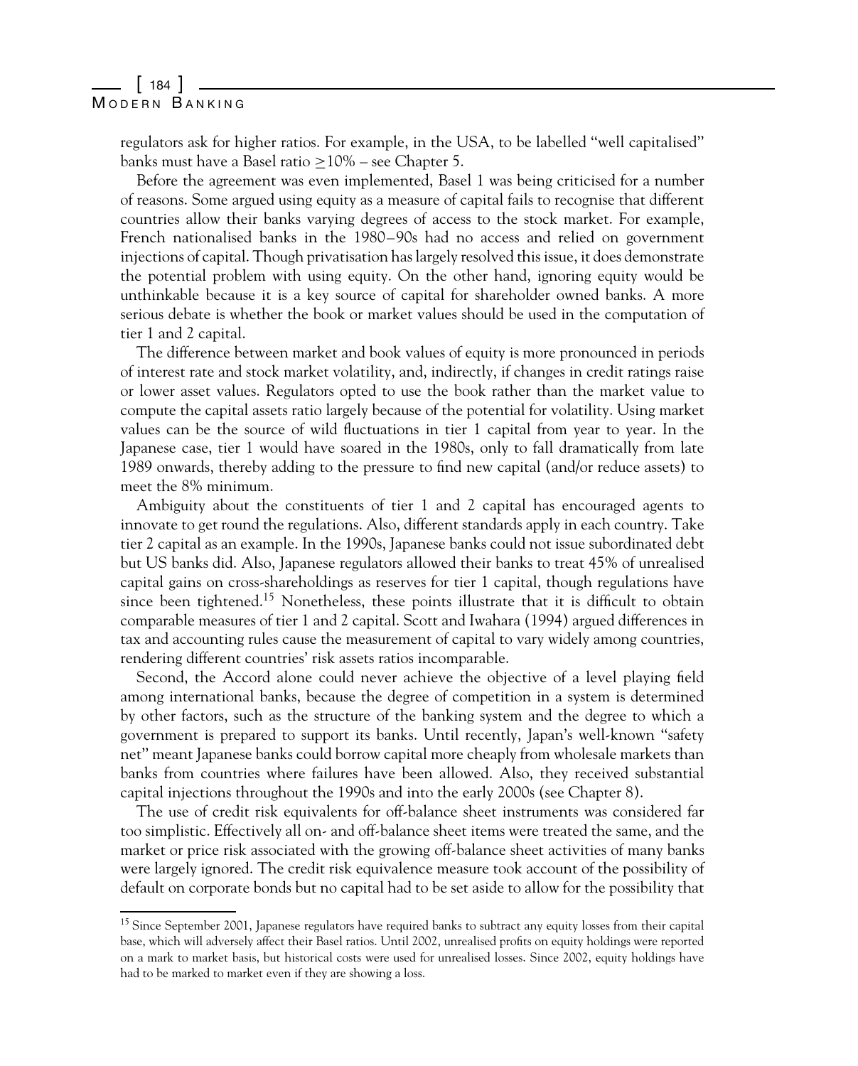regulators ask for higher ratios. For example, in the USA, to be labelled "well capitalised" banks must have a Basel ratio $\geq$10% – see Chapter 5.

Before the agreement was even implemented, Basel 1 was being criticised for a number of reasons. Some argued using equity as a measure of capital fails to recognise that different countries allow their banks varying degrees of access to the stock market. For example, French nationalised banks in the 1980–90s had no access and relied on government injections of capital. Though privatisation has largely resolved this issue, it does demonstrate the potential problem with using equity. On the other hand, ignoring equity would be unthinkable because it is a key source of capital for shareholder owned banks. A more serious debate is whether the book or market values should be used in the computation of tier 1 and 2 capital.

The difference between market and book values of equity is more pronounced in periods of interest rate and stock market volatility, and, indirectly, if changes in credit ratings raise or lower asset values. Regulators opted to use the book rather than the market value to compute the capital assets ratio largely because of the potential for volatility. Using market values can be the source of wild fluctuations in tier 1 capital from year to year. In the Japanese case, tier 1 would have soared in the 1980s, only to fall dramatically from late 1989 onwards, thereby adding to the pressure to find new capital (and/or reduce assets) to meet the 8% minimum.

Ambiguity about the constituents of tier 1 and 2 capital has encouraged agents to innovate to get round the regulations. Also, different standards apply in each country. Take tier 2 capital as an example. In the 1990s, Japanese banks could not issue subordinated debt but US banks did. Also, Japanese regulators allowed their banks to treat 45% of unrealised capital gains on cross-shareholdings as reserves for tier 1 capital, though regulations have since been tightened.[15] Nonetheless, these points illustrate that it is difficult to obtain comparable measures of tier 1 and 2 capital. Scott and Iwahara (1994) argued differences in tax and accounting rules cause the measurement of capital to vary widely among countries, rendering different countries' risk assets ratios incomparable.

Second, the Accord alone could never achieve the objective of a level playing field among international banks, because the degree of competition in a system is determined by other factors, such as the structure of the banking system and the degree to which a government is prepared to support its banks. Until recently, Japan's well-known "safety net" meant Japanese banks could borrow capital more cheaply from wholesale markets than banks from countries where failures have been allowed. Also, they received substantial capital injections throughout the 1990s and into the early 2000s (see Chapter 8).

The use of credit risk equivalents for off-balance sheet instruments was considered far too simplistic. Effectively all on- and off-balance sheet items were treated the same, and the market or price risk associated with the growing off-balance sheet activities of many banks were largely ignored. The credit risk equivalence measure took account of the possibility of default on corporate bonds but no capital had to be set aside to allow for the possibility that

---

[15] Since September 2001, Japanese regulators have required banks to subtract any equity losses from their capital base, which will adversely affect their Basel ratios. Until 2002, unrealised profits on equity holdings were reported on a mark to market basis, but historical costs were used for unrealised losses. Since 2002, equity holdings have had to be marked to market even if they are showing a loss.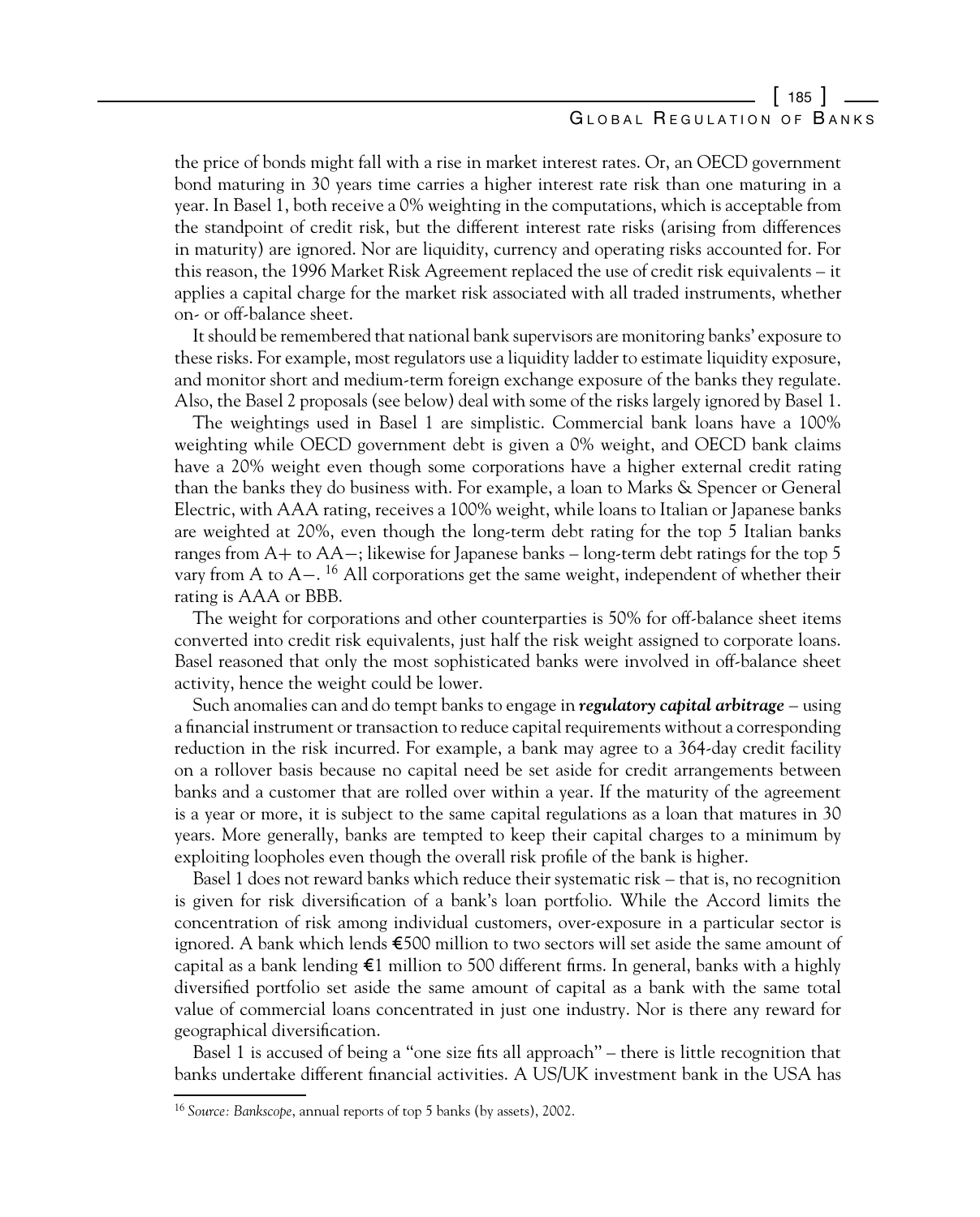the price of bonds might fall with a rise in market interest rates. Or, an OECD government bond maturing in 30 years time carries a higher interest rate risk than one maturing in a year. In Basel 1, both receive a 0% weighting in the computations, which is acceptable from the standpoint of credit risk, but the different interest rate risks (arising from differences in maturity) are ignored. Nor are liquidity, currency and operating risks accounted for. For this reason, the 1996 Market Risk Agreement replaced the use of credit risk equivalents – it applies a capital charge for the market risk associated with all traded instruments, whether on- or off-balance sheet.

It should be remembered that national bank supervisors are monitoring banks' exposure to these risks. For example, most regulators use a liquidity ladder to estimate liquidity exposure, and monitor short and medium-term foreign exchange exposure of the banks they regulate. Also, the Basel 2 proposals (see below) deal with some of the risks largely ignored by Basel 1.

The weightings used in Basel 1 are simplistic. Commercial bank loans have a 100% weighting while OECD government debt is given a 0% weight, and OECD bank claims have a 20% weight even though some corporations have a higher external credit rating than the banks they do business with. For example, a loan to Marks & Spencer or General Electric, with AAA rating, receives a 100% weight, while loans to Italian or Japanese banks are weighted at 20%, even though the long-term debt rating for the top 5 Italian banks ranges from A+ to AA−; likewise for Japanese banks – long-term debt ratings for the top 5 vary from A to A−. [16] All corporations get the same weight, independent of whether their rating is AAA or BBB.

The weight for corporations and other counterparties is 50% for off-balance sheet items converted into credit risk equivalents, just half the risk weight assigned to corporate loans. Basel reasoned that only the most sophisticated banks were involved in off-balance sheet activity, hence the weight could be lower.

Such anomalies can and do tempt banks to engage in ***regulatory capital arbitrage*** – using a financial instrument or transaction to reduce capital requirements without a corresponding reduction in the risk incurred. For example, a bank may agree to a 364-day credit facility on a rollover basis because no capital need be set aside for credit arrangements between banks and a customer that are rolled over within a year. If the maturity of the agreement is a year or more, it is subject to the same capital regulations as a loan that matures in 30 years. More generally, banks are tempted to keep their capital charges to a minimum by exploiting loopholes even though the overall risk profile of the bank is higher.

Basel 1 does not reward banks which reduce their systematic risk – that is, no recognition is given for risk diversification of a bank's loan portfolio. While the Accord limits the concentration of risk among individual customers, over-exposure in a particular sector is ignored. A bank which lends €500 million to two sectors will set aside the same amount of capital as a bank lending €1 million to 500 different firms. In general, banks with a highly diversified portfolio set aside the same amount of capital as a bank with the same total value of commercial loans concentrated in just one industry. Nor is there any reward for geographical diversification.

Basel 1 is accused of being a "one size fits all approach" – there is little recognition that banks undertake different financial activities. A US/UK investment bank in the USA has

---

[16] *Source: Bankscope*, annual reports of top 5 banks (by assets), 2002.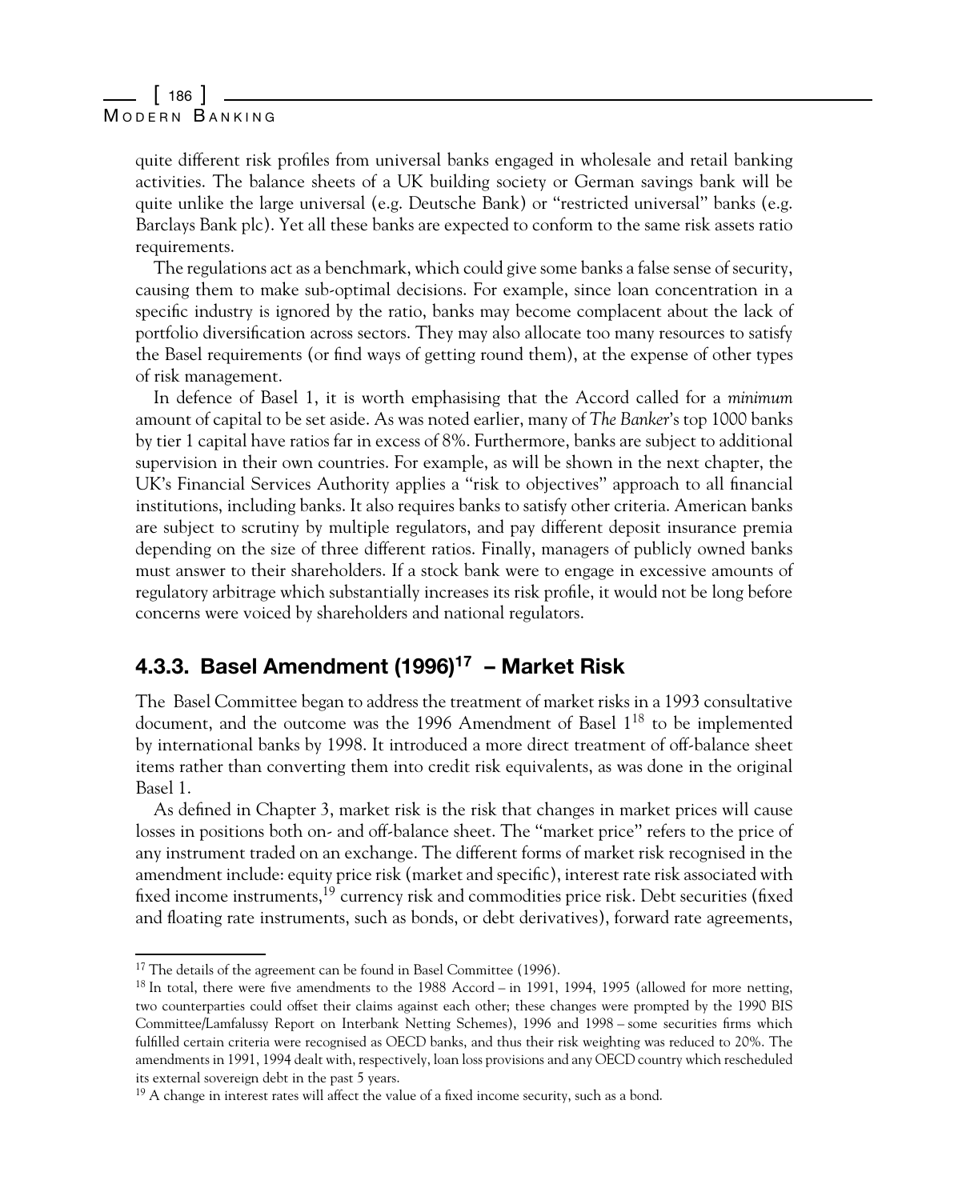quite different risk profiles from universal banks engaged in wholesale and retail banking activities. The balance sheets of a UK building society or German savings bank will be quite unlike the large universal (e.g. Deutsche Bank) or "restricted universal" banks (e.g. Barclays Bank plc). Yet all these banks are expected to conform to the same risk assets ratio requirements.

The regulations act as a benchmark, which could give some banks a false sense of security, causing them to make sub-optimal decisions. For example, since loan concentration in a specific industry is ignored by the ratio, banks may become complacent about the lack of portfolio diversification across sectors. They may also allocate too many resources to satisfy the Basel requirements (or find ways of getting round them), at the expense of other types of risk management.

In defence of Basel 1, it is worth emphasising that the Accord called for a *minimum* amount of capital to be set aside. As was noted earlier, many of *The Banker*'s top 1000 banks by tier 1 capital have ratios far in excess of 8%. Furthermore, banks are subject to additional supervision in their own countries. For example, as will be shown in the next chapter, the UK's Financial Services Authority applies a "risk to objectives" approach to all financial institutions, including banks. It also requires banks to satisfy other criteria. American banks are subject to scrutiny by multiple regulators, and pay different deposit insurance premia depending on the size of three different ratios. Finally, managers of publicly owned banks must answer to their shareholders. If a stock bank were to engage in excessive amounts of regulatory arbitrage which substantially increases its risk profile, it would not be long before concerns were voiced by shareholders and national regulators.

## 4.3.3. Basel Amendment (1996)[17] – Market Risk

The Basel Committee began to address the treatment of market risks in a 1993 consultative document, and the outcome was the 1996 Amendment of Basel 1[18] to be implemented by international banks by 1998. It introduced a more direct treatment of off-balance sheet items rather than converting them into credit risk equivalents, as was done in the original Basel 1.

As defined in Chapter 3, market risk is the risk that changes in market prices will cause losses in positions both on- and off-balance sheet. The "market price" refers to the price of any instrument traded on an exchange. The different forms of market risk recognised in the amendment include: equity price risk (market and specific), interest rate risk associated with fixed income instruments,[19] currency risk and commodities price risk. Debt securities (fixed and floating rate instruments, such as bonds, or debt derivatives), forward rate agreements,

---

[17] The details of the agreement can be found in Basel Committee (1996).

[18] In total, there were five amendments to the 1988 Accord – in 1991, 1994, 1995 (allowed for more netting, two counterparties could offset their claims against each other; these changes were prompted by the 1990 BIS Committee/Lamfalussy Report on Interbank Netting Schemes), 1996 and 1998 – some securities firms which fulfilled certain criteria were recognised as OECD banks, and thus their risk weighting was reduced to 20%. The amendments in 1991, 1994 dealt with, respectively, loan loss provisions and any OECD country which rescheduled its external sovereign debt in the past 5 years.

[19] A change in interest rates will affect the value of a fixed income security, such as a bond.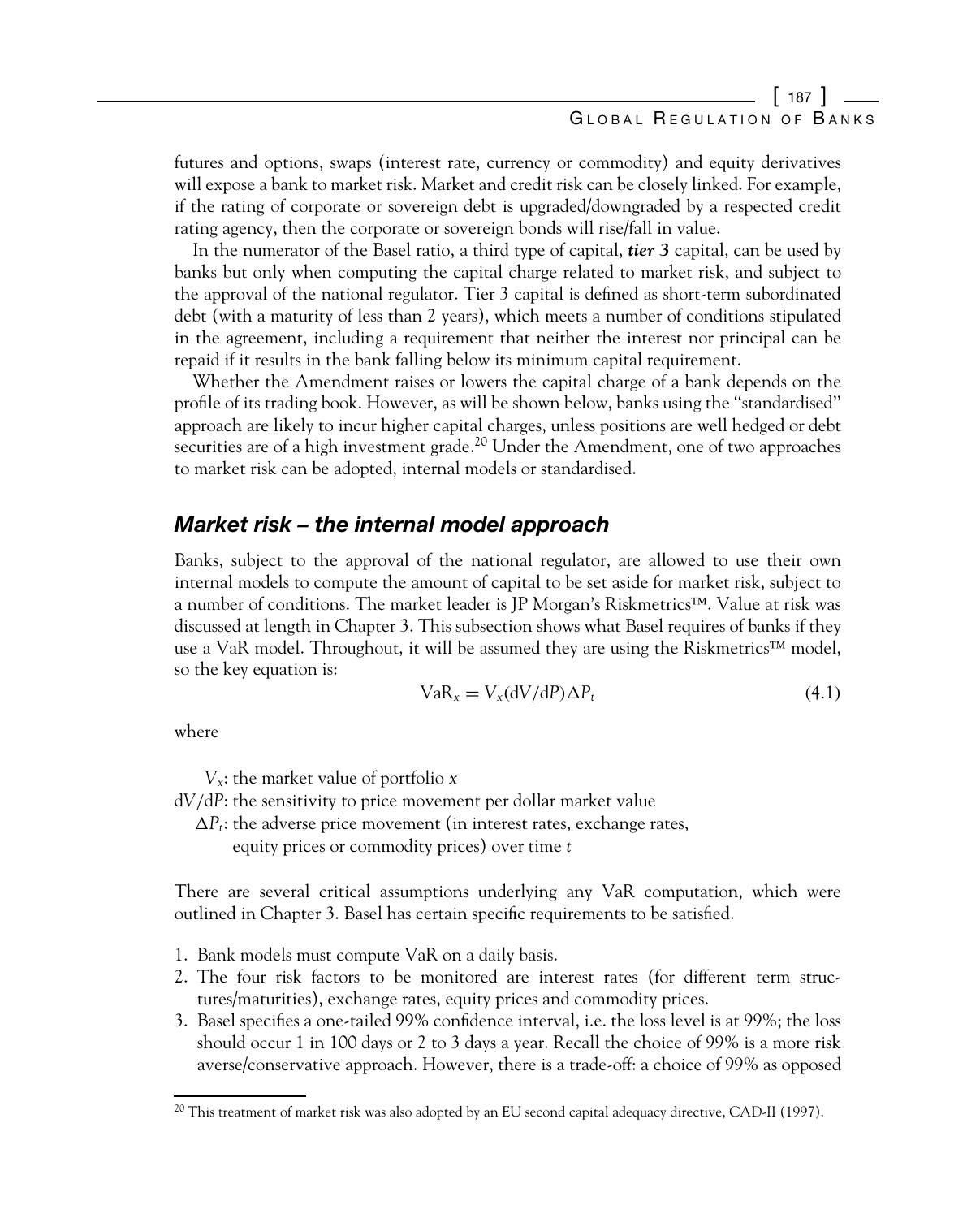futures and options, swaps (interest rate, currency or commodity) and equity derivatives will expose a bank to market risk. Market and credit risk can be closely linked. For example, if the rating of corporate or sovereign debt is upgraded/downgraded by a respected credit rating agency, then the corporate or sovereign bonds will rise/fall in value.

In the numerator of the Basel ratio, a third type of capital, ***tier 3*** capital, can be used by banks but only when computing the capital charge related to market risk, and subject to the approval of the national regulator. Tier 3 capital is defined as short-term subordinated debt (with a maturity of less than 2 years), which meets a number of conditions stipulated in the agreement, including a requirement that neither the interest nor principal can be repaid if it results in the bank falling below its minimum capital requirement.

Whether the Amendment raises or lowers the capital charge of a bank depends on the profile of its trading book. However, as will be shown below, banks using the "standardised" approach are likely to incur higher capital charges, unless positions are well hedged or debt securities are of a high investment grade.[20] Under the Amendment, one of two approaches to market risk can be adopted, internal models or standardised.

## *Market risk – the internal model approach*

Banks, subject to the approval of the national regulator, are allowed to use their own internal models to compute the amount of capital to be set aside for market risk, subject to a number of conditions. The market leader is JP Morgan's Riskmetrics™. Value at risk was discussed at length in Chapter 3. This subsection shows what Basel requires of banks if they use a VaR model. Throughout, it will be assumed they are using the Riskmetrics™ model, so the key equation is:

$$\text{VaR}_x = V_x(\text{d}V/\text{d}P)\Delta P_t \tag{4.1}$$

where

$V_x$: the market value of portfolio $x$
$\text{d}V/\text{d}P$: the sensitivity to price movement per dollar market value
$\Delta P_t$: the adverse price movement (in interest rates, exchange rates, equity prices or commodity prices) over time $t$

There are several critical assumptions underlying any VaR computation, which were outlined in Chapter 3. Basel has certain specific requirements to be satisfied.

1. Bank models must compute VaR on a daily basis.
2. The four risk factors to be monitored are interest rates (for different term structures/maturities), exchange rates, equity prices and commodity prices.
3. Basel specifies a one-tailed 99% confidence interval, i.e. the loss level is at 99%; the loss should occur 1 in 100 days or 2 to 3 days a year. Recall the choice of 99% is a more risk averse/conservative approach. However, there is a trade-off: a choice of 99% as opposed

[20] This treatment of market risk was also adopted by an EU second capital adequacy directive, CAD-II (1997).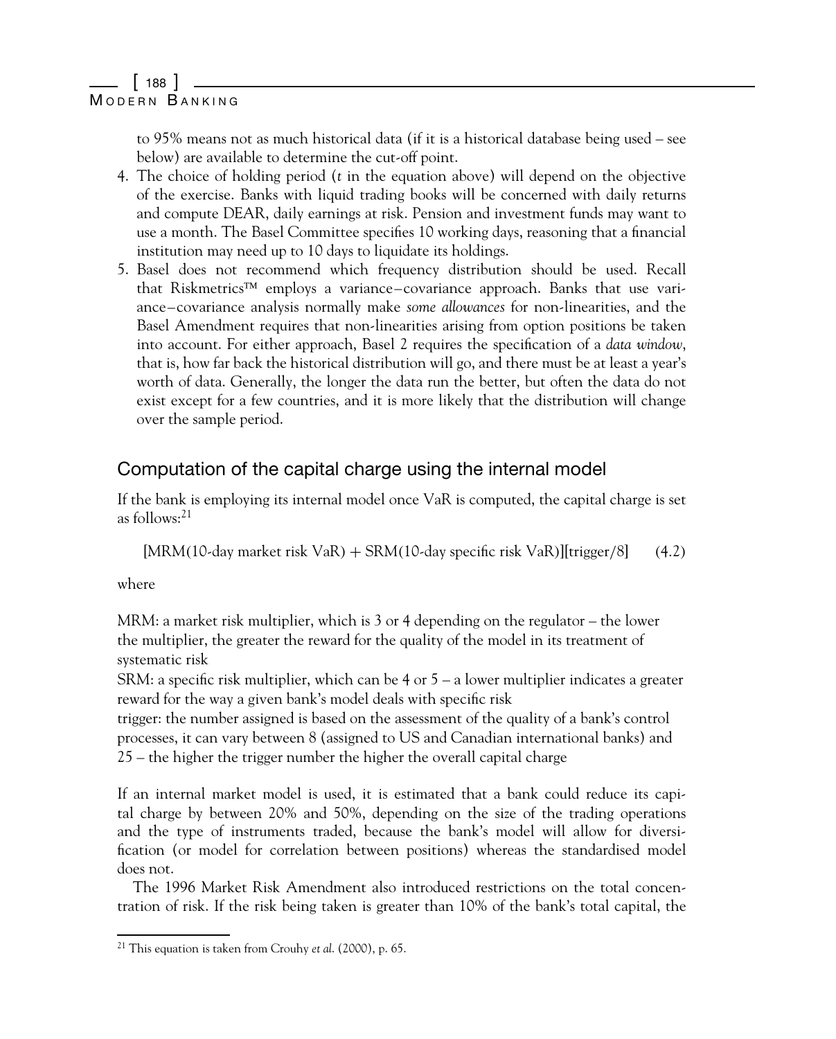to 95% means not as much historical data (if it is a historical database being used – see below) are available to determine the cut-off point.

4. The choice of holding period ($t$ in the equation above) will depend on the objective of the exercise. Banks with liquid trading books will be concerned with daily returns and compute DEAR, daily earnings at risk. Pension and investment funds may want to use a month. The Basel Committee specifies 10 working days, reasoning that a financial institution may need up to 10 days to liquidate its holdings.
5. Basel does not recommend which frequency distribution should be used. Recall that Riskmetrics™ employs a variance–covariance approach. Banks that use variance–covariance analysis normally make *some allowances* for non-linearities, and the Basel Amendment requires that non-linearities arising from option positions be taken into account. For either approach, Basel 2 requires the specification of a *data window*, that is, how far back the historical distribution will go, and there must be at least a year's worth of data. Generally, the longer the data run the better, but often the data do not exist except for a few countries, and it is more likely that the distribution will change over the sample period.

## Computation of the capital charge using the internal model

If the bank is employing its internal model once VaR is computed, the capital charge is set as follows:[21]

$$[\text{MRM}(\text{10-day market risk VaR}) + \text{SRM}(\text{10-day specific risk VaR})][\text{trigger}/8] \qquad (4.2)$$

where

MRM: a market risk multiplier, which is 3 or 4 depending on the regulator – the lower the multiplier, the greater the reward for the quality of the model in its treatment of systematic risk

SRM: a specific risk multiplier, which can be 4 or 5 – a lower multiplier indicates a greater reward for the way a given bank's model deals with specific risk

trigger: the number assigned is based on the assessment of the quality of a bank's control processes, it can vary between 8 (assigned to US and Canadian international banks) and 25 – the higher the trigger number the higher the overall capital charge

If an internal market model is used, it is estimated that a bank could reduce its capital charge by between 20% and 50%, depending on the size of the trading operations and the type of instruments traded, because the bank's model will allow for diversification (or model for correlation between positions) whereas the standardised model does not.

The 1996 Market Risk Amendment also introduced restrictions on the total concentration of risk. If the risk being taken is greater than 10% of the bank's total capital, the

[21] This equation is taken from Crouhy *et al.* (2000), p. 65.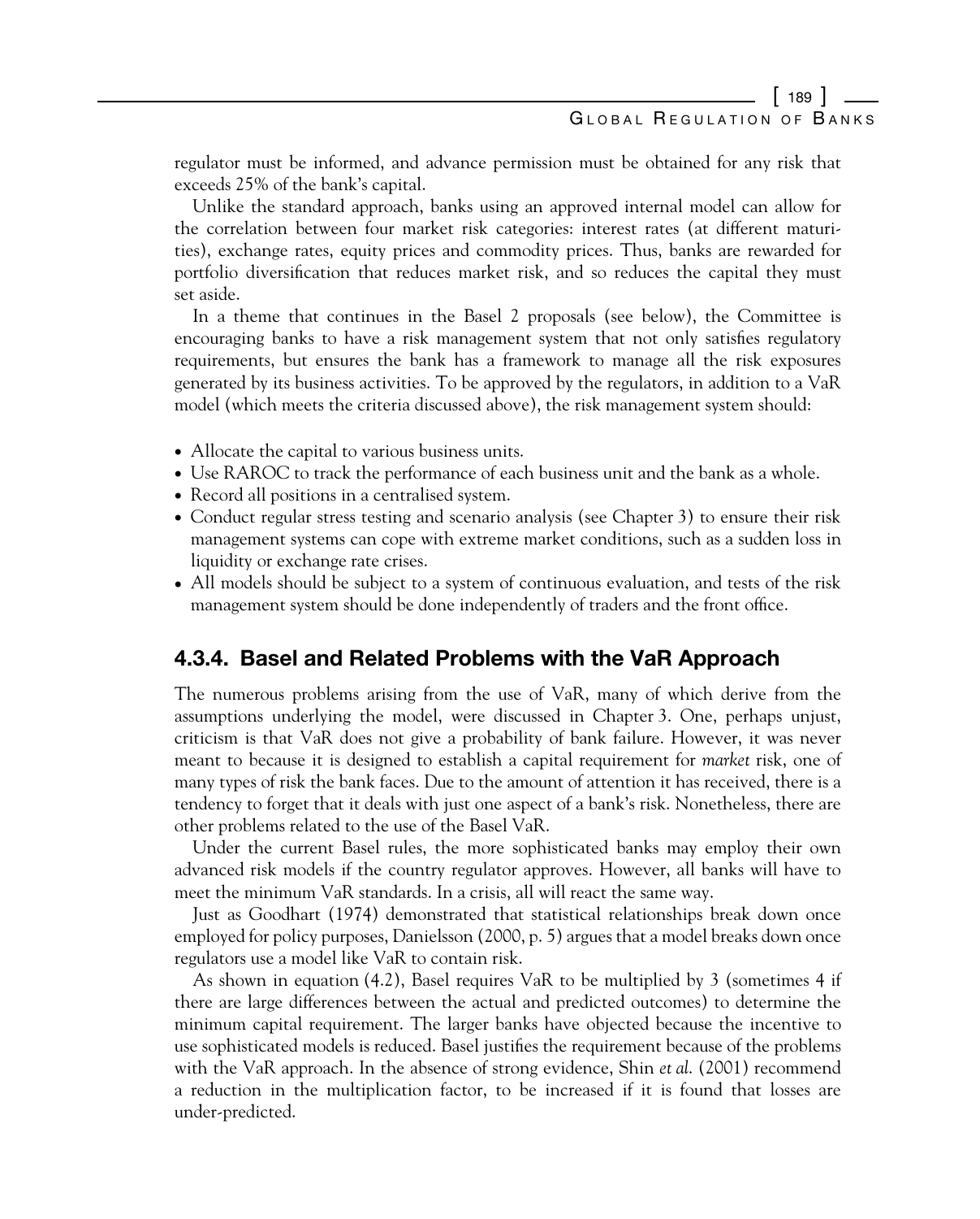regulator must be informed, and advance permission must be obtained for any risk that exceeds 25% of the bank's capital.

Unlike the standard approach, banks using an approved internal model can allow for the correlation between four market risk categories: interest rates (at different maturities), exchange rates, equity prices and commodity prices. Thus, banks are rewarded for portfolio diversification that reduces market risk, and so reduces the capital they must set aside.

In a theme that continues in the Basel 2 proposals (see below), the Committee is encouraging banks to have a risk management system that not only satisfies regulatory requirements, but ensures the bank has a framework to manage all the risk exposures generated by its business activities. To be approved by the regulators, in addition to a VaR model (which meets the criteria discussed above), the risk management system should:

- Allocate the capital to various business units.
- Use RAROC to track the performance of each business unit and the bank as a whole.
- Record all positions in a centralised system.
- Conduct regular stress testing and scenario analysis (see Chapter 3) to ensure their risk management systems can cope with extreme market conditions, such as a sudden loss in liquidity or exchange rate crises.
- All models should be subject to a system of continuous evaluation, and tests of the risk management system should be done independently of traders and the front office.

### 4.3.4. Basel and Related Problems with the VaR Approach

The numerous problems arising from the use of VaR, many of which derive from the assumptions underlying the model, were discussed in Chapter 3. One, perhaps unjust, criticism is that VaR does not give a probability of bank failure. However, it was never meant to because it is designed to establish a capital requirement for *market* risk, one of many types of risk the bank faces. Due to the amount of attention it has received, there is a tendency to forget that it deals with just one aspect of a bank's risk. Nonetheless, there are other problems related to the use of the Basel VaR.

Under the current Basel rules, the more sophisticated banks may employ their own advanced risk models if the country regulator approves. However, all banks will have to meet the minimum VaR standards. In a crisis, all will react the same way.

Just as Goodhart (1974) demonstrated that statistical relationships break down once employed for policy purposes, Danielsson (2000, p. 5) argues that a model breaks down once regulators use a model like VaR to contain risk.

As shown in equation (4.2), Basel requires VaR to be multiplied by 3 (sometimes 4 if there are large differences between the actual and predicted outcomes) to determine the minimum capital requirement. The larger banks have objected because the incentive to use sophisticated models is reduced. Basel justifies the requirement because of the problems with the VaR approach. In the absence of strong evidence, Shin *et al.* (2001) recommend a reduction in the multiplication factor, to be increased if it is found that losses are under-predicted.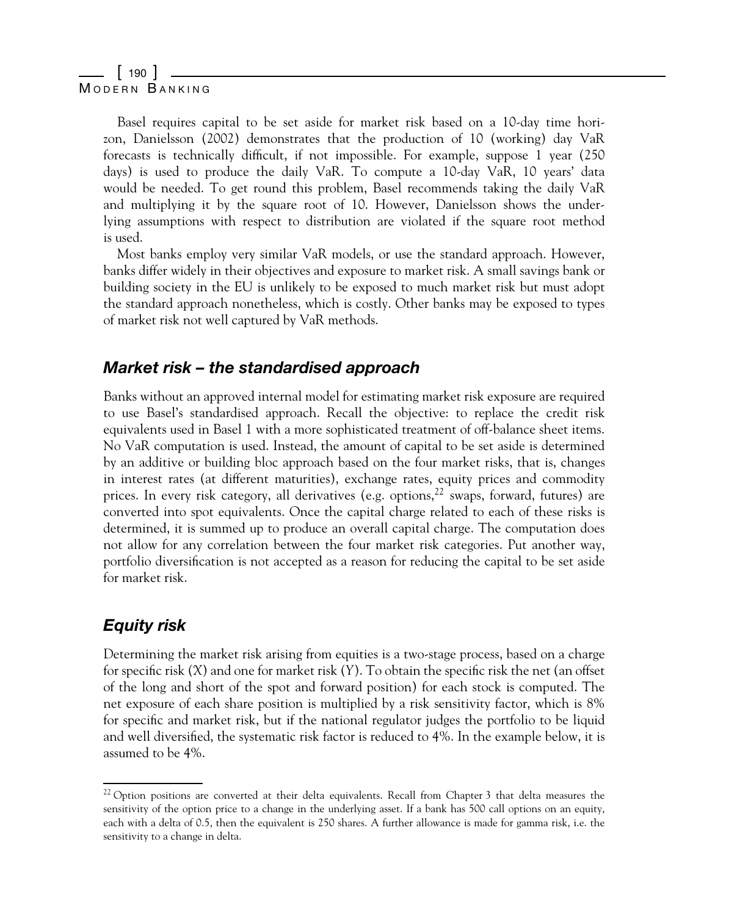Basel requires capital to be set aside for market risk based on a 10-day time horizon, Danielsson (2002) demonstrates that the production of 10 (working) day VaR forecasts is technically difficult, if not impossible. For example, suppose 1 year (250 days) is used to produce the daily VaR. To compute a 10-day VaR, 10 years' data would be needed. To get round this problem, Basel recommends taking the daily VaR and multiplying it by the square root of 10. However, Danielsson shows the underlying assumptions with respect to distribution are violated if the square root method is used.

Most banks employ very similar VaR models, or use the standard approach. However, banks differ widely in their objectives and exposure to market risk. A small savings bank or building society in the EU is unlikely to be exposed to much market risk but must adopt the standard approach nonetheless, which is costly. Other banks may be exposed to types of market risk not well captured by VaR methods.

## *Market risk – the standardised approach*

Banks without an approved internal model for estimating market risk exposure are required to use Basel's standardised approach. Recall the objective: to replace the credit risk equivalents used in Basel 1 with a more sophisticated treatment of off-balance sheet items. No VaR computation is used. Instead, the amount of capital to be set aside is determined by an additive or building bloc approach based on the four market risks, that is, changes in interest rates (at different maturities), exchange rates, equity prices and commodity prices. In every risk category, all derivatives (e.g. options,[22] swaps, forward, futures) are converted into spot equivalents. Once the capital charge related to each of these risks is determined, it is summed up to produce an overall capital charge. The computation does not allow for any correlation between the four market risk categories. Put another way, portfolio diversification is not accepted as a reason for reducing the capital to be set aside for market risk.

## *Equity risk*

Determining the market risk arising from equities is a two-stage process, based on a charge for specific risk ($X$) and one for market risk ($Y$). To obtain the specific risk the net (an offset of the long and short of the spot and forward position) for each stock is computed. The net exposure of each share position is multiplied by a risk sensitivity factor, which is 8% for specific and market risk, but if the national regulator judges the portfolio to be liquid and well diversified, the systematic risk factor is reduced to 4%. In the example below, it is assumed to be 4%.

---

[22] Option positions are converted at their delta equivalents. Recall from Chapter 3 that delta measures the sensitivity of the option price to a change in the underlying asset. If a bank has 500 call options on an equity, each with a delta of 0.5, then the equivalent is 250 shares. A further allowance is made for gamma risk, i.e. the sensitivity to a change in delta.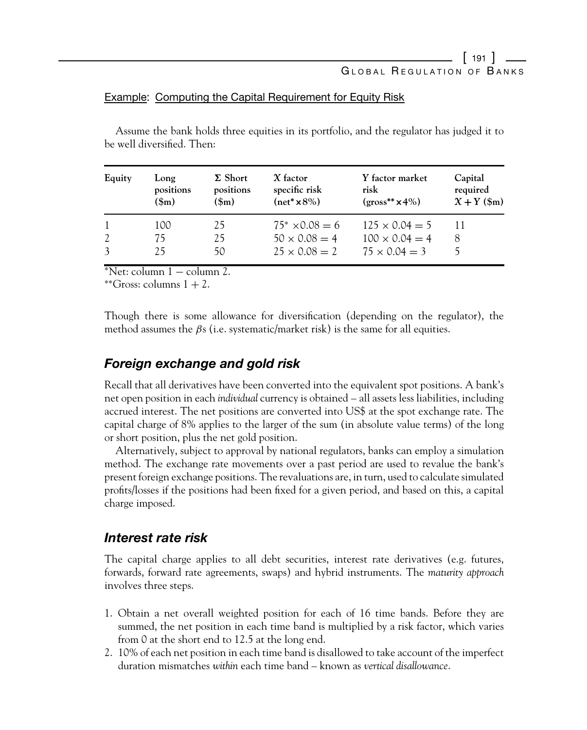Example: Computing the Capital Requirement for Equity Risk

Assume the bank holds three equities in its portfolio, and the regulator has judged it to be well diversified. Then:

| Equity | Long positions ($m) | Σ Short positions ($m) | X factor specific risk (net* × 8%) | Y factor market risk (gross** × 4%) | Capital required X + Y ($m) |
|---|---|---|---|---|---|
| 1 | 100 | 25 | $75^* \times 0.08 = 6$ | $125 \times 0.04 = 5$ | 11 |
| 2 | 75 | 25 | $50 \times 0.08 = 4$ | $100 \times 0.04 = 4$ | 8 |
| 3 | 25 | 50 | $25 \times 0.08 = 2$ | $75 \times 0.04 = 3$ | 5 |

*Net: column 1 − column 2.
**Gross: columns 1 + 2.

Though there is some allowance for diversification (depending on the regulator), the method assumes the $\beta$s (i.e. systematic/market risk) is the same for all equities.

## *Foreign exchange and gold risk*

Recall that all derivatives have been converted into the equivalent spot positions. A bank's net open position in each *individual* currency is obtained – all assets less liabilities, including accrued interest. The net positions are converted into US$ at the spot exchange rate. The capital charge of 8% applies to the larger of the sum (in absolute value terms) of the long or short position, plus the net gold position.

Alternatively, subject to approval by national regulators, banks can employ a simulation method. The exchange rate movements over a past period are used to revalue the bank's present foreign exchange positions. The revaluations are, in turn, used to calculate simulated profits/losses if the positions had been fixed for a given period, and based on this, a capital charge imposed.

## *Interest rate risk*

The capital charge applies to all debt securities, interest rate derivatives (e.g. futures, forwards, forward rate agreements, swaps) and hybrid instruments. The *maturity approach* involves three steps.

1. Obtain a net overall weighted position for each of 16 time bands. Before they are summed, the net position in each time band is multiplied by a risk factor, which varies from 0 at the short end to 12.5 at the long end.
2. 10% of each net position in each time band is disallowed to take account of the imperfect duration mismatches *within* each time band – known as *vertical disallowance*.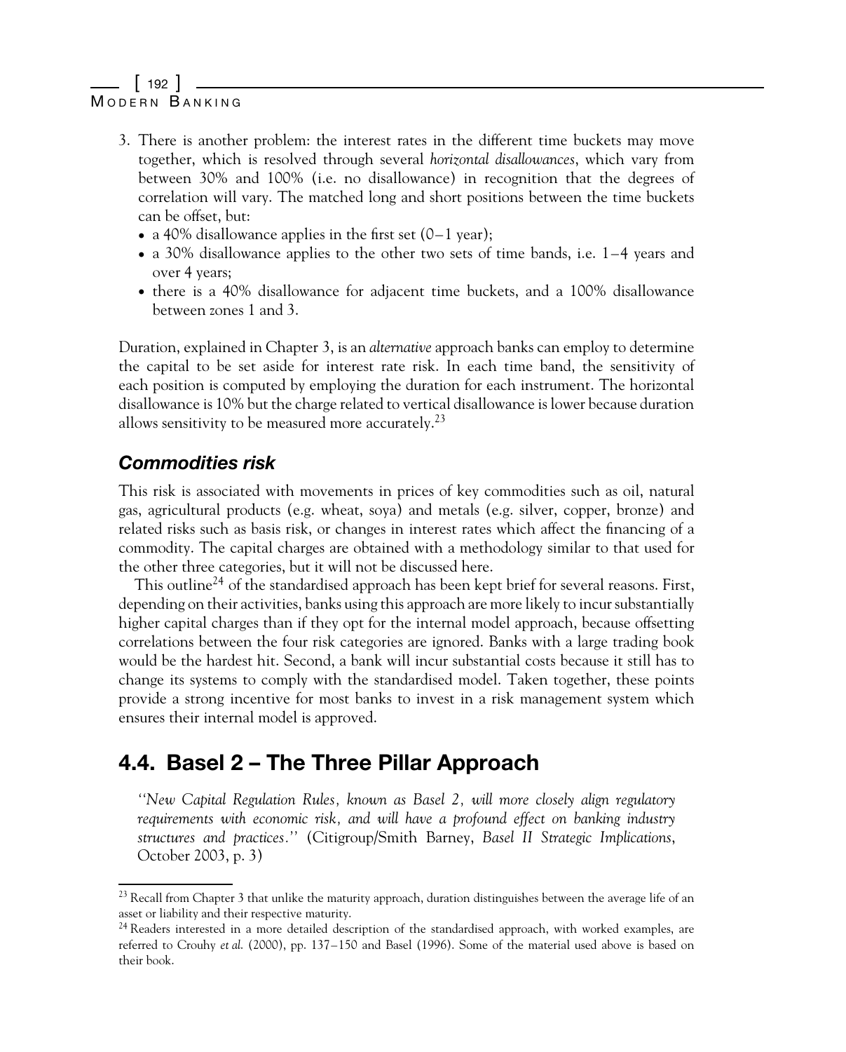3. There is another problem: the interest rates in the different time buckets may move together, which is resolved through several *horizontal disallowances*, which vary from between 30% and 100% (i.e. no disallowance) in recognition that the degrees of correlation will vary. The matched long and short positions between the time buckets can be offset, but:
   - a 40% disallowance applies in the first set (0–1 year);
   - a 30% disallowance applies to the other two sets of time bands, i.e. 1–4 years and over 4 years;
   - there is a 40% disallowance for adjacent time buckets, and a 100% disallowance between zones 1 and 3.

Duration, explained in Chapter 3, is an *alternative* approach banks can employ to determine the capital to be set aside for interest rate risk. In each time band, the sensitivity of each position is computed by employing the duration for each instrument. The horizontal disallowance is 10% but the charge related to vertical disallowance is lower because duration allows sensitivity to be measured more accurately.[23]

### *Commodities risk*

This risk is associated with movements in prices of key commodities such as oil, natural gas, agricultural products (e.g. wheat, soya) and metals (e.g. silver, copper, bronze) and related risks such as basis risk, or changes in interest rates which affect the financing of a commodity. The capital charges are obtained with a methodology similar to that used for the other three categories, but it will not be discussed here.

This outline[24] of the standardised approach has been kept brief for several reasons. First, depending on their activities, banks using this approach are more likely to incur substantially higher capital charges than if they opt for the internal model approach, because offsetting correlations between the four risk categories are ignored. Banks with a large trading book would be the hardest hit. Second, a bank will incur substantial costs because it still has to change its systems to comply with the standardised model. Taken together, these points provide a strong incentive for most banks to invest in a risk management system which ensures their internal model is approved.

## 4.4. Basel 2 – The Three Pillar Approach

*"New Capital Regulation Rules, known as Basel 2, will more closely align regulatory requirements with economic risk, and will have a profound effect on banking industry structures and practices."* (Citigroup/Smith Barney, *Basel II Strategic Implications*, October 2003, p. 3)

---

[23] Recall from Chapter 3 that unlike the maturity approach, duration distinguishes between the average life of an asset or liability and their respective maturity.

[24] Readers interested in a more detailed description of the standardised approach, with worked examples, are referred to Crouhy *et al.* (2000), pp. 137–150 and Basel (1996). Some of the material used above is based on their book.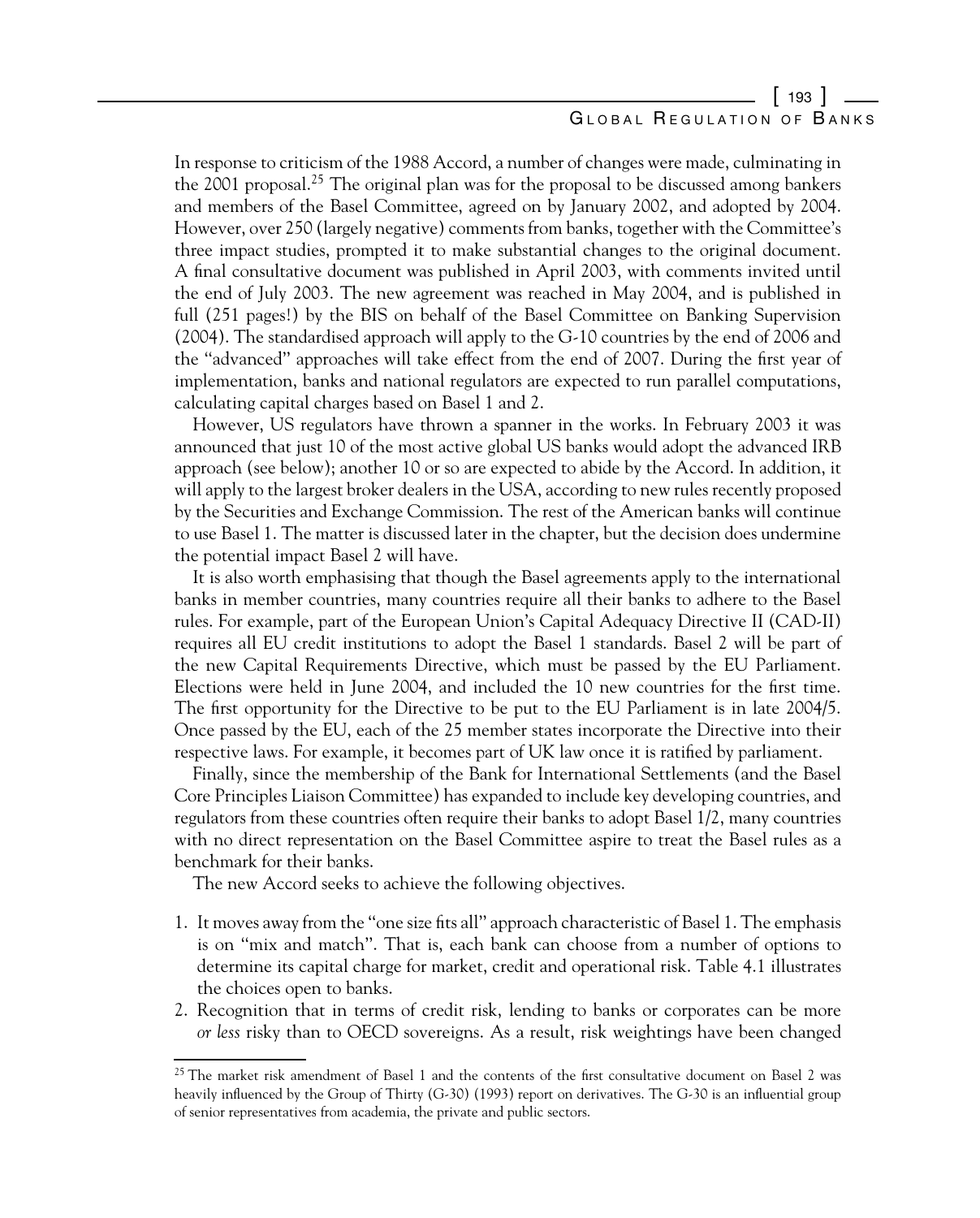In response to criticism of the 1988 Accord, a number of changes were made, culminating in the 2001 proposal.[25] The original plan was for the proposal to be discussed among bankers and members of the Basel Committee, agreed on by January 2002, and adopted by 2004. However, over 250 (largely negative) comments from banks, together with the Committee's three impact studies, prompted it to make substantial changes to the original document. A final consultative document was published in April 2003, with comments invited until the end of July 2003. The new agreement was reached in May 2004, and is published in full (251 pages!) by the BIS on behalf of the Basel Committee on Banking Supervision (2004). The standardised approach will apply to the G-10 countries by the end of 2006 and the "advanced" approaches will take effect from the end of 2007. During the first year of implementation, banks and national regulators are expected to run parallel computations, calculating capital charges based on Basel 1 and 2.

However, US regulators have thrown a spanner in the works. In February 2003 it was announced that just 10 of the most active global US banks would adopt the advanced IRB approach (see below); another 10 or so are expected to abide by the Accord. In addition, it will apply to the largest broker dealers in the USA, according to new rules recently proposed by the Securities and Exchange Commission. The rest of the American banks will continue to use Basel 1. The matter is discussed later in the chapter, but the decision does undermine the potential impact Basel 2 will have.

It is also worth emphasising that though the Basel agreements apply to the international banks in member countries, many countries require all their banks to adhere to the Basel rules. For example, part of the European Union's Capital Adequacy Directive II (CAD-II) requires all EU credit institutions to adopt the Basel 1 standards. Basel 2 will be part of the new Capital Requirements Directive, which must be passed by the EU Parliament. Elections were held in June 2004, and included the 10 new countries for the first time. The first opportunity for the Directive to be put to the EU Parliament is in late 2004/5. Once passed by the EU, each of the 25 member states incorporate the Directive into their respective laws. For example, it becomes part of UK law once it is ratified by parliament.

Finally, since the membership of the Bank for International Settlements (and the Basel Core Principles Liaison Committee) has expanded to include key developing countries, and regulators from these countries often require their banks to adopt Basel 1/2, many countries with no direct representation on the Basel Committee aspire to treat the Basel rules as a benchmark for their banks.

The new Accord seeks to achieve the following objectives.

1. It moves away from the "one size fits all" approach characteristic of Basel 1. The emphasis is on "mix and match". That is, each bank can choose from a number of options to determine its capital charge for market, credit and operational risk. Table 4.1 illustrates the choices open to banks.
2. Recognition that in terms of credit risk, lending to banks or corporates can be more *or less* risky than to OECD sovereigns. As a result, risk weightings have been changed

[25] The market risk amendment of Basel 1 and the contents of the first consultative document on Basel 2 was heavily influenced by the Group of Thirty (G-30) (1993) report on derivatives. The G-30 is an influential group of senior representatives from academia, the private and public sectors.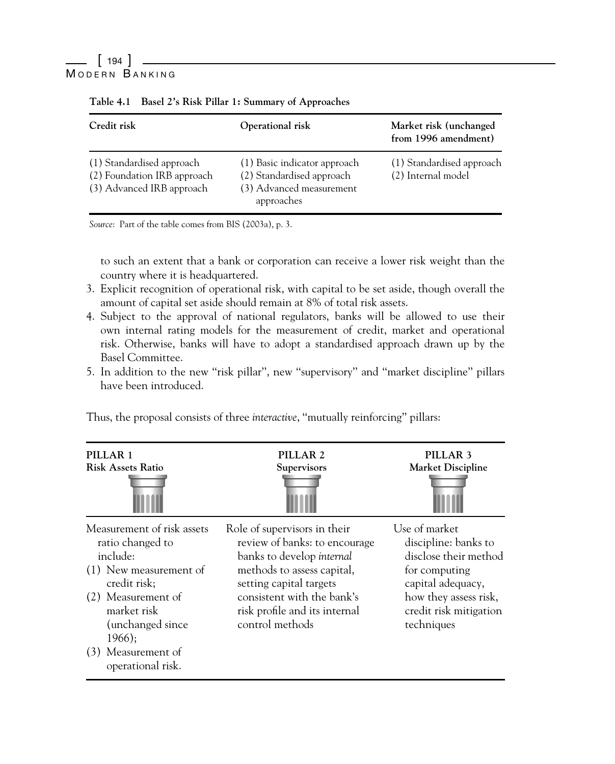**Table 4.1 Basel 2's Risk Pillar 1: Summary of Approaches**

| Credit risk | Operational risk | Market risk (unchanged from 1996 amendment) |
|---|---|---|
| (1) Standardised approach<br>(2) Foundation IRB approach<br>(3) Advanced IRB approach | (1) Basic indicator approach<br>(2) Standardised approach<br>(3) Advanced measurement approaches | (1) Standardised approach<br>(2) Internal model |

*Source*: Part of the table comes from BIS (2003a), p. 3.

to such an extent that a bank or corporation can receive a lower risk weight than the country where it is headquartered.

3. Explicit recognition of operational risk, with capital to be set aside, though overall the amount of capital set aside should remain at 8% of total risk assets.
4. Subject to the approval of national regulators, banks will be allowed to use their own internal rating models for the measurement of credit, market and operational risk. Otherwise, banks will have to adopt a standardised approach drawn up by the Basel Committee.
5. In addition to the new "risk pillar", new "supervisory" and "market discipline" pillars have been introduced.

Thus, the proposal consists of three *interactive*, "mutually reinforcing" pillars:

| PILLAR 1<br>Risk Assets Ratio | PILLAR 2<br>Supervisors | PILLAR 3<br>Market Discipline |
|---|---|---|
| Measurement of risk assets ratio changed to include:<br>(1) New measurement of credit risk;<br>(2) Measurement of market risk (unchanged since 1966);<br>(3) Measurement of operational risk. | Role of supervisors in their review of banks: to encourage banks to develop *internal* methods to assess capital, setting capital targets consistent with the bank's risk profile and its internal control methods | Use of market discipline: banks to disclose their method for computing capital adequacy, how they assess risk, credit risk mitigation techniques |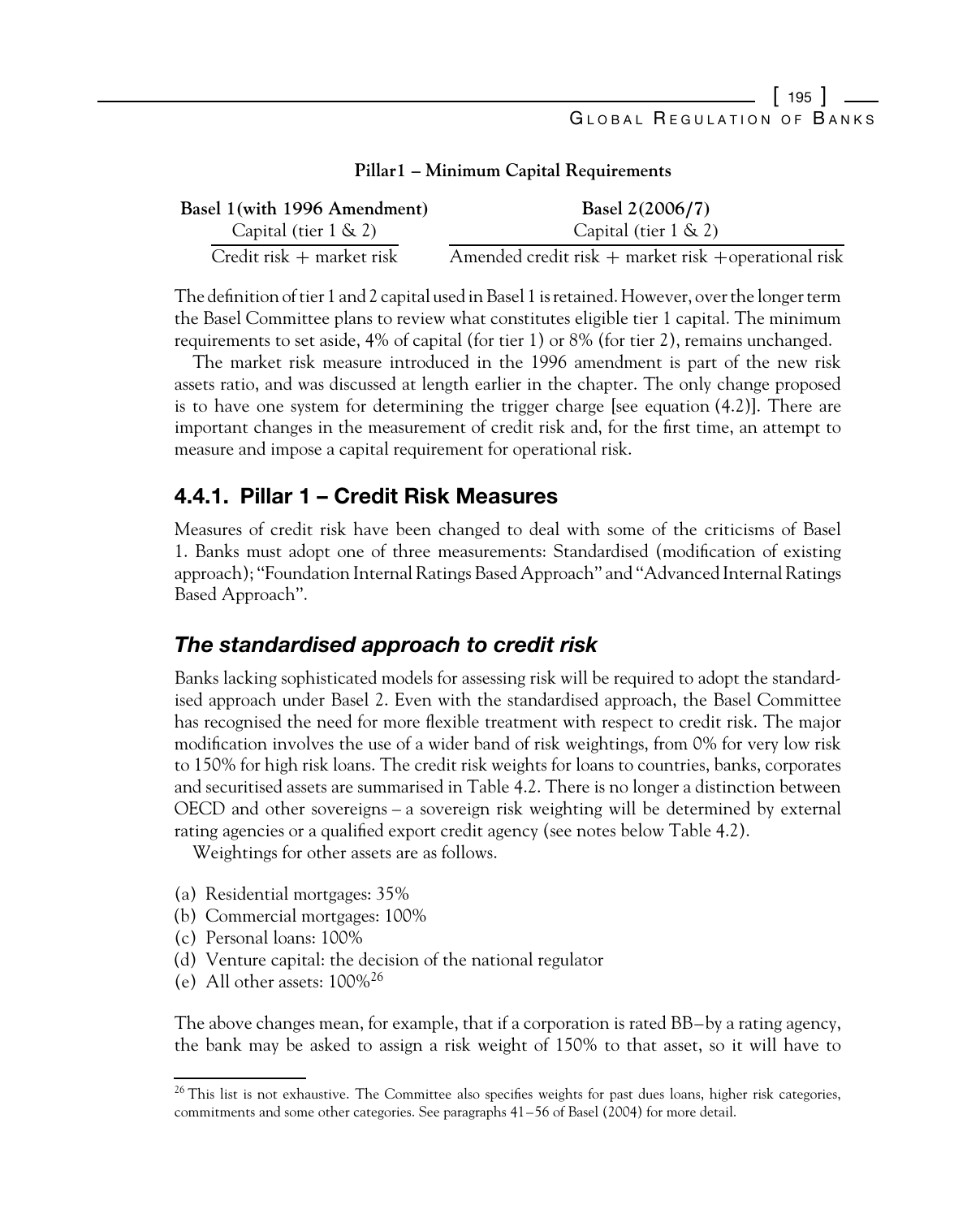**Pillar1 – Minimum Capital Requirements**

| Basel 1(with 1996 Amendment) | Basel 2(2006/7) |
|---|---|
| Capital (tier 1 & 2) | Capital (tier 1 & 2) |
| Credit risk + market risk | Amended credit risk + market risk +operational risk |

The definition of tier 1 and 2 capital used in Basel 1 is retained. However, over the longer term the Basel Committee plans to review what constitutes eligible tier 1 capital. The minimum requirements to set aside, 4% of capital (for tier 1) or 8% (for tier 2), remains unchanged.

The market risk measure introduced in the 1996 amendment is part of the new risk assets ratio, and was discussed at length earlier in the chapter. The only change proposed is to have one system for determining the trigger charge [see equation (4.2)]. There are important changes in the measurement of credit risk and, for the first time, an attempt to measure and impose a capital requirement for operational risk.

## 4.4.1. Pillar 1 – Credit Risk Measures

Measures of credit risk have been changed to deal with some of the criticisms of Basel 1. Banks must adopt one of three measurements: Standardised (modification of existing approach); "Foundation Internal Ratings Based Approach" and "Advanced Internal Ratings Based Approach".

### *The standardised approach to credit risk*

Banks lacking sophisticated models for assessing risk will be required to adopt the standardised approach under Basel 2. Even with the standardised approach, the Basel Committee has recognised the need for more flexible treatment with respect to credit risk. The major modification involves the use of a wider band of risk weightings, from 0% for very low risk to 150% for high risk loans. The credit risk weights for loans to countries, banks, corporates and securitised assets are summarised in Table 4.2. There is no longer a distinction between OECD and other sovereigns – a sovereign risk weighting will be determined by external rating agencies or a qualified export credit agency (see notes below Table 4.2).

Weightings for other assets are as follows.

(a) Residential mortgages: 35%
(b) Commercial mortgages: 100%
(c) Personal loans: 100%
(d) Venture capital: the decision of the national regulator
(e) All other assets: 100%[26]

The above changes mean, for example, that if a corporation is rated BB– by a rating agency, the bank may be asked to assign a risk weight of 150% to that asset, so it will have to

[26] This list is not exhaustive. The Committee also specifies weights for past dues loans, higher risk categories, commitments and some other categories. See paragraphs 41–56 of Basel (2004) for more detail.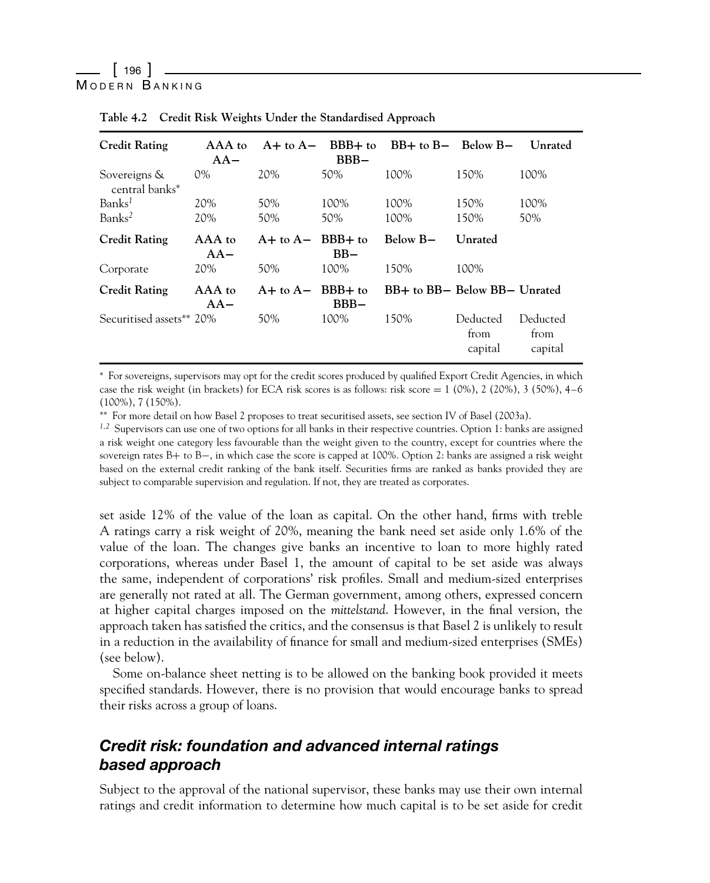**Table 4.2 Credit Risk Weights Under the Standardised Approach**

| Credit Rating | AAA to AA− | A+ to A− | BBB+ to BBB− | BB+ to B− | Below B− | Unrated |
|---|---|---|---|---|---|---|
| Sovereigns & central banks* | 0% | 20% | 50% | 100% | 150% | 100% |
| Banks[1] | 20% | 50% | 100% | 100% | 150% | 100% |
| Banks[2] | 20% | 50% | 50% | 100% | 150% | 50% |
| **Credit Rating** | **AAA to AA−** | **A+ to A−** | **BBB+ to BB−** | **Below B−** | **Unrated** | |
| Corporate | 20% | 50% | 100% | 150% | 100% | |
| **Credit Rating** | **AAA to AA−** | **A+ to A−** | **BBB+ to BBB−** | **BB+ to BB−** | **Below BB−** | **Unrated** |
| Securitised assets** | 20% | 50% | 100% | 150% | Deducted from capital | Deducted from capital |

\* For sovereigns, supervisors may opt for the credit scores produced by qualified Export Credit Agencies, in which case the risk weight (in brackets) for ECA risk scores is as follows: risk score = 1 (0%), 2 (20%), 3 (50%), 4–6 (100%), 7 (150%).

\** For more detail on how Basel 2 proposes to treat securitised assets, see section IV of Basel (2003a).

[1,2] Supervisors can use one of two options for all banks in their respective countries. Option 1: banks are assigned a risk weight one category less favourable than the weight given to the country, except for countries where the sovereign rates B+ to B−, in which case the score is capped at 100%. Option 2: banks are assigned a risk weight based on the external credit ranking of the bank itself. Securities firms are ranked as banks provided they are subject to comparable supervision and regulation. If not, they are treated as corporates.

set aside 12% of the value of the loan as capital. On the other hand, firms with treble A ratings carry a risk weight of 20%, meaning the bank need set aside only 1.6% of the value of the loan. The changes give banks an incentive to loan to more highly rated corporations, whereas under Basel 1, the amount of capital to be set aside was always the same, independent of corporations' risk profiles. Small and medium-sized enterprises are generally not rated at all. The German government, among others, expressed concern at higher capital charges imposed on the *mittelstand*. However, in the final version, the approach taken has satisfied the critics, and the consensus is that Basel 2 is unlikely to result in a reduction in the availability of finance for small and medium-sized enterprises (SMEs) (see below).

Some on-balance sheet netting is to be allowed on the banking book provided it meets specified standards. However, there is no provision that would encourage banks to spread their risks across a group of loans.

### *Credit risk: foundation and advanced internal ratings based approach*

Subject to the approval of the national supervisor, these banks may use their own internal ratings and credit information to determine how much capital is to be set aside for credit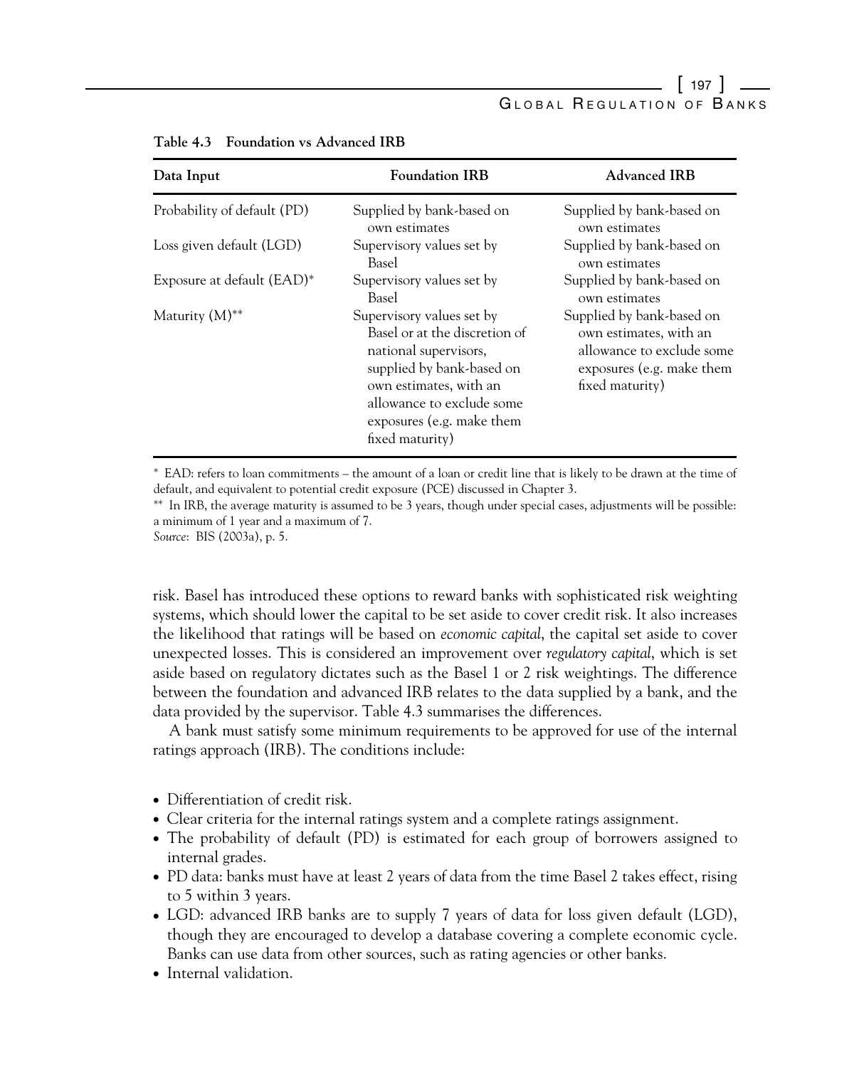**Table 4.3 Foundation vs Advanced IRB**

| Data Input | Foundation IRB | Advanced IRB |
|---|---|---|
| Probability of default (PD) | Supplied by bank-based on own estimates | Supplied by bank-based on own estimates |
| Loss given default (LGD) | Supervisory values set by Basel | Supplied by bank-based on own estimates |
| Exposure at default (EAD)* | Supervisory values set by Basel | Supplied by bank-based on own estimates |
| Maturity (M)** | Supervisory values set by Basel or at the discretion of national supervisors, supplied by bank-based on own estimates, with an allowance to exclude some exposures (e.g. make them fixed maturity) | Supplied by bank-based on own estimates, with an allowance to exclude some exposures (e.g. make them fixed maturity) |

* EAD: refers to loan commitments – the amount of a loan or credit line that is likely to be drawn at the time of default, and equivalent to potential credit exposure (PCE) discussed in Chapter 3.

** In IRB, the average maturity is assumed to be 3 years, though under special cases, adjustments will be possible: a minimum of 1 year and a maximum of 7.

*Source*: BIS (2003a), p. 5.

risk. Basel has introduced these options to reward banks with sophisticated risk weighting systems, which should lower the capital to be set aside to cover credit risk. It also increases the likelihood that ratings will be based on *economic capital*, the capital set aside to cover unexpected losses. This is considered an improvement over *regulatory capital*, which is set aside based on regulatory dictates such as the Basel 1 or 2 risk weightings. The difference between the foundation and advanced IRB relates to the data supplied by a bank, and the data provided by the supervisor. Table 4.3 summarises the differences.

A bank must satisfy some minimum requirements to be approved for use of the internal ratings approach (IRB). The conditions include:

- Differentiation of credit risk.
- Clear criteria for the internal ratings system and a complete ratings assignment.
- The probability of default (PD) is estimated for each group of borrowers assigned to internal grades.
- PD data: banks must have at least 2 years of data from the time Basel 2 takes effect, rising to 5 within 3 years.
- LGD: advanced IRB banks are to supply 7 years of data for loss given default (LGD), though they are encouraged to develop a database covering a complete economic cycle. Banks can use data from other sources, such as rating agencies or other banks.
- Internal validation.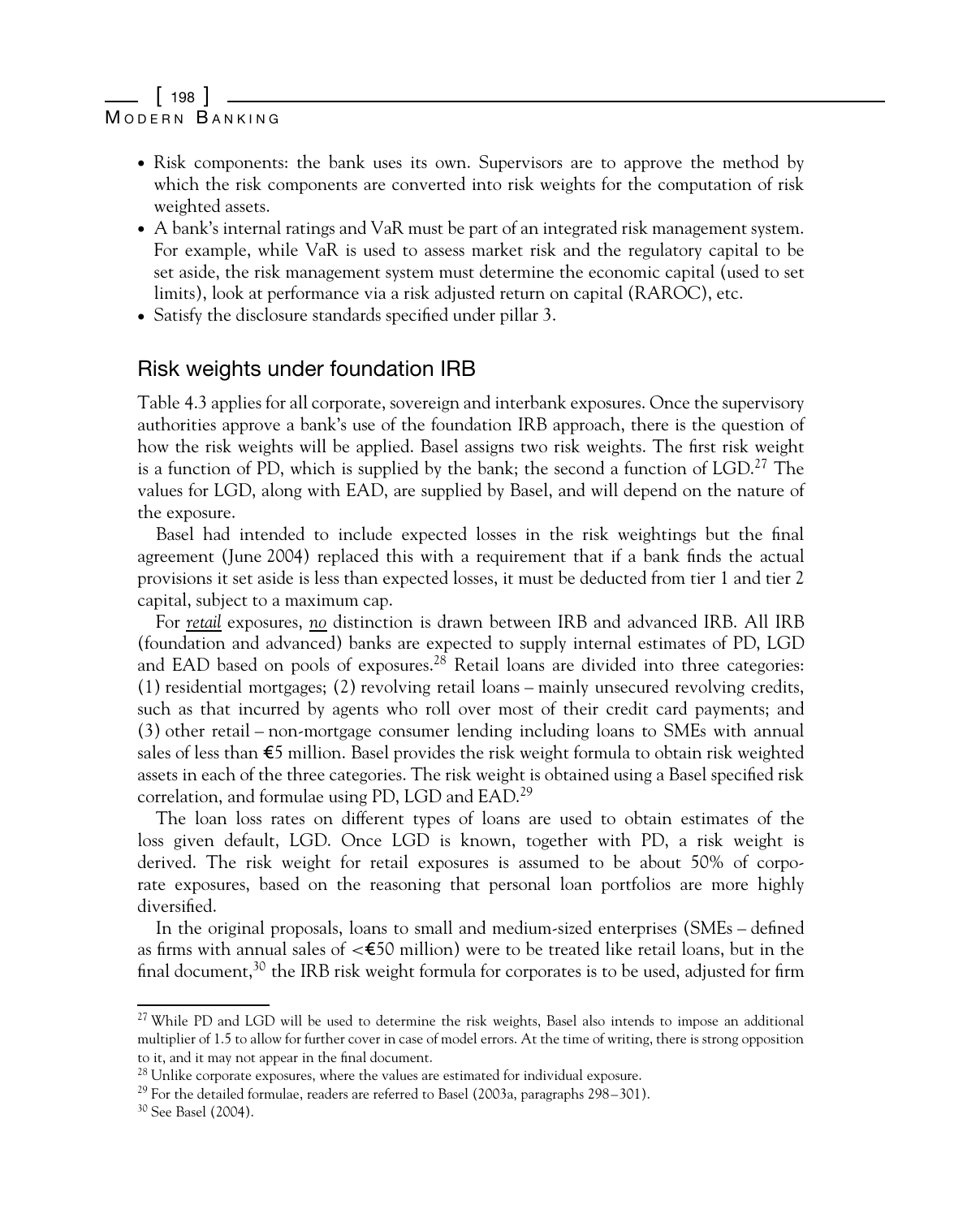- Risk components: the bank uses its own. Supervisors are to approve the method by which the risk components are converted into risk weights for the computation of risk weighted assets.
- A bank's internal ratings and VaR must be part of an integrated risk management system. For example, while VaR is used to assess market risk and the regulatory capital to be set aside, the risk management system must determine the economic capital (used to set limits), look at performance via a risk adjusted return on capital (RAROC), etc.
- Satisfy the disclosure standards specified under pillar 3.

## Risk weights under foundation IRB

Table 4.3 applies for all corporate, sovereign and interbank exposures. Once the supervisory authorities approve a bank's use of the foundation IRB approach, there is the question of how the risk weights will be applied. Basel assigns two risk weights. The first risk weight is a function of PD, which is supplied by the bank; the second a function of LGD.[27] The values for LGD, along with EAD, are supplied by Basel, and will depend on the nature of the exposure.

Basel had intended to include expected losses in the risk weightings but the final agreement (June 2004) replaced this with a requirement that if a bank finds the actual provisions it set aside is less than expected losses, it must be deducted from tier 1 and tier 2 capital, subject to a maximum cap.

For ***retail*** exposures, ***no*** distinction is drawn between IRB and advanced IRB. All IRB (foundation and advanced) banks are expected to supply internal estimates of PD, LGD and EAD based on pools of exposures.[28] Retail loans are divided into three categories: (1) residential mortgages; (2) revolving retail loans – mainly unsecured revolving credits, such as that incurred by agents who roll over most of their credit card payments; and (3) other retail – non-mortgage consumer lending including loans to SMEs with annual sales of less than €5 million. Basel provides the risk weight formula to obtain risk weighted assets in each of the three categories. The risk weight is obtained using a Basel specified risk correlation, and formulae using PD, LGD and EAD.[29]

The loan loss rates on different types of loans are used to obtain estimates of the loss given default, LGD. Once LGD is known, together with PD, a risk weight is derived. The risk weight for retail exposures is assumed to be about 50% of corporate exposures, based on the reasoning that personal loan portfolios are more highly diversified.

In the original proposals, loans to small and medium-sized enterprises (SMEs – defined as firms with annual sales of <€50 million) were to be treated like retail loans, but in the final document,[30] the IRB risk weight formula for corporates is to be used, adjusted for firm

---

[27] While PD and LGD will be used to determine the risk weights, Basel also intends to impose an additional multiplier of 1.5 to allow for further cover in case of model errors. At the time of writing, there is strong opposition to it, and it may not appear in the final document.

[28] Unlike corporate exposures, where the values are estimated for individual exposure.

[29] For the detailed formulae, readers are referred to Basel (2003a, paragraphs 298–301).

[30] See Basel (2004).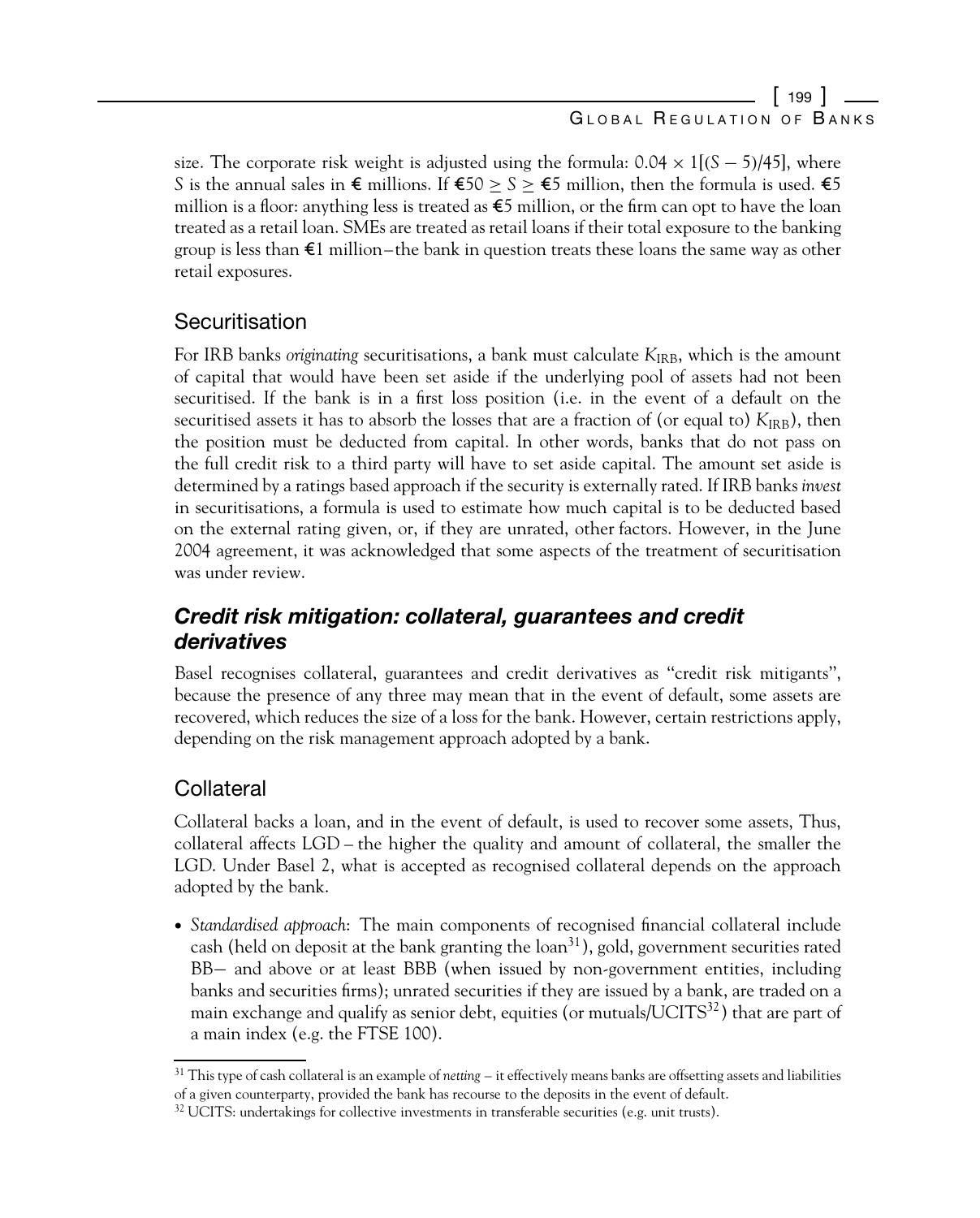size. The corporate risk weight is adjusted using the formula: $0.04 \times 1[(S - 5)/45]$, where $S$ is the annual sales in € millions. If €$50 \geq S \geq$ €5 million, then the formula is used. €5 million is a floor: anything less is treated as €5 million, or the firm can opt to have the loan treated as a retail loan. SMEs are treated as retail loans if their total exposure to the banking group is less than €1 million – the bank in question treats these loans the same way as other retail exposures.

## Securitisation

For IRB banks *originating* securitisations, a bank must calculate $K_{IRB}$, which is the amount of capital that would have been set aside if the underlying pool of assets had not been securitised. If the bank is in a first loss position (i.e. in the event of a default on the securitised assets it has to absorb the losses that are a fraction of (or equal to) $K_{IRB}$), then the position must be deducted from capital. In other words, banks that do not pass on the full credit risk to a third party will have to set aside capital. The amount set aside is determined by a ratings based approach if the security is externally rated. If IRB banks *invest* in securitisations, a formula is used to estimate how much capital is to be deducted based on the external rating given, or, if they are unrated, other factors. However, in the June 2004 agreement, it was acknowledged that some aspects of the treatment of securitisation was under review.

### *Credit risk mitigation: collateral, guarantees and credit derivatives*

Basel recognises collateral, guarantees and credit derivatives as "credit risk mitigants", because the presence of any three may mean that in the event of default, some assets are recovered, which reduces the size of a loss for the bank. However, certain restrictions apply, depending on the risk management approach adopted by a bank.

## Collateral

Collateral backs a loan, and in the event of default, is used to recover some assets, Thus, collateral affects LGD – the higher the quality and amount of collateral, the smaller the LGD. Under Basel 2, what is accepted as recognised collateral depends on the approach adopted by the bank.

- *Standardised approach*: The main components of recognised financial collateral include cash (held on deposit at the bank granting the loan[31]), gold, government securities rated BB− and above or at least BBB (when issued by non-government entities, including banks and securities firms); unrated securities if they are issued by a bank, are traded on a main exchange and qualify as senior debt, equities (or mutuals/UCITS[32]) that are part of a main index (e.g. the FTSE 100).

[31] This type of cash collateral is an example of *netting* – it effectively means banks are offsetting assets and liabilities of a given counterparty, provided the bank has recourse to the deposits in the event of default.

[32] UCITS: undertakings for collective investments in transferable securities (e.g. unit trusts).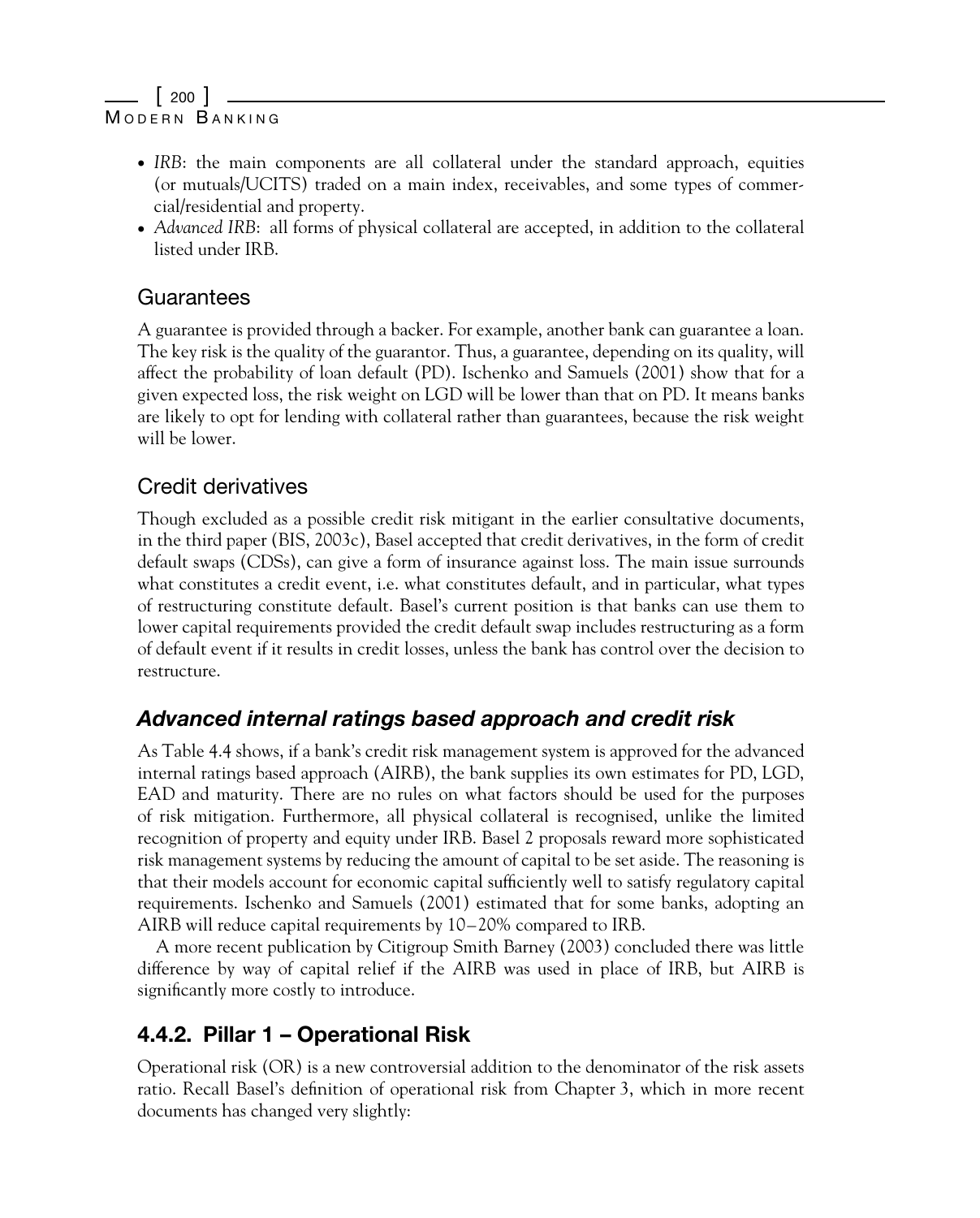- *IRB*: the main components are all collateral under the standard approach, equities (or mutuals/UCITS) traded on a main index, receivables, and some types of commercial/residential and property.
- *Advanced IRB*: all forms of physical collateral are accepted, in addition to the collateral listed under IRB.

### Guarantees

A guarantee is provided through a backer. For example, another bank can guarantee a loan. The key risk is the quality of the guarantor. Thus, a guarantee, depending on its quality, will affect the probability of loan default (PD). Ischenko and Samuels (2001) show that for a given expected loss, the risk weight on LGD will be lower than that on PD. It means banks are likely to opt for lending with collateral rather than guarantees, because the risk weight will be lower.

### Credit derivatives

Though excluded as a possible credit risk mitigant in the earlier consultative documents, in the third paper (BIS, 2003c), Basel accepted that credit derivatives, in the form of credit default swaps (CDSs), can give a form of insurance against loss. The main issue surrounds what constitutes a credit event, i.e. what constitutes default, and in particular, what types of restructuring constitute default. Basel's current position is that banks can use them to lower capital requirements provided the credit default swap includes restructuring as a form of default event if it results in credit losses, unless the bank has control over the decision to restructure.

### *Advanced internal ratings based approach and credit risk*

As Table 4.4 shows, if a bank's credit risk management system is approved for the advanced internal ratings based approach (AIRB), the bank supplies its own estimates for PD, LGD, EAD and maturity. There are no rules on what factors should be used for the purposes of risk mitigation. Furthermore, all physical collateral is recognised, unlike the limited recognition of property and equity under IRB. Basel 2 proposals reward more sophisticated risk management systems by reducing the amount of capital to be set aside. The reasoning is that their models account for economic capital sufficiently well to satisfy regulatory capital requirements. Ischenko and Samuels (2001) estimated that for some banks, adopting an AIRB will reduce capital requirements by 10–20% compared to IRB.

A more recent publication by Citigroup Smith Barney (2003) concluded there was little difference by way of capital relief if the AIRB was used in place of IRB, but AIRB is significantly more costly to introduce.

## 4.4.2. Pillar 1 – Operational Risk

Operational risk (OR) is a new controversial addition to the denominator of the risk assets ratio. Recall Basel's definition of operational risk from Chapter 3, which in more recent documents has changed very slightly: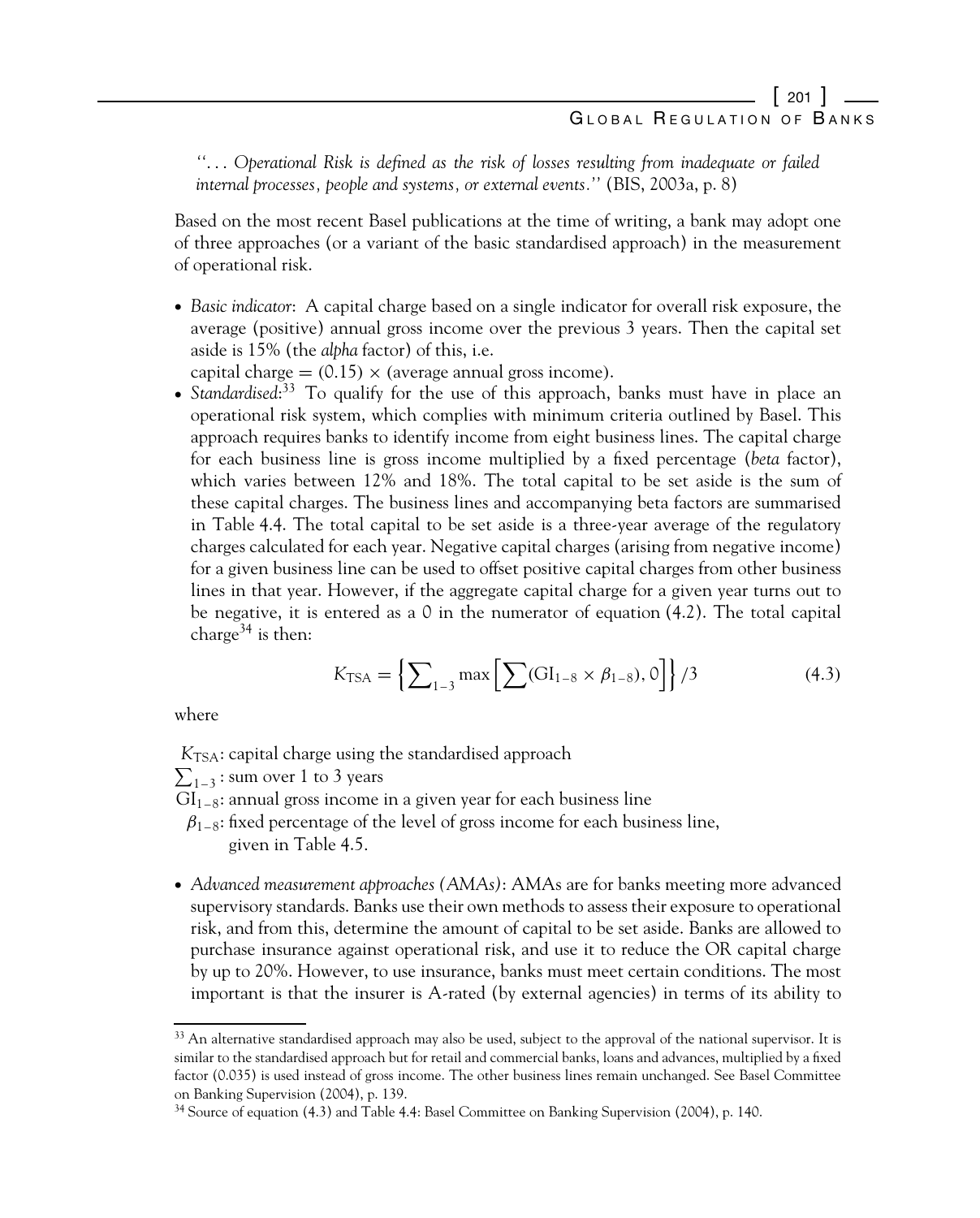"... *Operational Risk is defined as the risk of losses resulting from inadequate or failed internal processes, people and systems, or external events.*" (BIS, 2003a, p. 8)

Based on the most recent Basel publications at the time of writing, a bank may adopt one of three approaches (or a variant of the basic standardised approach) in the measurement of operational risk.

- *Basic indicator*: A capital charge based on a single indicator for overall risk exposure, the average (positive) annual gross income over the previous 3 years. Then the capital set aside is 15% (the *alpha* factor) of this, i.e.
  capital charge = (0.15) × (average annual gross income).
- *Standardised*:[33] To qualify for the use of this approach, banks must have in place an operational risk system, which complies with minimum criteria outlined by Basel. This approach requires banks to identify income from eight business lines. The capital charge for each business line is gross income multiplied by a fixed percentage (*beta* factor), which varies between 12% and 18%. The total capital to be set aside is the sum of these capital charges. The business lines and accompanying beta factors are summarised in Table 4.4. The total capital to be set aside is a three-year average of the regulatory charges calculated for each year. Negative capital charges (arising from negative income) for a given business line can be used to offset positive capital charges from other business lines in that year. However, if the aggregate capital charge for a given year turns out to be negative, it is entered as a 0 in the numerator of equation (4.2). The total capital charge[34] is then:

$$K_{\text{TSA}} = \left\{ \sum\nolimits_{1-3} \max \left[ \sum (\text{GI}_{1-8} \times \beta_{1-8}), 0 \right] \right\} / 3 \tag{4.3}$$

where

$K_{\text{TSA}}$: capital charge using the standardised approach
$\sum_{1-3}$: sum over 1 to 3 years
$\text{GI}_{1-8}$: annual gross income in a given year for each business line
$\beta_{1-8}$: fixed percentage of the level of gross income for each business line, given in Table 4.5.

- *Advanced measurement approaches (AMAs)*: AMAs are for banks meeting more advanced supervisory standards. Banks use their own methods to assess their exposure to operational risk, and from this, determine the amount of capital to be set aside. Banks are allowed to purchase insurance against operational risk, and use it to reduce the OR capital charge by up to 20%. However, to use insurance, banks must meet certain conditions. The most important is that the insurer is A-rated (by external agencies) in terms of its ability to

---

[33] An alternative standardised approach may also be used, subject to the approval of the national supervisor. It is similar to the standardised approach but for retail and commercial banks, loans and advances, multiplied by a fixed factor (0.035) is used instead of gross income. The other business lines remain unchanged. See Basel Committee on Banking Supervision (2004), p. 139.

[34] Source of equation (4.3) and Table 4.4: Basel Committee on Banking Supervision (2004), p. 140.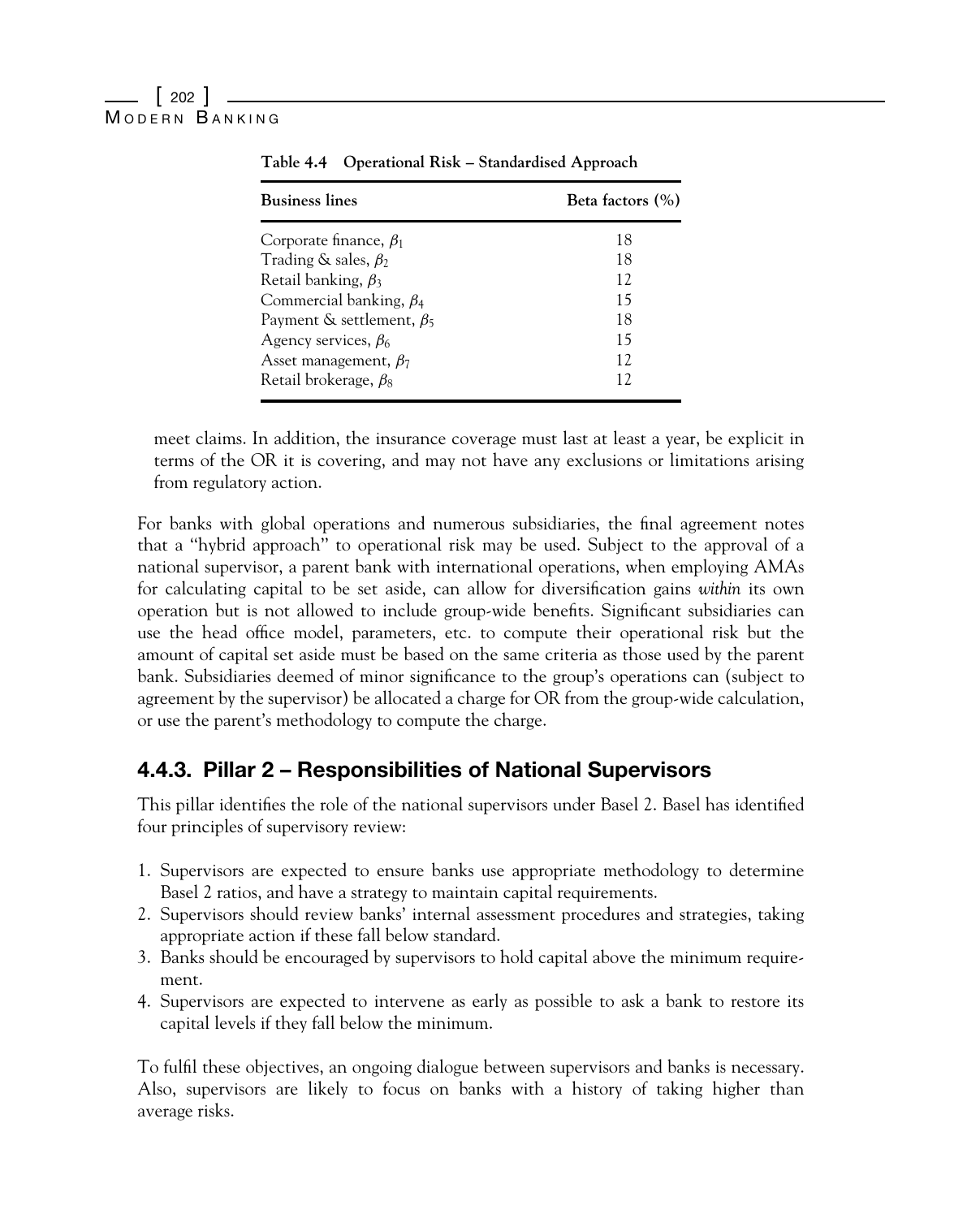**Table 4.4 Operational Risk – Standardised Approach**

| Business lines | Beta factors (%) |
|---|---|
| Corporate finance, $\beta_1$ | 18 |
| Trading & sales, $\beta_2$ | 18 |
| Retail banking, $\beta_3$ | 12 |
| Commercial banking, $\beta_4$ | 15 |
| Payment & settlement, $\beta_5$ | 18 |
| Agency services, $\beta_6$ | 15 |
| Asset management, $\beta_7$ | 12 |
| Retail brokerage, $\beta_8$ | 12 |

meet claims. In addition, the insurance coverage must last at least a year, be explicit in terms of the OR it is covering, and may not have any exclusions or limitations arising from regulatory action.

For banks with global operations and numerous subsidiaries, the final agreement notes that a "hybrid approach" to operational risk may be used. Subject to the approval of a national supervisor, a parent bank with international operations, when employing AMAs for calculating capital to be set aside, can allow for diversification gains *within* its own operation but is not allowed to include group-wide benefits. Significant subsidiaries can use the head office model, parameters, etc. to compute their operational risk but the amount of capital set aside must be based on the same criteria as those used by the parent bank. Subsidiaries deemed of minor significance to the group's operations can (subject to agreement by the supervisor) be allocated a charge for OR from the group-wide calculation, or use the parent's methodology to compute the charge.

### 4.4.3. Pillar 2 – Responsibilities of National Supervisors

This pillar identifies the role of the national supervisors under Basel 2. Basel has identified four principles of supervisory review:

1. Supervisors are expected to ensure banks use appropriate methodology to determine Basel 2 ratios, and have a strategy to maintain capital requirements.
2. Supervisors should review banks' internal assessment procedures and strategies, taking appropriate action if these fall below standard.
3. Banks should be encouraged by supervisors to hold capital above the minimum requirement.
4. Supervisors are expected to intervene as early as possible to ask a bank to restore its capital levels if they fall below the minimum.

To fulfil these objectives, an ongoing dialogue between supervisors and banks is necessary. Also, supervisors are likely to focus on banks with a history of taking higher than average risks.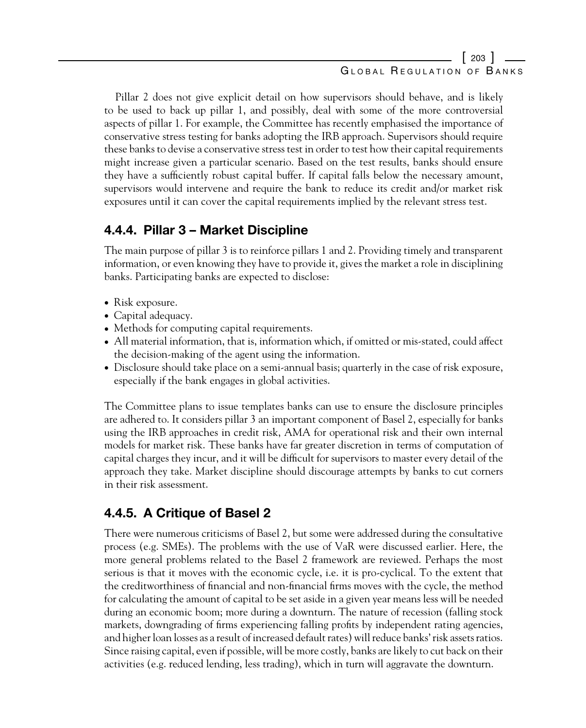Pillar 2 does not give explicit detail on how supervisors should behave, and is likely to be used to back up pillar 1, and possibly, deal with some of the more controversial aspects of pillar 1. For example, the Committee has recently emphasised the importance of conservative stress testing for banks adopting the IRB approach. Supervisors should require these banks to devise a conservative stress test in order to test how their capital requirements might increase given a particular scenario. Based on the test results, banks should ensure they have a sufficiently robust capital buffer. If capital falls below the necessary amount, supervisors would intervene and require the bank to reduce its credit and/or market risk exposures until it can cover the capital requirements implied by the relevant stress test.

### 4.4.4. Pillar 3 – Market Discipline

The main purpose of pillar 3 is to reinforce pillars 1 and 2. Providing timely and transparent information, or even knowing they have to provide it, gives the market a role in disciplining banks. Participating banks are expected to disclose:

- Risk exposure.
- Capital adequacy.
- Methods for computing capital requirements.
- All material information, that is, information which, if omitted or mis-stated, could affect the decision-making of the agent using the information.
- Disclosure should take place on a semi-annual basis; quarterly in the case of risk exposure, especially if the bank engages in global activities.

The Committee plans to issue templates banks can use to ensure the disclosure principles are adhered to. It considers pillar 3 an important component of Basel 2, especially for banks using the IRB approaches in credit risk, AMA for operational risk and their own internal models for market risk. These banks have far greater discretion in terms of computation of capital charges they incur, and it will be difficult for supervisors to master every detail of the approach they take. Market discipline should discourage attempts by banks to cut corners in their risk assessment.

### 4.4.5. A Critique of Basel 2

There were numerous criticisms of Basel 2, but some were addressed during the consultative process (e.g. SMEs). The problems with the use of VaR were discussed earlier. Here, the more general problems related to the Basel 2 framework are reviewed. Perhaps the most serious is that it moves with the economic cycle, i.e. it is pro-cyclical. To the extent that the creditworthiness of financial and non-financial firms moves with the cycle, the method for calculating the amount of capital to be set aside in a given year means less will be needed during an economic boom; more during a downturn. The nature of recession (falling stock markets, downgrading of firms experiencing falling profits by independent rating agencies, and higher loan losses as a result of increased default rates) will reduce banks' risk assets ratios. Since raising capital, even if possible, will be more costly, banks are likely to cut back on their activities (e.g. reduced lending, less trading), which in turn will aggravate the downturn.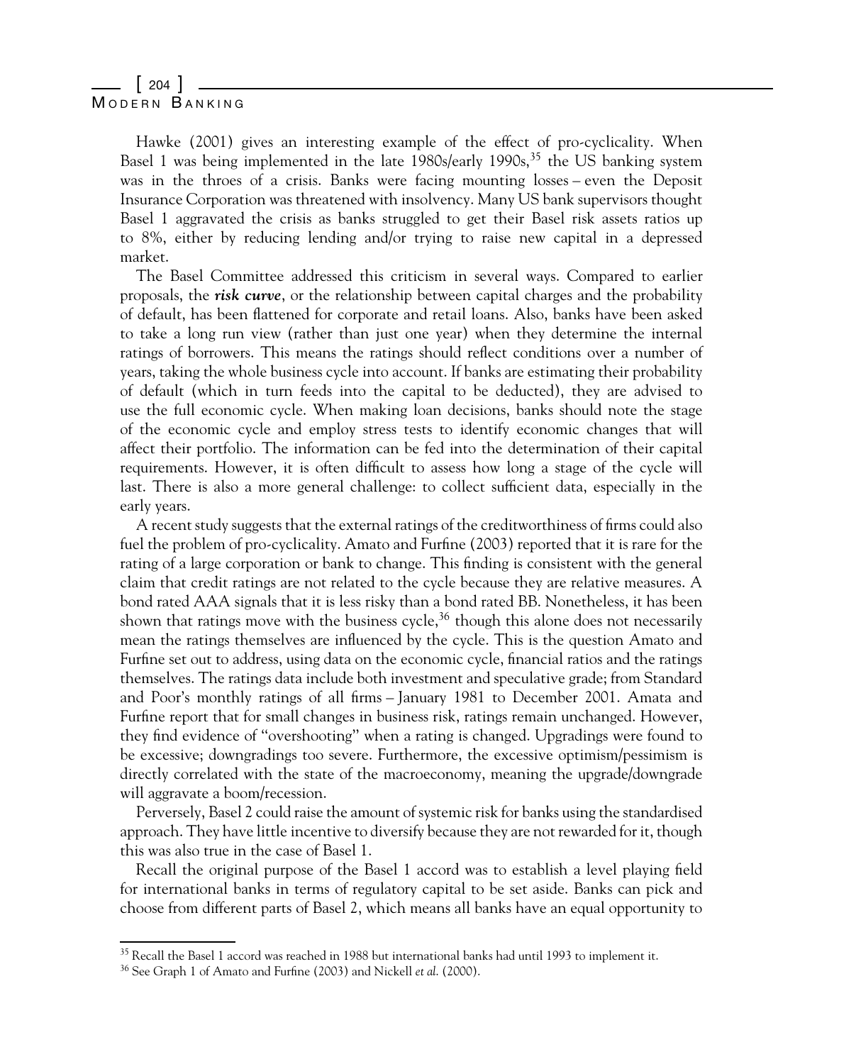Hawke (2001) gives an interesting example of the effect of pro-cyclicality. When Basel 1 was being implemented in the late 1980s/early 1990s,[35] the US banking system was in the throes of a crisis. Banks were facing mounting losses – even the Deposit Insurance Corporation was threatened with insolvency. Many US bank supervisors thought Basel 1 aggravated the crisis as banks struggled to get their Basel risk assets ratios up to 8%, either by reducing lending and/or trying to raise new capital in a depressed market.

The Basel Committee addressed this criticism in several ways. Compared to earlier proposals, the ***risk curve***, or the relationship between capital charges and the probability of default, has been flattened for corporate and retail loans. Also, banks have been asked to take a long run view (rather than just one year) when they determine the internal ratings of borrowers. This means the ratings should reflect conditions over a number of years, taking the whole business cycle into account. If banks are estimating their probability of default (which in turn feeds into the capital to be deducted), they are advised to use the full economic cycle. When making loan decisions, banks should note the stage of the economic cycle and employ stress tests to identify economic changes that will affect their portfolio. The information can be fed into the determination of their capital requirements. However, it is often difficult to assess how long a stage of the cycle will last. There is also a more general challenge: to collect sufficient data, especially in the early years.

A recent study suggests that the external ratings of the creditworthiness of firms could also fuel the problem of pro-cyclicality. Amato and Furfine (2003) reported that it is rare for the rating of a large corporation or bank to change. This finding is consistent with the general claim that credit ratings are not related to the cycle because they are relative measures. A bond rated AAA signals that it is less risky than a bond rated BB. Nonetheless, it has been shown that ratings move with the business cycle,[36] though this alone does not necessarily mean the ratings themselves are influenced by the cycle. This is the question Amato and Furfine set out to address, using data on the economic cycle, financial ratios and the ratings themselves. The ratings data include both investment and speculative grade; from Standard and Poor's monthly ratings of all firms – January 1981 to December 2001. Amata and Furfine report that for small changes in business risk, ratings remain unchanged. However, they find evidence of "overshooting" when a rating is changed. Upgradings were found to be excessive; downgradings too severe. Furthermore, the excessive optimism/pessimism is directly correlated with the state of the macroeconomy, meaning the upgrade/downgrade will aggravate a boom/recession.

Perversely, Basel 2 could raise the amount of systemic risk for banks using the standardised approach. They have little incentive to diversify because they are not rewarded for it, though this was also true in the case of Basel 1.

Recall the original purpose of the Basel 1 accord was to establish a level playing field for international banks in terms of regulatory capital to be set aside. Banks can pick and choose from different parts of Basel 2, which means all banks have an equal opportunity to

---

[35] Recall the Basel 1 accord was reached in 1988 but international banks had until 1993 to implement it.

[36] See Graph 1 of Amato and Furfine (2003) and Nickell *et al.* (2000).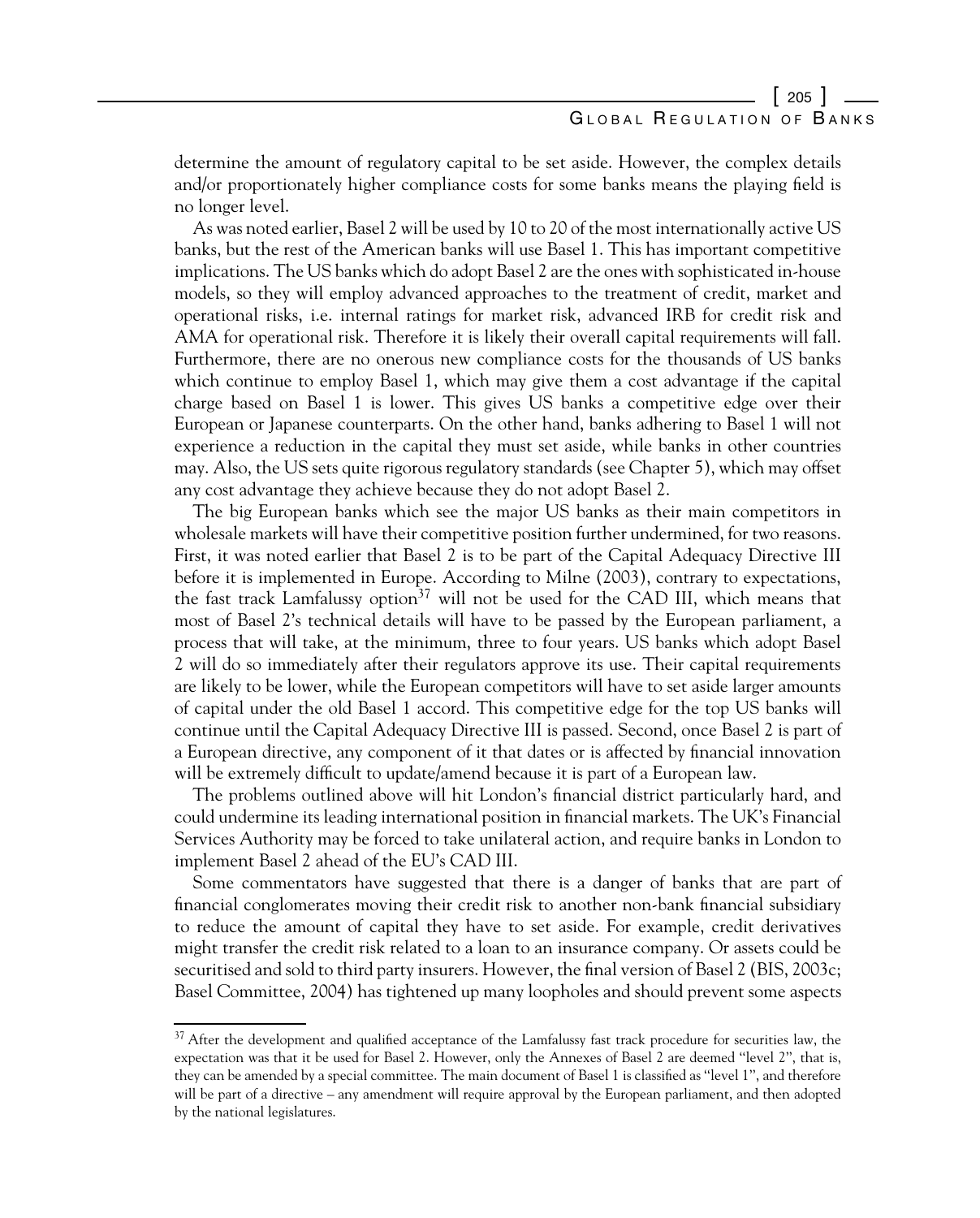determine the amount of regulatory capital to be set aside. However, the complex details and/or proportionately higher compliance costs for some banks means the playing field is no longer level.

As was noted earlier, Basel 2 will be used by 10 to 20 of the most internationally active US banks, but the rest of the American banks will use Basel 1. This has important competitive implications. The US banks which do adopt Basel 2 are the ones with sophisticated in-house models, so they will employ advanced approaches to the treatment of credit, market and operational risks, i.e. internal ratings for market risk, advanced IRB for credit risk and AMA for operational risk. Therefore it is likely their overall capital requirements will fall. Furthermore, there are no onerous new compliance costs for the thousands of US banks which continue to employ Basel 1, which may give them a cost advantage if the capital charge based on Basel 1 is lower. This gives US banks a competitive edge over their European or Japanese counterparts. On the other hand, banks adhering to Basel 1 will not experience a reduction in the capital they must set aside, while banks in other countries may. Also, the US sets quite rigorous regulatory standards (see Chapter 5), which may offset any cost advantage they achieve because they do not adopt Basel 2.

The big European banks which see the major US banks as their main competitors in wholesale markets will have their competitive position further undermined, for two reasons. First, it was noted earlier that Basel 2 is to be part of the Capital Adequacy Directive III before it is implemented in Europe. According to Milne (2003), contrary to expectations, the fast track Lamfalussy option[37] will not be used for the CAD III, which means that most of Basel 2's technical details will have to be passed by the European parliament, a process that will take, at the minimum, three to four years. US banks which adopt Basel 2 will do so immediately after their regulators approve its use. Their capital requirements are likely to be lower, while the European competitors will have to set aside larger amounts of capital under the old Basel 1 accord. This competitive edge for the top US banks will continue until the Capital Adequacy Directive III is passed. Second, once Basel 2 is part of a European directive, any component of it that dates or is affected by financial innovation will be extremely difficult to update/amend because it is part of a European law.

The problems outlined above will hit London's financial district particularly hard, and could undermine its leading international position in financial markets. The UK's Financial Services Authority may be forced to take unilateral action, and require banks in London to implement Basel 2 ahead of the EU's CAD III.

Some commentators have suggested that there is a danger of banks that are part of financial conglomerates moving their credit risk to another non-bank financial subsidiary to reduce the amount of capital they have to set aside. For example, credit derivatives might transfer the credit risk related to a loan to an insurance company. Or assets could be securitised and sold to third party insurers. However, the final version of Basel 2 (BIS, 2003c; Basel Committee, 2004) has tightened up many loopholes and should prevent some aspects

---

[37] After the development and qualified acceptance of the Lamfalussy fast track procedure for securities law, the expectation was that it be used for Basel 2. However, only the Annexes of Basel 2 are deemed "level 2", that is, they can be amended by a special committee. The main document of Basel 1 is classified as "level 1", and therefore will be part of a directive – any amendment will require approval by the European parliament, and then adopted by the national legislatures.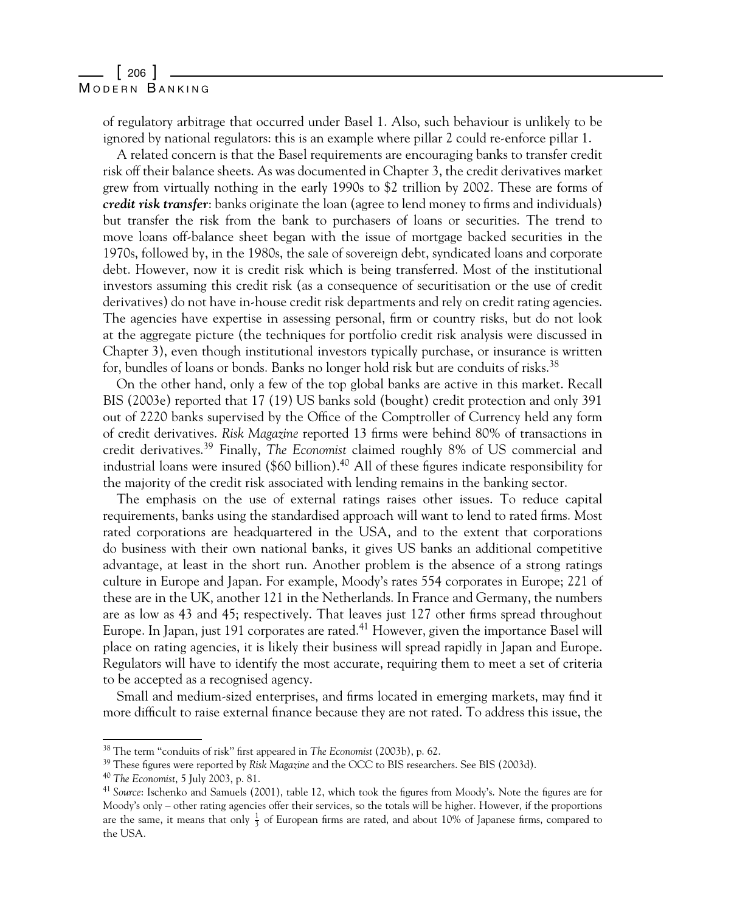of regulatory arbitrage that occurred under Basel 1. Also, such behaviour is unlikely to be ignored by national regulators: this is an example where pillar 2 could re-enforce pillar 1.

A related concern is that the Basel requirements are encouraging banks to transfer credit risk off their balance sheets. As was documented in Chapter 3, the credit derivatives market grew from virtually nothing in the early 1990s to $2 trillion by 2002. These are forms of ***credit risk transfer***: banks originate the loan (agree to lend money to firms and individuals) but transfer the risk from the bank to purchasers of loans or securities. The trend to move loans off-balance sheet began with the issue of mortgage backed securities in the 1970s, followed by, in the 1980s, the sale of sovereign debt, syndicated loans and corporate debt. However, now it is credit risk which is being transferred. Most of the institutional investors assuming this credit risk (as a consequence of securitisation or the use of credit derivatives) do not have in-house credit risk departments and rely on credit rating agencies. The agencies have expertise in assessing personal, firm or country risks, but do not look at the aggregate picture (the techniques for portfolio credit risk analysis were discussed in Chapter 3), even though institutional investors typically purchase, or insurance is written for, bundles of loans or bonds. Banks no longer hold risk but are conduits of risks.[38]

On the other hand, only a few of the top global banks are active in this market. Recall BIS (2003e) reported that 17 (19) US banks sold (bought) credit protection and only 391 out of 2220 banks supervised by the Office of the Comptroller of Currency held any form of credit derivatives. *Risk Magazine* reported 13 firms were behind 80% of transactions in credit derivatives.[39] Finally, *The Economist* claimed roughly 8% of US commercial and industrial loans were insured ($60 billion).[40] All of these figures indicate responsibility for the majority of the credit risk associated with lending remains in the banking sector.

The emphasis on the use of external ratings raises other issues. To reduce capital requirements, banks using the standardised approach will want to lend to rated firms. Most rated corporations are headquartered in the USA, and to the extent that corporations do business with their own national banks, it gives US banks an additional competitive advantage, at least in the short run. Another problem is the absence of a strong ratings culture in Europe and Japan. For example, Moody's rates 554 corporates in Europe; 221 of these are in the UK, another 121 in the Netherlands. In France and Germany, the numbers are as low as 43 and 45; respectively. That leaves just 127 other firms spread throughout Europe. In Japan, just 191 corporates are rated.[41] However, given the importance Basel will place on rating agencies, it is likely their business will spread rapidly in Japan and Europe. Regulators will have to identify the most accurate, requiring them to meet a set of criteria to be accepted as a recognised agency.

Small and medium-sized enterprises, and firms located in emerging markets, may find it more difficult to raise external finance because they are not rated. To address this issue, the

---

[38] The term "conduits of risk" first appeared in *The Economist* (2003b), p. 62.

[39] These figures were reported by *Risk Magazine* and the OCC to BIS researchers. See BIS (2003d).

[40] *The Economist*, 5 July 2003, p. 81.

[41] *Source*: Ischenko and Samuels (2001), table 12, which took the figures from Moody's. Note the figures are for Moody's only – other rating agencies offer their services, so the totals will be higher. However, if the proportions are the same, it means that only $\frac{1}{3}$ of European firms are rated, and about 10% of Japanese firms, compared to the USA.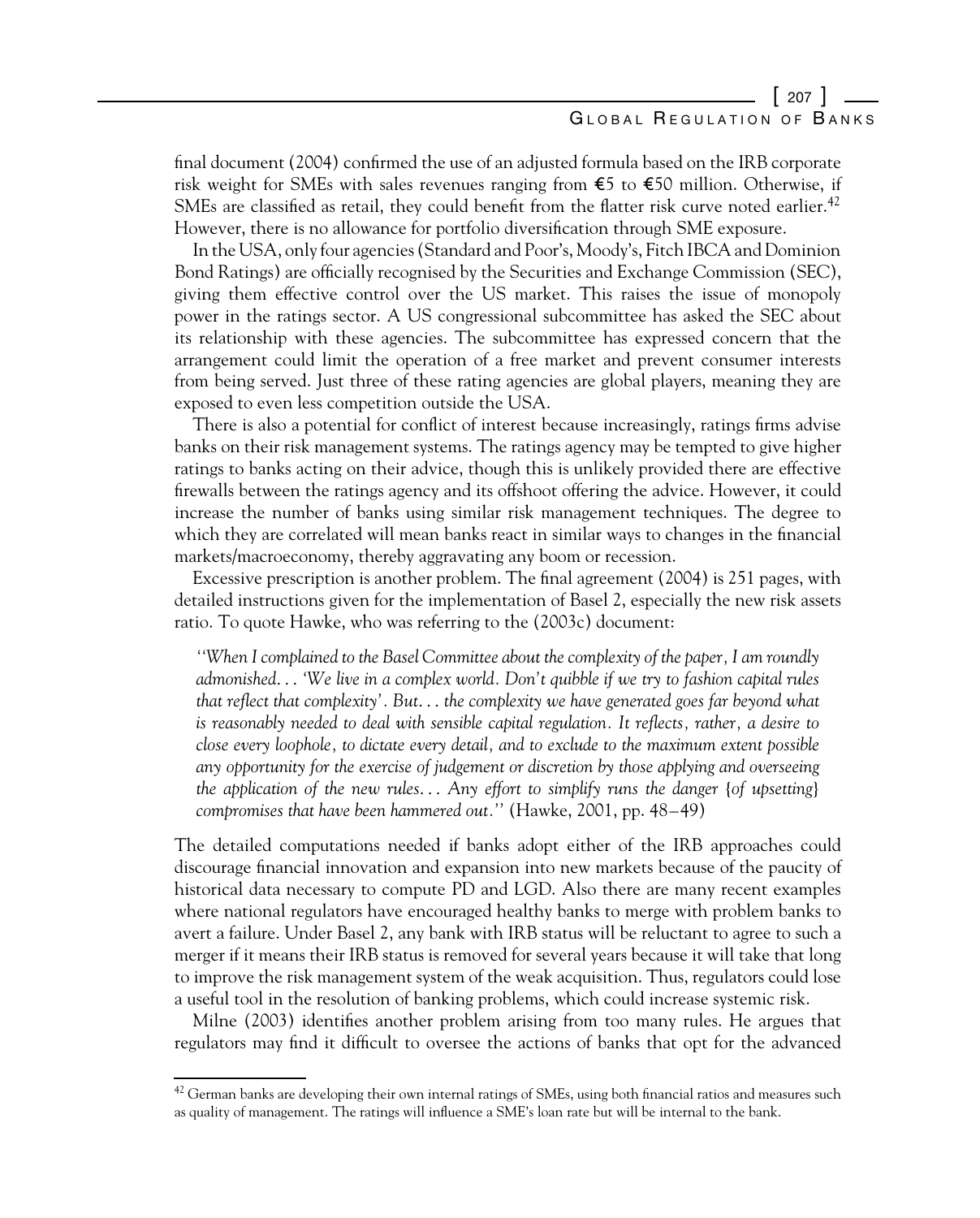final document (2004) confirmed the use of an adjusted formula based on the IRB corporate risk weight for SMEs with sales revenues ranging from €5 to €50 million. Otherwise, if SMEs are classified as retail, they could benefit from the flatter risk curve noted earlier.[42] However, there is no allowance for portfolio diversification through SME exposure.

In the USA, only four agencies (Standard and Poor's, Moody's, Fitch IBCA and Dominion Bond Ratings) are officially recognised by the Securities and Exchange Commission (SEC), giving them effective control over the US market. This raises the issue of monopoly power in the ratings sector. A US congressional subcommittee has asked the SEC about its relationship with these agencies. The subcommittee has expressed concern that the arrangement could limit the operation of a free market and prevent consumer interests from being served. Just three of these rating agencies are global players, meaning they are exposed to even less competition outside the USA.

There is also a potential for conflict of interest because increasingly, ratings firms advise banks on their risk management systems. The ratings agency may be tempted to give higher ratings to banks acting on their advice, though this is unlikely provided there are effective firewalls between the ratings agency and its offshoot offering the advice. However, it could increase the number of banks using similar risk management techniques. The degree to which they are correlated will mean banks react in similar ways to changes in the financial markets/macroeconomy, thereby aggravating any boom or recession.

Excessive prescription is another problem. The final agreement (2004) is 251 pages, with detailed instructions given for the implementation of Basel 2, especially the new risk assets ratio. To quote Hawke, who was referring to the (2003c) document:

> *''When I complained to the Basel Committee about the complexity of the paper, I am roundly admonished... 'We live in a complex world. Don't quibble if we try to fashion capital rules that reflect that complexity'. But... the complexity we have generated goes far beyond what is reasonably needed to deal with sensible capital regulation. It reflects, rather, a desire to close every loophole, to dictate every detail, and to exclude to the maximum extent possible any opportunity for the exercise of judgement or discretion by those applying and overseeing the application of the new rules... Any effort to simplify runs the danger {of upsetting} compromises that have been hammered out.''* (Hawke, 2001, pp. 48–49)

The detailed computations needed if banks adopt either of the IRB approaches could discourage financial innovation and expansion into new markets because of the paucity of historical data necessary to compute PD and LGD. Also there are many recent examples where national regulators have encouraged healthy banks to merge with problem banks to avert a failure. Under Basel 2, any bank with IRB status will be reluctant to agree to such a merger if it means their IRB status is removed for several years because it will take that long to improve the risk management system of the weak acquisition. Thus, regulators could lose a useful tool in the resolution of banking problems, which could increase systemic risk.

Milne (2003) identifies another problem arising from too many rules. He argues that regulators may find it difficult to oversee the actions of banks that opt for the advanced

---

[42] German banks are developing their own internal ratings of SMEs, using both financial ratios and measures such as quality of management. The ratings will influence a SME's loan rate but will be internal to the bank.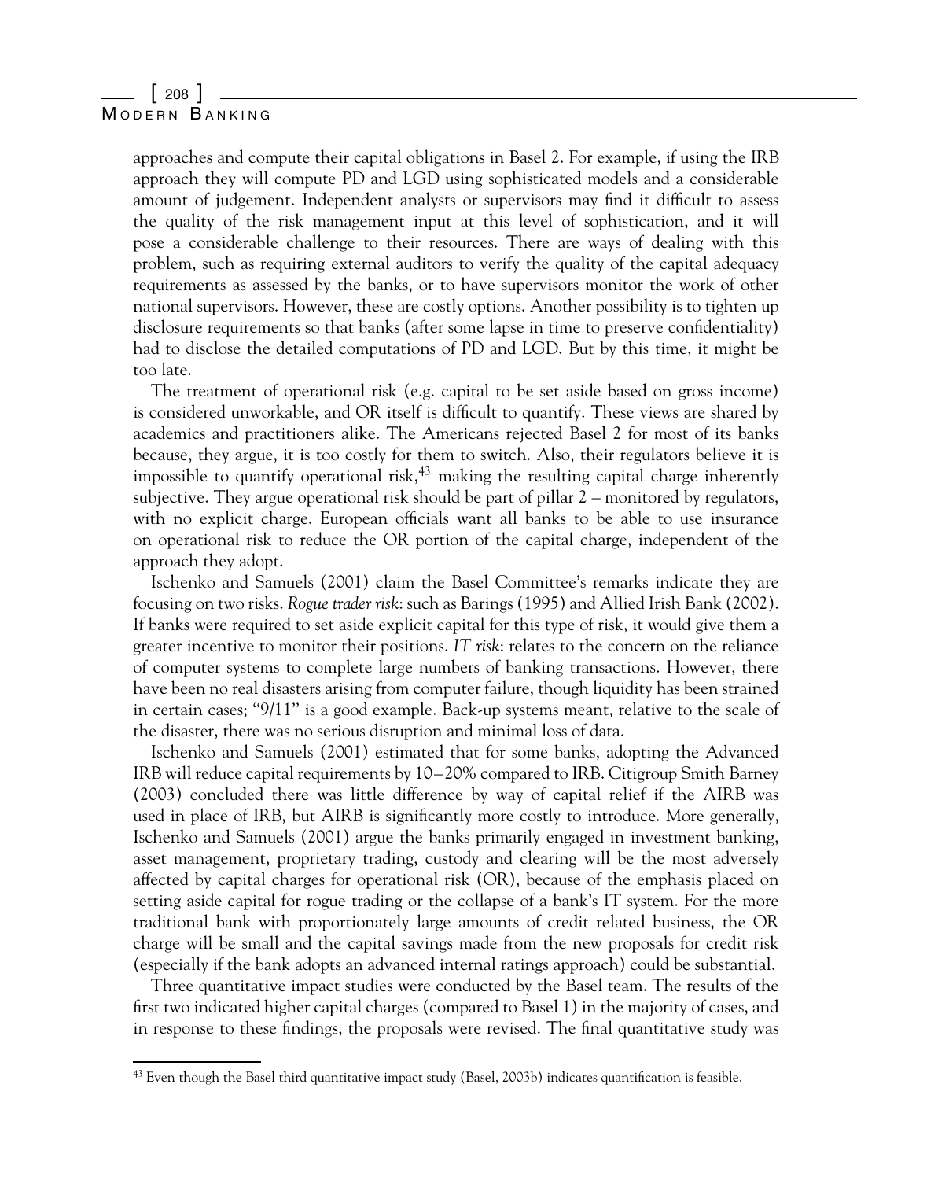approaches and compute their capital obligations in Basel 2. For example, if using the IRB approach they will compute PD and LGD using sophisticated models and a considerable amount of judgement. Independent analysts or supervisors may find it difficult to assess the quality of the risk management input at this level of sophistication, and it will pose a considerable challenge to their resources. There are ways of dealing with this problem, such as requiring external auditors to verify the quality of the capital adequacy requirements as assessed by the banks, or to have supervisors monitor the work of other national supervisors. However, these are costly options. Another possibility is to tighten up disclosure requirements so that banks (after some lapse in time to preserve confidentiality) had to disclose the detailed computations of PD and LGD. But by this time, it might be too late.

The treatment of operational risk (e.g. capital to be set aside based on gross income) is considered unworkable, and OR itself is difficult to quantify. These views are shared by academics and practitioners alike. The Americans rejected Basel 2 for most of its banks because, they argue, it is too costly for them to switch. Also, their regulators believe it is impossible to quantify operational risk,[43] making the resulting capital charge inherently subjective. They argue operational risk should be part of pillar 2 – monitored by regulators, with no explicit charge. European officials want all banks to be able to use insurance on operational risk to reduce the OR portion of the capital charge, independent of the approach they adopt.

Ischenko and Samuels (2001) claim the Basel Committee's remarks indicate they are focusing on two risks. *Rogue trader risk*: such as Barings (1995) and Allied Irish Bank (2002). If banks were required to set aside explicit capital for this type of risk, it would give them a greater incentive to monitor their positions. *IT risk*: relates to the concern on the reliance of computer systems to complete large numbers of banking transactions. However, there have been no real disasters arising from computer failure, though liquidity has been strained in certain cases; "9/11" is a good example. Back-up systems meant, relative to the scale of the disaster, there was no serious disruption and minimal loss of data.

Ischenko and Samuels (2001) estimated that for some banks, adopting the Advanced IRB will reduce capital requirements by 10–20% compared to IRB. Citigroup Smith Barney (2003) concluded there was little difference by way of capital relief if the AIRB was used in place of IRB, but AIRB is significantly more costly to introduce. More generally, Ischenko and Samuels (2001) argue the banks primarily engaged in investment banking, asset management, proprietary trading, custody and clearing will be the most adversely affected by capital charges for operational risk (OR), because of the emphasis placed on setting aside capital for rogue trading or the collapse of a bank's IT system. For the more traditional bank with proportionately large amounts of credit related business, the OR charge will be small and the capital savings made from the new proposals for credit risk (especially if the bank adopts an advanced internal ratings approach) could be substantial.

Three quantitative impact studies were conducted by the Basel team. The results of the first two indicated higher capital charges (compared to Basel 1) in the majority of cases, and in response to these findings, the proposals were revised. The final quantitative study was

[43] Even though the Basel third quantitative impact study (Basel, 2003b) indicates quantification is feasible.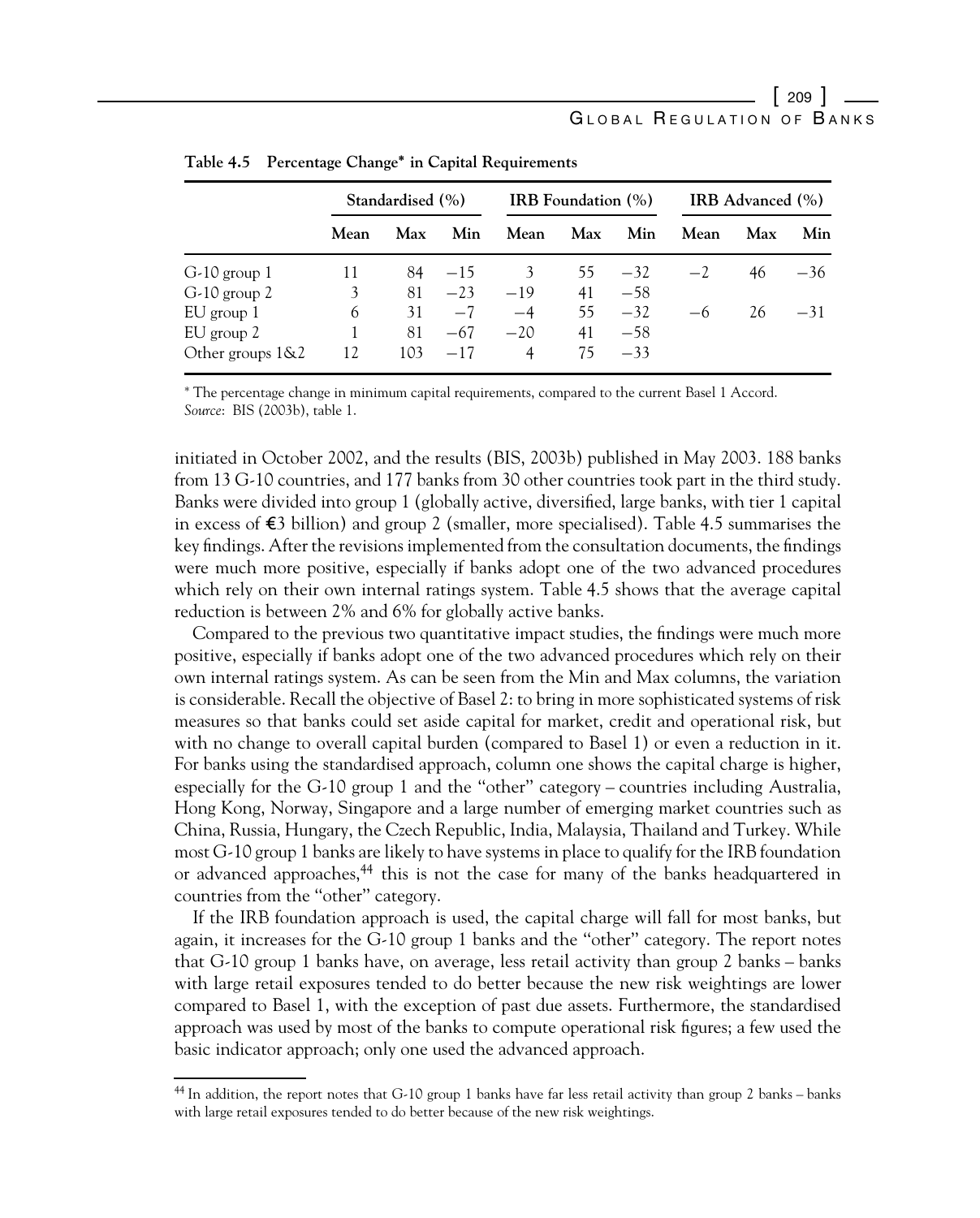**Table 4.5 Percentage Change* in Capital Requirements**

| | Standardised (%) | | | IRB Foundation (%) | | | IRB Advanced (%) | | |
|---|---|---|---|---|---|---|---|---|---|
| | Mean | Max | Min | Mean | Max | Min | Mean | Max | Min |
| G-10 group 1 | 11 | 84 | −15 | 3 | 55 | −32 | −2 | 46 | −36 |
| G-10 group 2 | 3 | 81 | −23 | −19 | 41 | −58 | | | |
| EU group 1 | 6 | 31 | −7 | −4 | 55 | −32 | −6 | 26 | −31 |
| EU group 2 | 1 | 81 | −67 | −20 | 41 | −58 | | | |
| Other groups 1&2 | 12 | 103 | −17 | 4 | 75 | −33 | | | |

* The percentage change in minimum capital requirements, compared to the current Basel 1 Accord.
*Source*: BIS (2003b), table 1.

initiated in October 2002, and the results (BIS, 2003b) published in May 2003. 188 banks from 13 G-10 countries, and 177 banks from 30 other countries took part in the third study. Banks were divided into group 1 (globally active, diversified, large banks, with tier 1 capital in excess of €3 billion) and group 2 (smaller, more specialised). Table 4.5 summarises the key findings. After the revisions implemented from the consultation documents, the findings were much more positive, especially if banks adopt one of the two advanced procedures which rely on their own internal ratings system. Table 4.5 shows that the average capital reduction is between 2% and 6% for globally active banks.

Compared to the previous two quantitative impact studies, the findings were much more positive, especially if banks adopt one of the two advanced procedures which rely on their own internal ratings system. As can be seen from the Min and Max columns, the variation is considerable. Recall the objective of Basel 2: to bring in more sophisticated systems of risk measures so that banks could set aside capital for market, credit and operational risk, but with no change to overall capital burden (compared to Basel 1) or even a reduction in it. For banks using the standardised approach, column one shows the capital charge is higher, especially for the G-10 group 1 and the "other" category – countries including Australia, Hong Kong, Norway, Singapore and a large number of emerging market countries such as China, Russia, Hungary, the Czech Republic, India, Malaysia, Thailand and Turkey. While most G-10 group 1 banks are likely to have systems in place to qualify for the IRB foundation or advanced approaches,[44] this is not the case for many of the banks headquartered in countries from the "other" category.

If the IRB foundation approach is used, the capital charge will fall for most banks, but again, it increases for the G-10 group 1 banks and the "other" category. The report notes that G-10 group 1 banks have, on average, less retail activity than group 2 banks – banks with large retail exposures tended to do better because the new risk weightings are lower compared to Basel 1, with the exception of past due assets. Furthermore, the standardised approach was used by most of the banks to compute operational risk figures; a few used the basic indicator approach; only one used the advanced approach.

[44] In addition, the report notes that G-10 group 1 banks have far less retail activity than group 2 banks – banks with large retail exposures tended to do better because of the new risk weightings.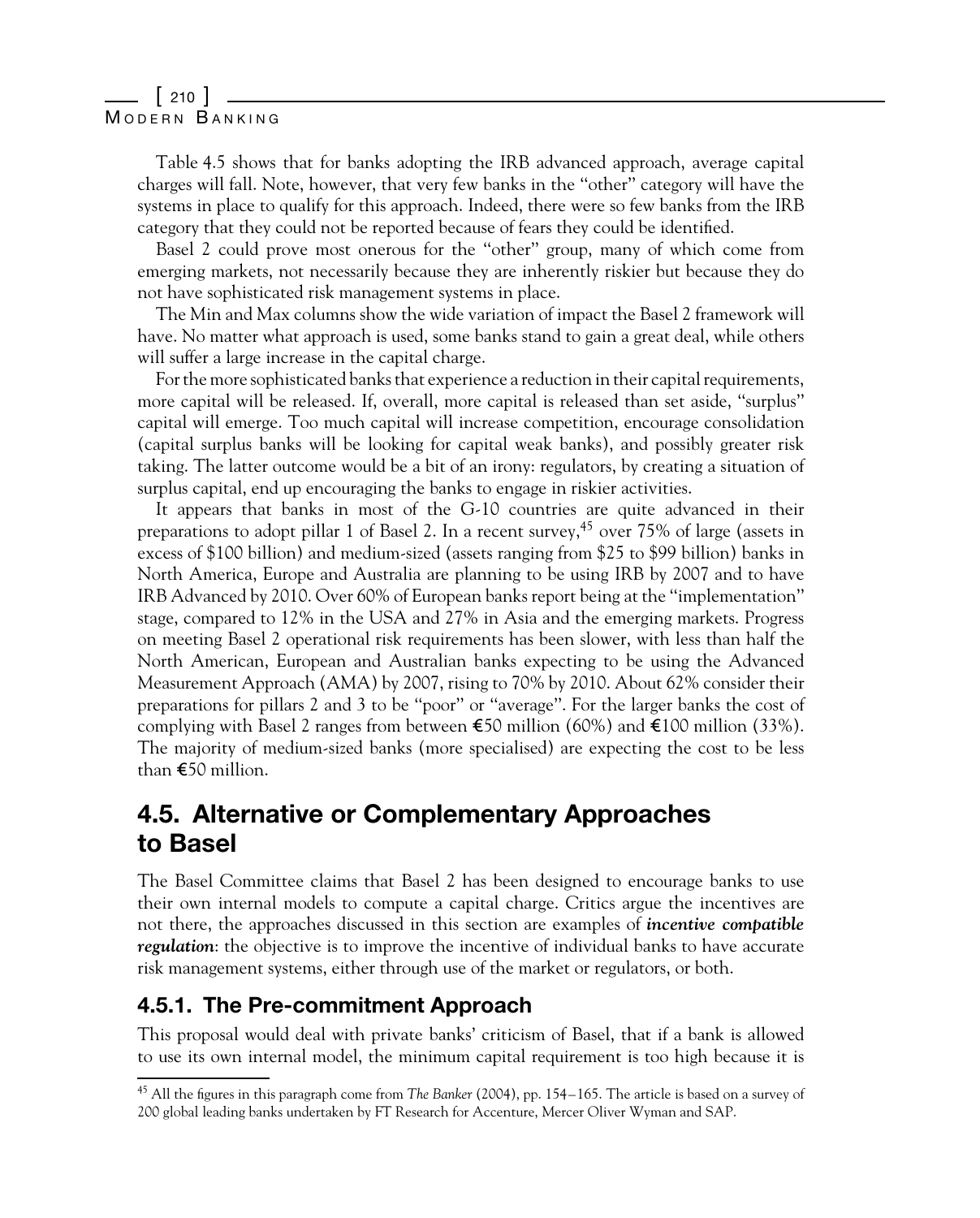Table 4.5 shows that for banks adopting the IRB advanced approach, average capital charges will fall. Note, however, that very few banks in the "other" category will have the systems in place to qualify for this approach. Indeed, there were so few banks from the IRB category that they could not be reported because of fears they could be identified.

Basel 2 could prove most onerous for the "other" group, many of which come from emerging markets, not necessarily because they are inherently riskier but because they do not have sophisticated risk management systems in place.

The Min and Max columns show the wide variation of impact the Basel 2 framework will have. No matter what approach is used, some banks stand to gain a great deal, while others will suffer a large increase in the capital charge.

For the more sophisticated banks that experience a reduction in their capital requirements, more capital will be released. If, overall, more capital is released than set aside, "surplus" capital will emerge. Too much capital will increase competition, encourage consolidation (capital surplus banks will be looking for capital weak banks), and possibly greater risk taking. The latter outcome would be a bit of an irony: regulators, by creating a situation of surplus capital, end up encouraging the banks to engage in riskier activities.

It appears that banks in most of the G-10 countries are quite advanced in their preparations to adopt pillar 1 of Basel 2. In a recent survey,[45] over 75% of large (assets in excess of \$100 billion) and medium-sized (assets ranging from \$25 to \$99 billion) banks in North America, Europe and Australia are planning to be using IRB by 2007 and to have IRB Advanced by 2010. Over 60% of European banks report being at the "implementation" stage, compared to 12% in the USA and 27% in Asia and the emerging markets. Progress on meeting Basel 2 operational risk requirements has been slower, with less than half the North American, European and Australian banks expecting to be using the Advanced Measurement Approach (AMA) by 2007, rising to 70% by 2010. About 62% consider their preparations for pillars 2 and 3 to be "poor" or "average". For the larger banks the cost of complying with Basel 2 ranges from between €50 million (60%) and €100 million (33%). The majority of medium-sized banks (more specialised) are expecting the cost to be less than €50 million.

## 4.5. Alternative or Complementary Approaches to Basel

The Basel Committee claims that Basel 2 has been designed to encourage banks to use their own internal models to compute a capital charge. Critics argue the incentives are not there, the approaches discussed in this section are examples of ***incentive compatible regulation***: the objective is to improve the incentive of individual banks to have accurate risk management systems, either through use of the market or regulators, or both.

### 4.5.1. The Pre-commitment Approach

This proposal would deal with private banks' criticism of Basel, that if a bank is allowed to use its own internal model, the minimum capital requirement is too high because it is

---

[45] All the figures in this paragraph come from *The Banker* (2004), pp. 154–165. The article is based on a survey of 200 global leading banks undertaken by FT Research for Accenture, Mercer Oliver Wyman and SAP.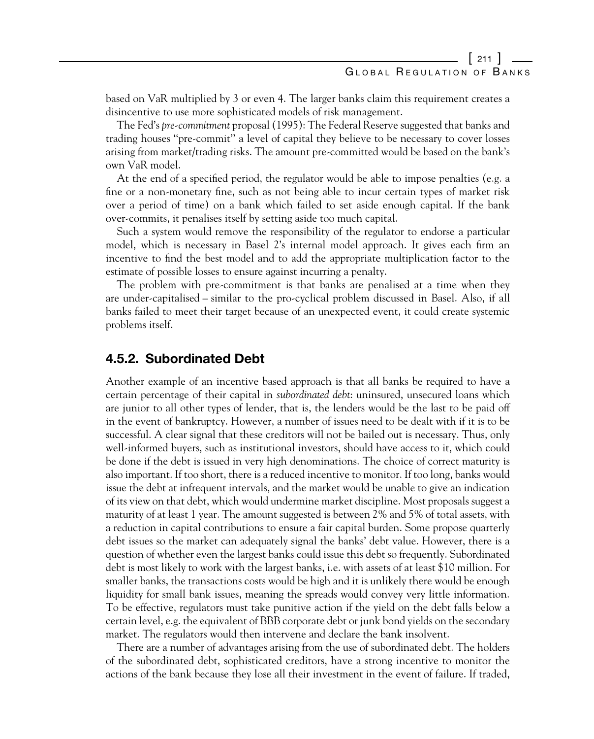based on VaR multiplied by 3 or even 4. The larger banks claim this requirement creates a disincentive to use more sophisticated models of risk management.

The Fed's *pre-commitment* proposal (1995): The Federal Reserve suggested that banks and trading houses "pre-commit" a level of capital they believe to be necessary to cover losses arising from market/trading risks. The amount pre-committed would be based on the bank's own VaR model.

At the end of a specified period, the regulator would be able to impose penalties (e.g. a fine or a non-monetary fine, such as not being able to incur certain types of market risk over a period of time) on a bank which failed to set aside enough capital. If the bank over-commits, it penalises itself by setting aside too much capital.

Such a system would remove the responsibility of the regulator to endorse a particular model, which is necessary in Basel 2's internal model approach. It gives each firm an incentive to find the best model and to add the appropriate multiplication factor to the estimate of possible losses to ensure against incurring a penalty.

The problem with pre-commitment is that banks are penalised at a time when they are under-capitalised – similar to the pro-cyclical problem discussed in Basel. Also, if all banks failed to meet their target because of an unexpected event, it could create systemic problems itself.

## 4.5.2. Subordinated Debt

Another example of an incentive based approach is that all banks be required to have a certain percentage of their capital in *subordinated debt*: uninsured, unsecured loans which are junior to all other types of lender, that is, the lenders would be the last to be paid off in the event of bankruptcy. However, a number of issues need to be dealt with if it is to be successful. A clear signal that these creditors will not be bailed out is necessary. Thus, only well-informed buyers, such as institutional investors, should have access to it, which could be done if the debt is issued in very high denominations. The choice of correct maturity is also important. If too short, there is a reduced incentive to monitor. If too long, banks would issue the debt at infrequent intervals, and the market would be unable to give an indication of its view on that debt, which would undermine market discipline. Most proposals suggest a maturity of at least 1 year. The amount suggested is between 2% and 5% of total assets, with a reduction in capital contributions to ensure a fair capital burden. Some propose quarterly debt issues so the market can adequately signal the banks' debt value. However, there is a question of whether even the largest banks could issue this debt so frequently. Subordinated debt is most likely to work with the largest banks, i.e. with assets of at least $10 million. For smaller banks, the transactions costs would be high and it is unlikely there would be enough liquidity for small bank issues, meaning the spreads would convey very little information. To be effective, regulators must take punitive action if the yield on the debt falls below a certain level, e.g. the equivalent of BBB corporate debt or junk bond yields on the secondary market. The regulators would then intervene and declare the bank insolvent.

There are a number of advantages arising from the use of subordinated debt. The holders of the subordinated debt, sophisticated creditors, have a strong incentive to monitor the actions of the bank because they lose all their investment in the event of failure. If traded,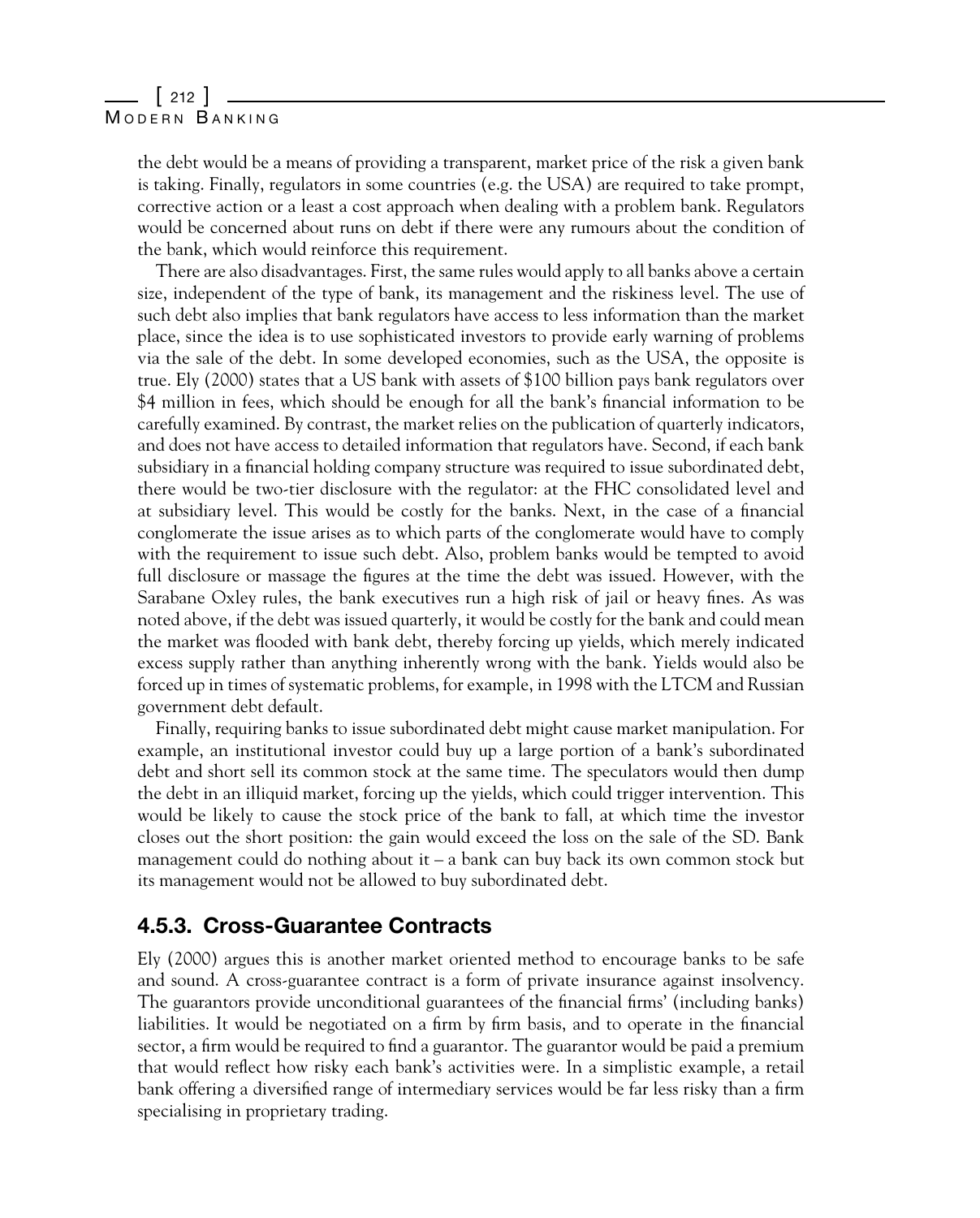the debt would be a means of providing a transparent, market price of the risk a given bank is taking. Finally, regulators in some countries (e.g. the USA) are required to take prompt, corrective action or a least a cost approach when dealing with a problem bank. Regulators would be concerned about runs on debt if there were any rumours about the condition of the bank, which would reinforce this requirement.

There are also disadvantages. First, the same rules would apply to all banks above a certain size, independent of the type of bank, its management and the riskiness level. The use of such debt also implies that bank regulators have access to less information than the market place, since the idea is to use sophisticated investors to provide early warning of problems via the sale of the debt. In some developed economies, such as the USA, the opposite is true. Ely (2000) states that a US bank with assets of $100 billion pays bank regulators over $4 million in fees, which should be enough for all the bank's financial information to be carefully examined. By contrast, the market relies on the publication of quarterly indicators, and does not have access to detailed information that regulators have. Second, if each bank subsidiary in a financial holding company structure was required to issue subordinated debt, there would be two-tier disclosure with the regulator: at the FHC consolidated level and at subsidiary level. This would be costly for the banks. Next, in the case of a financial conglomerate the issue arises as to which parts of the conglomerate would have to comply with the requirement to issue such debt. Also, problem banks would be tempted to avoid full disclosure or massage the figures at the time the debt was issued. However, with the Sarabane Oxley rules, the bank executives run a high risk of jail or heavy fines. As was noted above, if the debt was issued quarterly, it would be costly for the bank and could mean the market was flooded with bank debt, thereby forcing up yields, which merely indicated excess supply rather than anything inherently wrong with the bank. Yields would also be forced up in times of systematic problems, for example, in 1998 with the LTCM and Russian government debt default.

Finally, requiring banks to issue subordinated debt might cause market manipulation. For example, an institutional investor could buy up a large portion of a bank's subordinated debt and short sell its common stock at the same time. The speculators would then dump the debt in an illiquid market, forcing up the yields, which could trigger intervention. This would be likely to cause the stock price of the bank to fall, at which time the investor closes out the short position: the gain would exceed the loss on the sale of the SD. Bank management could do nothing about it – a bank can buy back its own common stock but its management would not be allowed to buy subordinated debt.

### 4.5.3. Cross-Guarantee Contracts

Ely (2000) argues this is another market oriented method to encourage banks to be safe and sound. A cross-guarantee contract is a form of private insurance against insolvency. The guarantors provide unconditional guarantees of the financial firms' (including banks) liabilities. It would be negotiated on a firm by firm basis, and to operate in the financial sector, a firm would be required to find a guarantor. The guarantor would be paid a premium that would reflect how risky each bank's activities were. In a simplistic example, a retail bank offering a diversified range of intermediary services would be far less risky than a firm specialising in proprietary trading.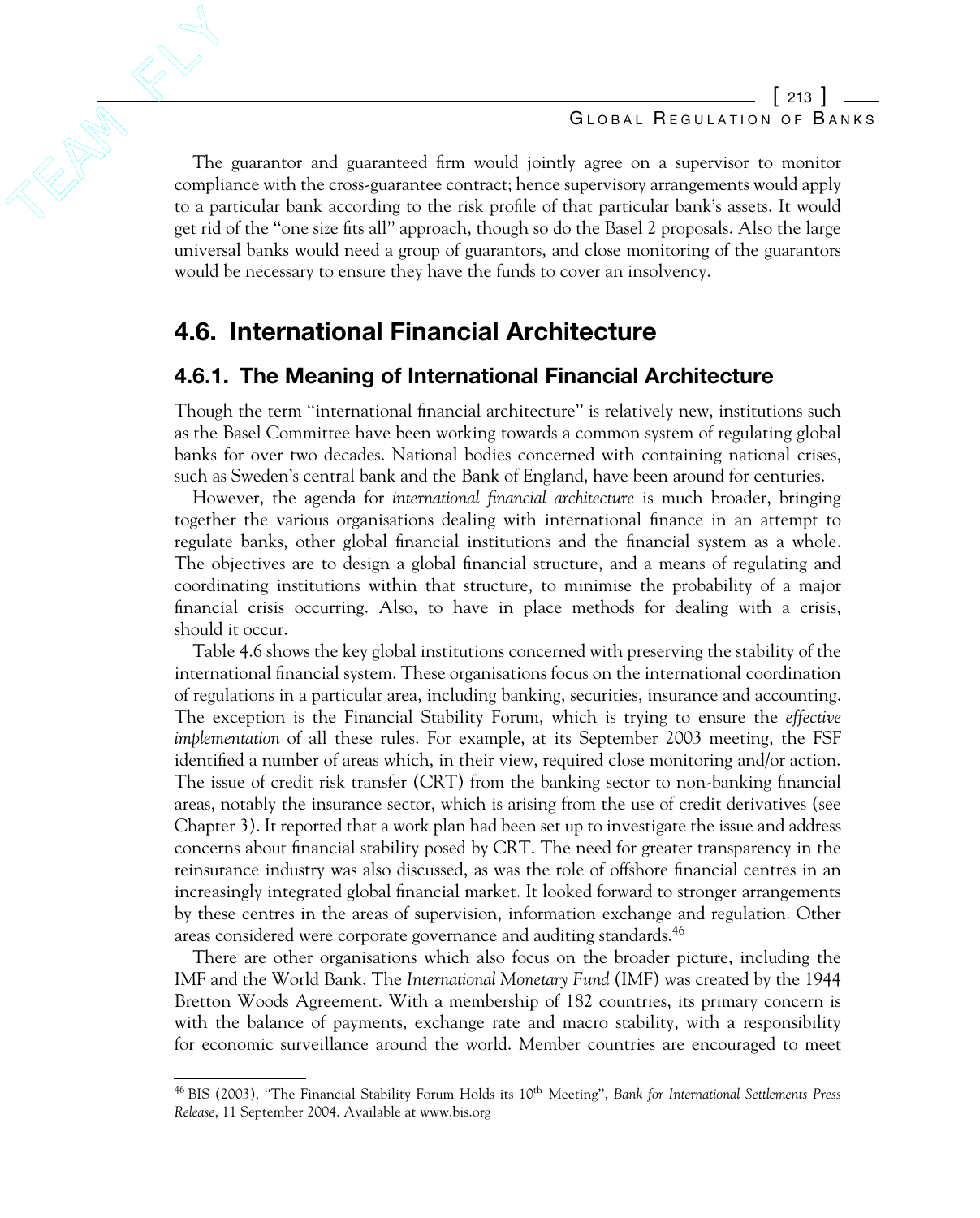The guarantor and guaranteed firm would jointly agree on a supervisor to monitor compliance with the cross-guarantee contract; hence supervisory arrangements would apply to a particular bank according to the risk profile of that particular bank's assets. It would get rid of the "one size fits all" approach, though so do the Basel 2 proposals. Also the large universal banks would need a group of guarantors, and close monitoring of the guarantors would be necessary to ensure they have the funds to cover an insolvency.

## 4.6. International Financial Architecture

### 4.6.1. The Meaning of International Financial Architecture

Though the term "international financial architecture" is relatively new, institutions such as the Basel Committee have been working towards a common system of regulating global banks for over two decades. National bodies concerned with containing national crises, such as Sweden's central bank and the Bank of England, have been around for centuries.

However, the agenda for *international financial architecture* is much broader, bringing together the various organisations dealing with international finance in an attempt to regulate banks, other global financial institutions and the financial system as a whole. The objectives are to design a global financial structure, and a means of regulating and coordinating institutions within that structure, to minimise the probability of a major financial crisis occurring. Also, to have in place methods for dealing with a crisis, should it occur.

Table 4.6 shows the key global institutions concerned with preserving the stability of the international financial system. These organisations focus on the international coordination of regulations in a particular area, including banking, securities, insurance and accounting. The exception is the Financial Stability Forum, which is trying to ensure the *effective implementation* of all these rules. For example, at its September 2003 meeting, the FSF identified a number of areas which, in their view, required close monitoring and/or action. The issue of credit risk transfer (CRT) from the banking sector to non-banking financial areas, notably the insurance sector, which is arising from the use of credit derivatives (see Chapter 3). It reported that a work plan had been set up to investigate the issue and address concerns about financial stability posed by CRT. The need for greater transparency in the reinsurance industry was also discussed, as was the role of offshore financial centres in an increasingly integrated global financial market. It looked forward to stronger arrangements by these centres in the areas of supervision, information exchange and regulation. Other areas considered were corporate governance and auditing standards.[46]

There are other organisations which also focus on the broader picture, including the IMF and the World Bank. The *International Monetary Fund* (IMF) was created by the 1944 Bretton Woods Agreement. With a membership of 182 countries, its primary concern is with the balance of payments, exchange rate and macro stability, with a responsibility for economic surveillance around the world. Member countries are encouraged to meet

---

[46] BIS (2003), "The Financial Stability Forum Holds its 10th Meeting", *Bank for International Settlements Press Release*, 11 September 2004. Available at www.bis.org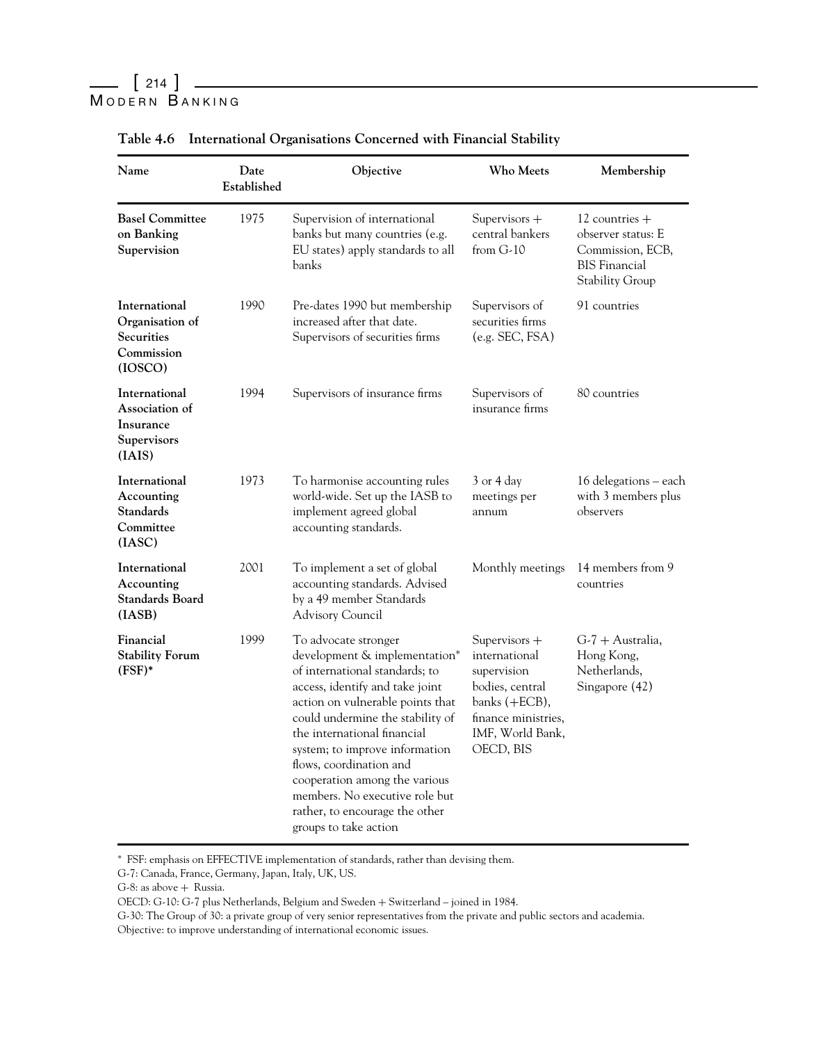**Table 4.6 International Organisations Concerned with Financial Stability**

| Name | Date Established | Objective | Who Meets | Membership |
|---|---|---|---|---|
| **Basel Committee on Banking Supervision** | 1975 | Supervision of international banks but many countries (e.g. EU states) apply standards to all banks | Supervisors + central bankers from G-10 | 12 countries + observer status: E Commission, ECB, BIS Financial Stability Group |
| **International Organisation of Securities Commission (IOSCO)** | 1990 | Pre-dates 1990 but membership increased after that date. Supervisors of securities firms | Supervisors of securities firms (e.g. SEC, FSA) | 91 countries |
| **International Association of Insurance Supervisors (IAIS)** | 1994 | Supervisors of insurance firms | Supervisors of insurance firms | 80 countries |
| **International Accounting Standards Committee (IASC)** | 1973 | To harmonise accounting rules world-wide. Set up the IASB to implement agreed global accounting standards. | 3 or 4 day meetings per annum | 16 delegations – each with 3 members plus observers |
| **International Accounting Standards Board (IASB)** | 2001 | To implement a set of global accounting standards. Advised by a 49 member Standards Advisory Council | Monthly meetings | 14 members from 9 countries |
| **Financial Stability Forum (FSF)*** | 1999 | To advocate stronger development & implementation* of international standards; to access, identify and take joint action on vulnerable points that could undermine the stability of the international financial system; to improve information flows, coordination and cooperation among the various members. No executive role but rather, to encourage the other groups to take action | Supervisors + international supervision bodies, central banks (+ECB), finance ministries, IMF, World Bank, OECD, BIS | G-7 + Australia, Hong Kong, Netherlands, Singapore (42) |

* FSF: emphasis on EFFECTIVE implementation of standards, rather than devising them.

G-7: Canada, France, Germany, Japan, Italy, UK, US.

G-8: as above + Russia.

OECD: G-10: G-7 plus Netherlands, Belgium and Sweden + Switzerland – joined in 1984.

G-30: The Group of 30: a private group of very senior representatives from the private and public sectors and academia. Objective: to improve understanding of international economic issues.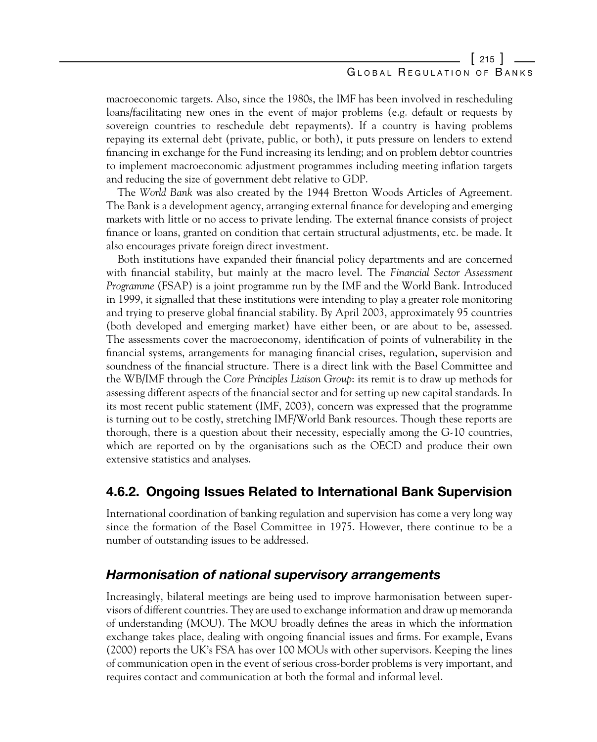macroeconomic targets. Also, since the 1980s, the IMF has been involved in rescheduling loans/facilitating new ones in the event of major problems (e.g. default or requests by sovereign countries to reschedule debt repayments). If a country is having problems repaying its external debt (private, public, or both), it puts pressure on lenders to extend financing in exchange for the Fund increasing its lending; and on problem debtor countries to implement macroeconomic adjustment programmes including meeting inflation targets and reducing the size of government debt relative to GDP.

The *World Bank* was also created by the 1944 Bretton Woods Articles of Agreement. The Bank is a development agency, arranging external finance for developing and emerging markets with little or no access to private lending. The external finance consists of project finance or loans, granted on condition that certain structural adjustments, etc. be made. It also encourages private foreign direct investment.

Both institutions have expanded their financial policy departments and are concerned with financial stability, but mainly at the macro level. The *Financial Sector Assessment Programme* (FSAP) is a joint programme run by the IMF and the World Bank. Introduced in 1999, it signalled that these institutions were intending to play a greater role monitoring and trying to preserve global financial stability. By April 2003, approximately 95 countries (both developed and emerging market) have either been, or are about to be, assessed. The assessments cover the macroeconomy, identification of points of vulnerability in the financial systems, arrangements for managing financial crises, regulation, supervision and soundness of the financial structure. There is a direct link with the Basel Committee and the WB/IMF through the *Core Principles Liaison Group*: its remit is to draw up methods for assessing different aspects of the financial sector and for setting up new capital standards. In its most recent public statement (IMF, 2003), concern was expressed that the programme is turning out to be costly, stretching IMF/World Bank resources. Though these reports are thorough, there is a question about their necessity, especially among the G-10 countries, which are reported on by the organisations such as the OECD and produce their own extensive statistics and analyses.

### 4.6.2. Ongoing Issues Related to International Bank Supervision

International coordination of banking regulation and supervision has come a very long way since the formation of the Basel Committee in 1975. However, there continue to be a number of outstanding issues to be addressed.

#### *Harmonisation of national supervisory arrangements*

Increasingly, bilateral meetings are being used to improve harmonisation between supervisors of different countries. They are used to exchange information and draw up memoranda of understanding (MOU). The MOU broadly defines the areas in which the information exchange takes place, dealing with ongoing financial issues and firms. For example, Evans (2000) reports the UK's FSA has over 100 MOUs with other supervisors. Keeping the lines of communication open in the event of serious cross-border problems is very important, and requires contact and communication at both the formal and informal level.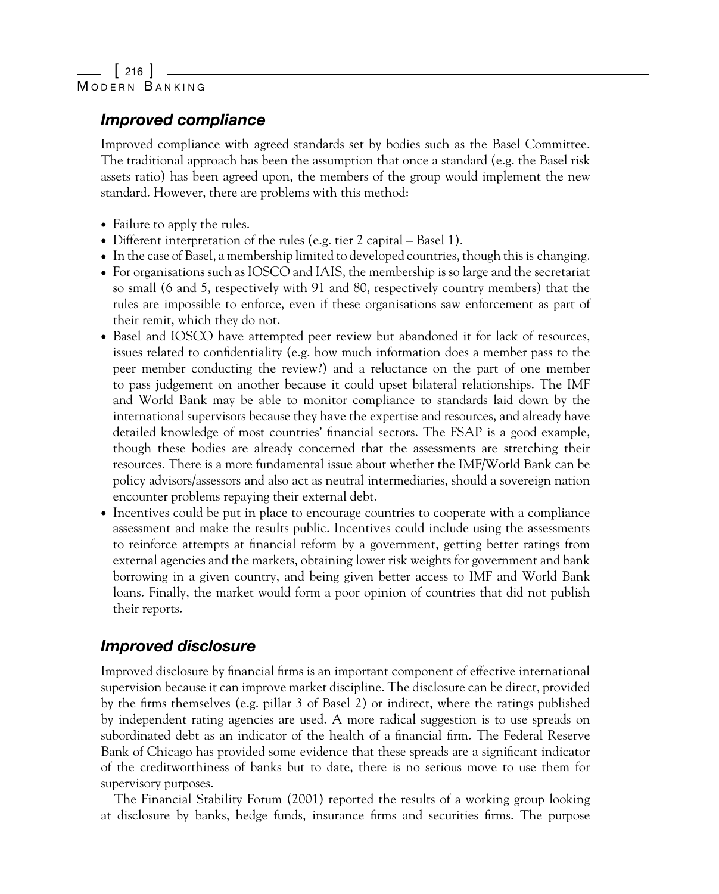## *Improved compliance*

Improved compliance with agreed standards set by bodies such as the Basel Committee. The traditional approach has been the assumption that once a standard (e.g. the Basel risk assets ratio) has been agreed upon, the members of the group would implement the new standard. However, there are problems with this method:

- Failure to apply the rules.
- Different interpretation of the rules (e.g. tier 2 capital – Basel 1).
- In the case of Basel, a membership limited to developed countries, though this is changing.
- For organisations such as IOSCO and IAIS, the membership is so large and the secretariat so small (6 and 5, respectively with 91 and 80, respectively country members) that the rules are impossible to enforce, even if these organisations saw enforcement as part of their remit, which they do not.
- Basel and IOSCO have attempted peer review but abandoned it for lack of resources, issues related to confidentiality (e.g. how much information does a member pass to the peer member conducting the review?) and a reluctance on the part of one member to pass judgement on another because it could upset bilateral relationships. The IMF and World Bank may be able to monitor compliance to standards laid down by the international supervisors because they have the expertise and resources, and already have detailed knowledge of most countries' financial sectors. The FSAP is a good example, though these bodies are already concerned that the assessments are stretching their resources. There is a more fundamental issue about whether the IMF/World Bank can be policy advisors/assessors and also act as neutral intermediaries, should a sovereign nation encounter problems repaying their external debt.
- Incentives could be put in place to encourage countries to cooperate with a compliance assessment and make the results public. Incentives could include using the assessments to reinforce attempts at financial reform by a government, getting better ratings from external agencies and the markets, obtaining lower risk weights for government and bank borrowing in a given country, and being given better access to IMF and World Bank loans. Finally, the market would form a poor opinion of countries that did not publish their reports.

## *Improved disclosure*

Improved disclosure by financial firms is an important component of effective international supervision because it can improve market discipline. The disclosure can be direct, provided by the firms themselves (e.g. pillar 3 of Basel 2) or indirect, where the ratings published by independent rating agencies are used. A more radical suggestion is to use spreads on subordinated debt as an indicator of the health of a financial firm. The Federal Reserve Bank of Chicago has provided some evidence that these spreads are a significant indicator of the creditworthiness of banks but to date, there is no serious move to use them for supervisory purposes.

The Financial Stability Forum (2001) reported the results of a working group looking at disclosure by banks, hedge funds, insurance firms and securities firms. The purpose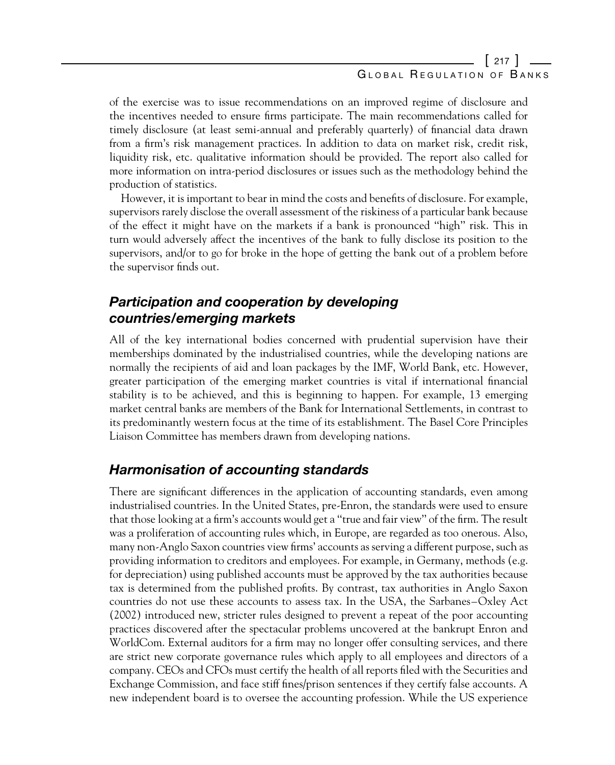of the exercise was to issue recommendations on an improved regime of disclosure and the incentives needed to ensure firms participate. The main recommendations called for timely disclosure (at least semi-annual and preferably quarterly) of financial data drawn from a firm's risk management practices. In addition to data on market risk, credit risk, liquidity risk, etc. qualitative information should be provided. The report also called for more information on intra-period disclosures or issues such as the methodology behind the production of statistics.

However, it is important to bear in mind the costs and benefits of disclosure. For example, supervisors rarely disclose the overall assessment of the riskiness of a particular bank because of the effect it might have on the markets if a bank is pronounced "high" risk. This in turn would adversely affect the incentives of the bank to fully disclose its position to the supervisors, and/or to go for broke in the hope of getting the bank out of a problem before the supervisor finds out.

## *Participation and cooperation by developing countries/emerging markets*

All of the key international bodies concerned with prudential supervision have their memberships dominated by the industrialised countries, while the developing nations are normally the recipients of aid and loan packages by the IMF, World Bank, etc. However, greater participation of the emerging market countries is vital if international financial stability is to be achieved, and this is beginning to happen. For example, 13 emerging market central banks are members of the Bank for International Settlements, in contrast to its predominantly western focus at the time of its establishment. The Basel Core Principles Liaison Committee has members drawn from developing nations.

## *Harmonisation of accounting standards*

There are significant differences in the application of accounting standards, even among industrialised countries. In the United States, pre-Enron, the standards were used to ensure that those looking at a firm's accounts would get a "true and fair view" of the firm. The result was a proliferation of accounting rules which, in Europe, are regarded as too onerous. Also, many non-Anglo Saxon countries view firms' accounts as serving a different purpose, such as providing information to creditors and employees. For example, in Germany, methods (e.g. for depreciation) using published accounts must be approved by the tax authorities because tax is determined from the published profits. By contrast, tax authorities in Anglo Saxon countries do not use these accounts to assess tax. In the USA, the Sarbanes–Oxley Act (2002) introduced new, stricter rules designed to prevent a repeat of the poor accounting practices discovered after the spectacular problems uncovered at the bankrupt Enron and WorldCom. External auditors for a firm may no longer offer consulting services, and there are strict new corporate governance rules which apply to all employees and directors of a company. CEOs and CFOs must certify the health of all reports filed with the Securities and Exchange Commission, and face stiff fines/prison sentences if they certify false accounts. A new independent board is to oversee the accounting profession. While the US experience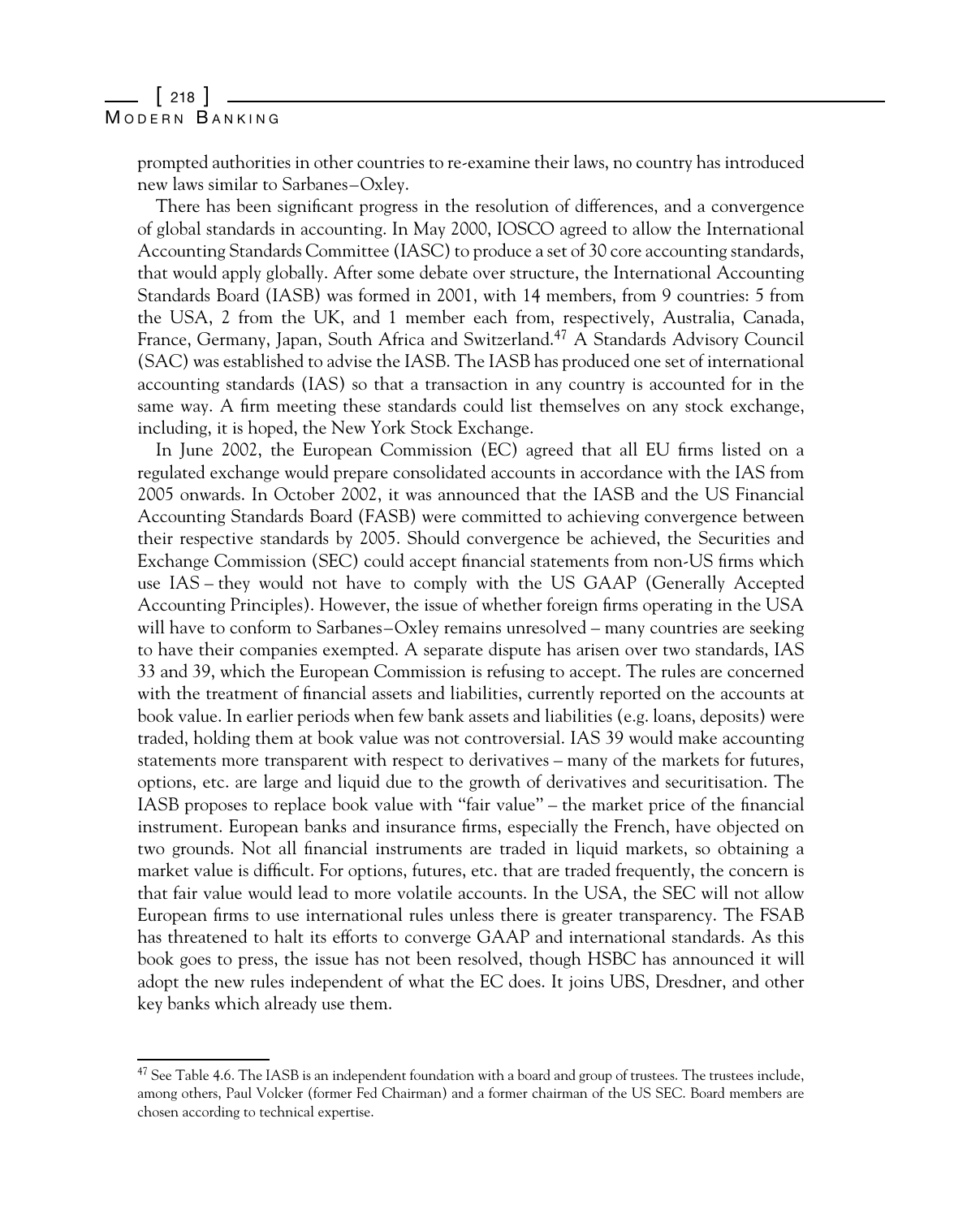prompted authorities in other countries to re-examine their laws, no country has introduced new laws similar to Sarbanes–Oxley.

There has been significant progress in the resolution of differences, and a convergence of global standards in accounting. In May 2000, IOSCO agreed to allow the International Accounting Standards Committee (IASC) to produce a set of 30 core accounting standards, that would apply globally. After some debate over structure, the International Accounting Standards Board (IASB) was formed in 2001, with 14 members, from 9 countries: 5 from the USA, 2 from the UK, and 1 member each from, respectively, Australia, Canada, France, Germany, Japan, South Africa and Switzerland.[47] A Standards Advisory Council (SAC) was established to advise the IASB. The IASB has produced one set of international accounting standards (IAS) so that a transaction in any country is accounted for in the same way. A firm meeting these standards could list themselves on any stock exchange, including, it is hoped, the New York Stock Exchange.

In June 2002, the European Commission (EC) agreed that all EU firms listed on a regulated exchange would prepare consolidated accounts in accordance with the IAS from 2005 onwards. In October 2002, it was announced that the IASB and the US Financial Accounting Standards Board (FASB) were committed to achieving convergence between their respective standards by 2005. Should convergence be achieved, the Securities and Exchange Commission (SEC) could accept financial statements from non-US firms which use IAS – they would not have to comply with the US GAAP (Generally Accepted Accounting Principles). However, the issue of whether foreign firms operating in the USA will have to conform to Sarbanes–Oxley remains unresolved – many countries are seeking to have their companies exempted. A separate dispute has arisen over two standards, IAS 33 and 39, which the European Commission is refusing to accept. The rules are concerned with the treatment of financial assets and liabilities, currently reported on the accounts at book value. In earlier periods when few bank assets and liabilities (e.g. loans, deposits) were traded, holding them at book value was not controversial. IAS 39 would make accounting statements more transparent with respect to derivatives – many of the markets for futures, options, etc. are large and liquid due to the growth of derivatives and securitisation. The IASB proposes to replace book value with "fair value" – the market price of the financial instrument. European banks and insurance firms, especially the French, have objected on two grounds. Not all financial instruments are traded in liquid markets, so obtaining a market value is difficult. For options, futures, etc. that are traded frequently, the concern is that fair value would lead to more volatile accounts. In the USA, the SEC will not allow European firms to use international rules unless there is greater transparency. The FSAB has threatened to halt its efforts to converge GAAP and international standards. As this book goes to press, the issue has not been resolved, though HSBC has announced it will adopt the new rules independent of what the EC does. It joins UBS, Dresdner, and other key banks which already use them.

---

[47] See Table 4.6. The IASB is an independent foundation with a board and group of trustees. The trustees include, among others, Paul Volcker (former Fed Chairman) and a former chairman of the US SEC. Board members are chosen according to technical expertise.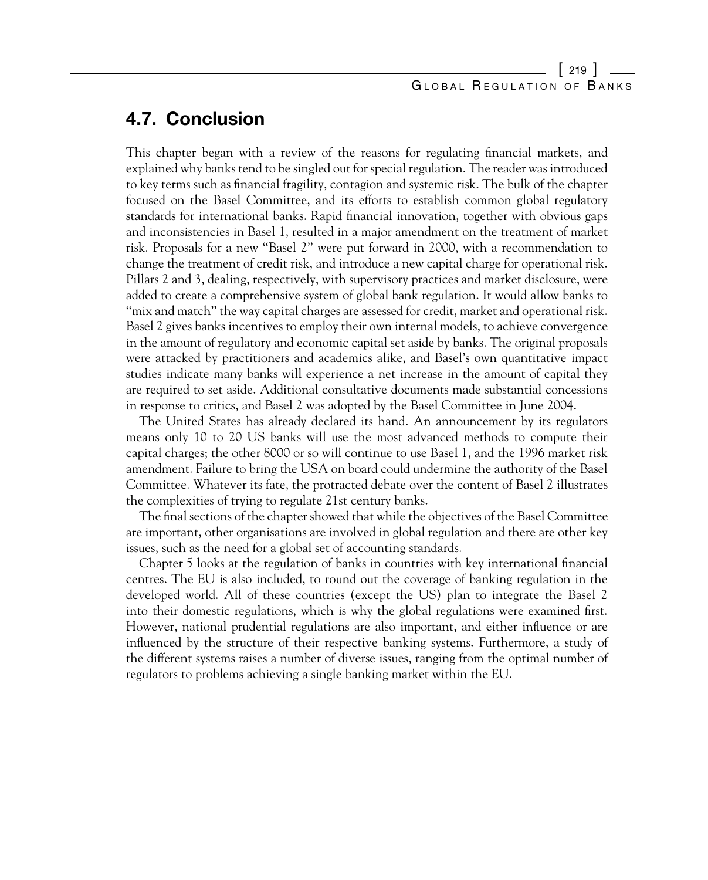## 4.7. Conclusion

This chapter began with a review of the reasons for regulating financial markets, and explained why banks tend to be singled out for special regulation. The reader was introduced to key terms such as financial fragility, contagion and systemic risk. The bulk of the chapter focused on the Basel Committee, and its efforts to establish common global regulatory standards for international banks. Rapid financial innovation, together with obvious gaps and inconsistencies in Basel 1, resulted in a major amendment on the treatment of market risk. Proposals for a new "Basel 2" were put forward in 2000, with a recommendation to change the treatment of credit risk, and introduce a new capital charge for operational risk. Pillars 2 and 3, dealing, respectively, with supervisory practices and market disclosure, were added to create a comprehensive system of global bank regulation. It would allow banks to "mix and match" the way capital charges are assessed for credit, market and operational risk. Basel 2 gives banks incentives to employ their own internal models, to achieve convergence in the amount of regulatory and economic capital set aside by banks. The original proposals were attacked by practitioners and academics alike, and Basel's own quantitative impact studies indicate many banks will experience a net increase in the amount of capital they are required to set aside. Additional consultative documents made substantial concessions in response to critics, and Basel 2 was adopted by the Basel Committee in June 2004.

The United States has already declared its hand. An announcement by its regulators means only 10 to 20 US banks will use the most advanced methods to compute their capital charges; the other 8000 or so will continue to use Basel 1, and the 1996 market risk amendment. Failure to bring the USA on board could undermine the authority of the Basel Committee. Whatever its fate, the protracted debate over the content of Basel 2 illustrates the complexities of trying to regulate 21st century banks.

The final sections of the chapter showed that while the objectives of the Basel Committee are important, other organisations are involved in global regulation and there are other key issues, such as the need for a global set of accounting standards.

Chapter 5 looks at the regulation of banks in countries with key international financial centres. The EU is also included, to round out the coverage of banking regulation in the developed world. All of these countries (except the US) plan to integrate the Basel 2 into their domestic regulations, which is why the global regulations were examined first. However, national prudential regulations are also important, and either influence or are influenced by the structure of their respective banking systems. Furthermore, a study of the different systems raises a number of diverse issues, ranging from the optimal number of regulators to problems achieving a single banking market within the EU.